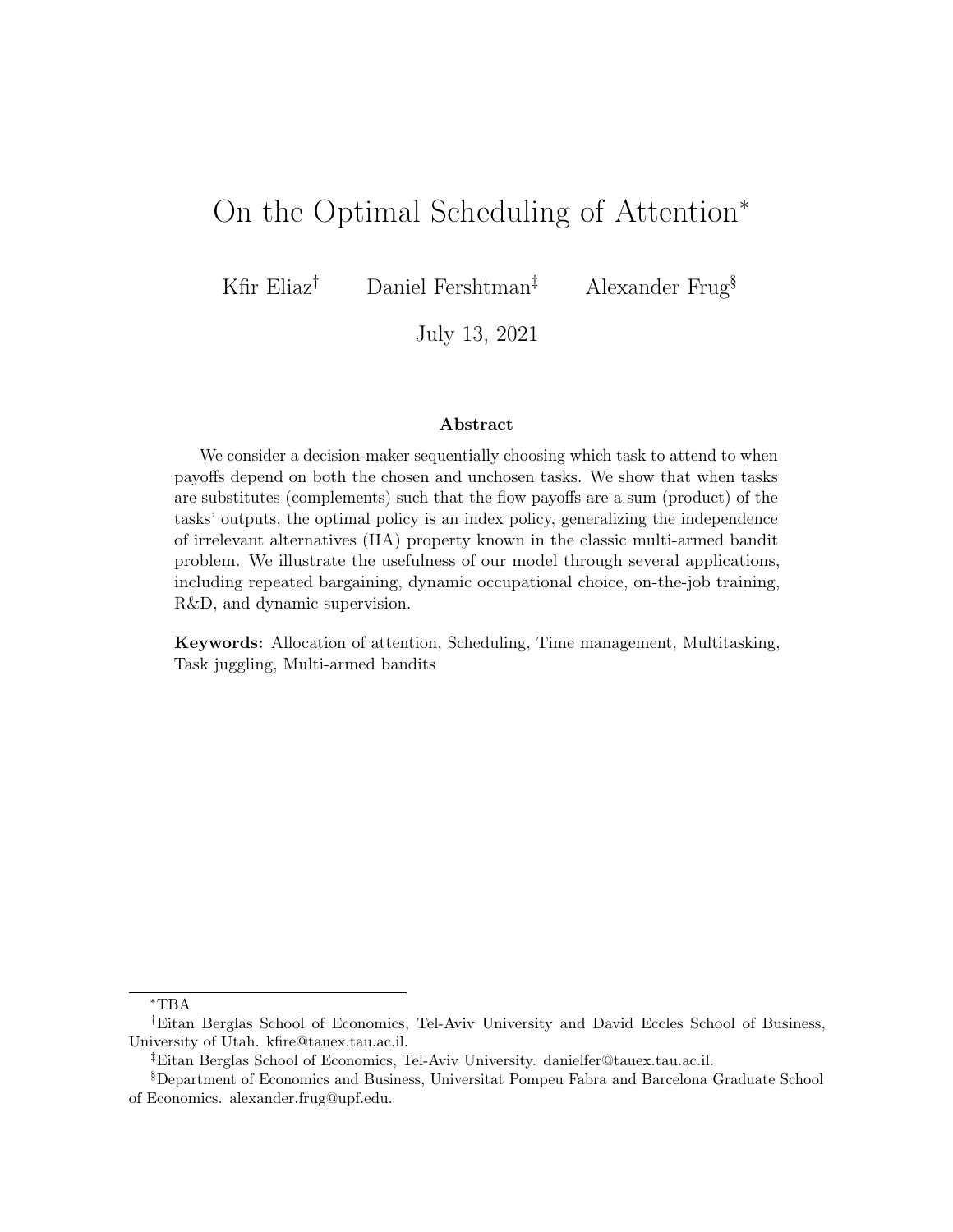# On the Optimal Scheduling of Attention[*]

Kfir Eliaz[†] Daniel Fershtman[‡] Alexander Frug[§]

July 13, 2021

### Abstract

We consider a decision-maker sequentially choosing which task to attend to when payoffs depend on both the chosen and unchosen tasks. We show that when tasks are substitutes (complements) such that the flow payoffs are a sum (product) of the tasks' outputs, the optimal policy is an index policy, generalizing the independence of irrelevant alternatives (IIA) property known in the classic multi-armed bandit problem. We illustrate the usefulness of our model through several applications, including repeated bargaining, dynamic occupational choice, on-the-job training, R&D, and dynamic supervision.

**Keywords:** Allocation of attention, Scheduling, Time management, Multitasking, Task juggling, Multi-armed bandits

---

[*] TBA

[†] Eitan Berglas School of Economics, Tel-Aviv University and David Eccles School of Business, University of Utah. kfire@tauex.tau.ac.il.

[‡] Eitan Berglas School of Economics, Tel-Aviv University. danielfer@tauex.tau.ac.il.

[§] Department of Economics and Business, Universitat Pompeu Fabra and Barcelona Graduate School of Economics. alexander.frug@upf.edu.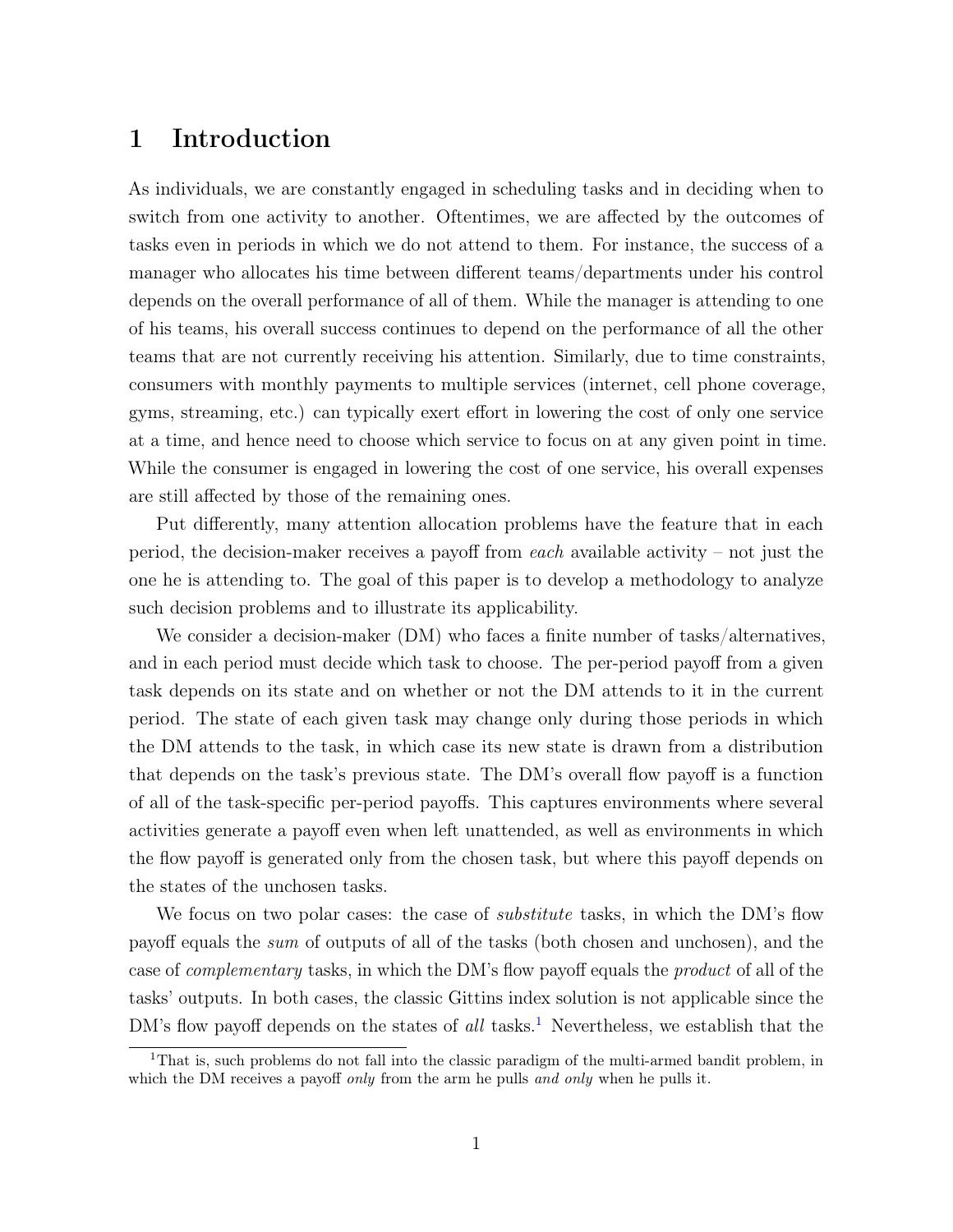# 1 Introduction

As individuals, we are constantly engaged in scheduling tasks and in deciding when to switch from one activity to another. Oftentimes, we are affected by the outcomes of tasks even in periods in which we do not attend to them. For instance, the success of a manager who allocates his time between different teams/departments under his control depends on the overall performance of all of them. While the manager is attending to one of his teams, his overall success continues to depend on the performance of all the other teams that are not currently receiving his attention. Similarly, due to time constraints, consumers with monthly payments to multiple services (internet, cell phone coverage, gyms, streaming, etc.) can typically exert effort in lowering the cost of only one service at a time, and hence need to choose which service to focus on at any given point in time. While the consumer is engaged in lowering the cost of one service, his overall expenses are still affected by those of the remaining ones.

Put differently, many attention allocation problems have the feature that in each period, the decision-maker receives a payoff from *each* available activity – not just the one he is attending to. The goal of this paper is to develop a methodology to analyze such decision problems and to illustrate its applicability.

We consider a decision-maker (DM) who faces a finite number of tasks/alternatives, and in each period must decide which task to choose. The per-period payoff from a given task depends on its state and on whether or not the DM attends to it in the current period. The state of each given task may change only during those periods in which the DM attends to the task, in which case its new state is drawn from a distribution that depends on the task's previous state. The DM's overall flow payoff is a function of all of the task-specific per-period payoffs. This captures environments where several activities generate a payoff even when left unattended, as well as environments in which the flow payoff is generated only from the chosen task, but where this payoff depends on the states of the unchosen tasks.

We focus on two polar cases: the case of *substitute* tasks, in which the DM's flow payoff equals the *sum* of outputs of all of the tasks (both chosen and unchosen), and the case of *complementary* tasks, in which the DM's flow payoff equals the *product* of all of the tasks' outputs. In both cases, the classic Gittins index solution is not applicable since the DM's flow payoff depends on the states of *all* tasks.[1] Nevertheless, we establish that the

[1] That is, such problems do not fall into the classic paradigm of the multi-armed bandit problem, in which the DM receives a payoff *only* from the arm he pulls *and only* when he pulls it.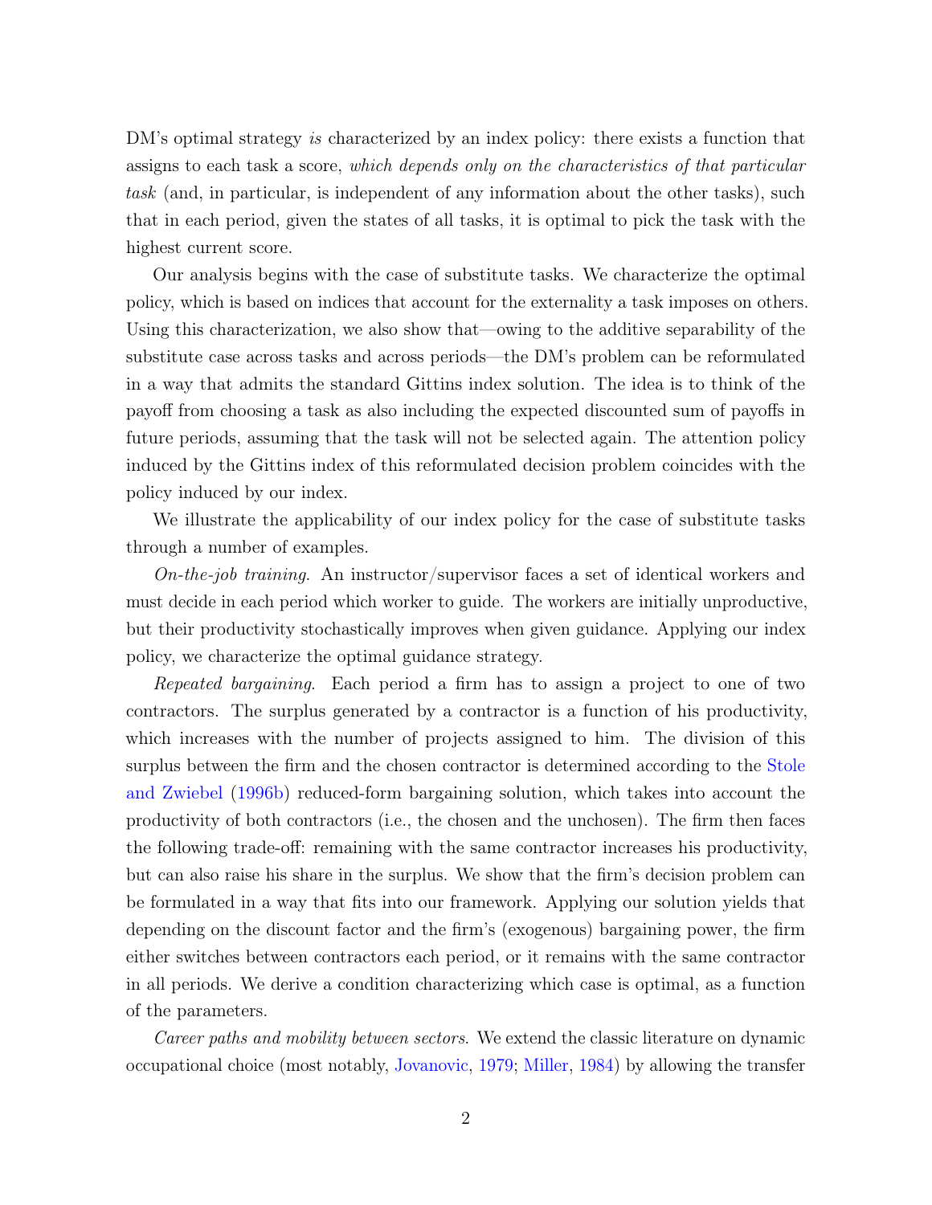DM's optimal strategy *is* characterized by an index policy: there exists a function that assigns to each task a score, *which depends only on the characteristics of that particular task* (and, in particular, is independent of any information about the other tasks), such that in each period, given the states of all tasks, it is optimal to pick the task with the highest current score.

Our analysis begins with the case of substitute tasks. We characterize the optimal policy, which is based on indices that account for the externality a task imposes on others. Using this characterization, we also show that—owing to the additive separability of the substitute case across tasks and across periods—the DM's problem can be reformulated in a way that admits the standard Gittins index solution. The idea is to think of the payoff from choosing a task as also including the expected discounted sum of payoffs in future periods, assuming that the task will not be selected again. The attention policy induced by the Gittins index of this reformulated decision problem coincides with the policy induced by our index.

We illustrate the applicability of our index policy for the case of substitute tasks through a number of examples.

*On-the-job training*. An instructor/supervisor faces a set of identical workers and must decide in each period which worker to guide. The workers are initially unproductive, but their productivity stochastically improves when given guidance. Applying our index policy, we characterize the optimal guidance strategy.

*Repeated bargaining*. Each period a firm has to assign a project to one of two contractors. The surplus generated by a contractor is a function of his productivity, which increases with the number of projects assigned to him. The division of this surplus between the firm and the chosen contractor is determined according to the Stole and Zwiebel (1996b) reduced-form bargaining solution, which takes into account the productivity of both contractors (i.e., the chosen and the unchosen). The firm then faces the following trade-off: remaining with the same contractor increases his productivity, but can also raise his share in the surplus. We show that the firm's decision problem can be formulated in a way that fits into our framework. Applying our solution yields that depending on the discount factor and the firm's (exogenous) bargaining power, the firm either switches between contractors each period, or it remains with the same contractor in all periods. We derive a condition characterizing which case is optimal, as a function of the parameters.

*Career paths and mobility between sectors*. We extend the classic literature on dynamic occupational choice (most notably, Jovanovic, 1979; Miller, 1984) by allowing the transfer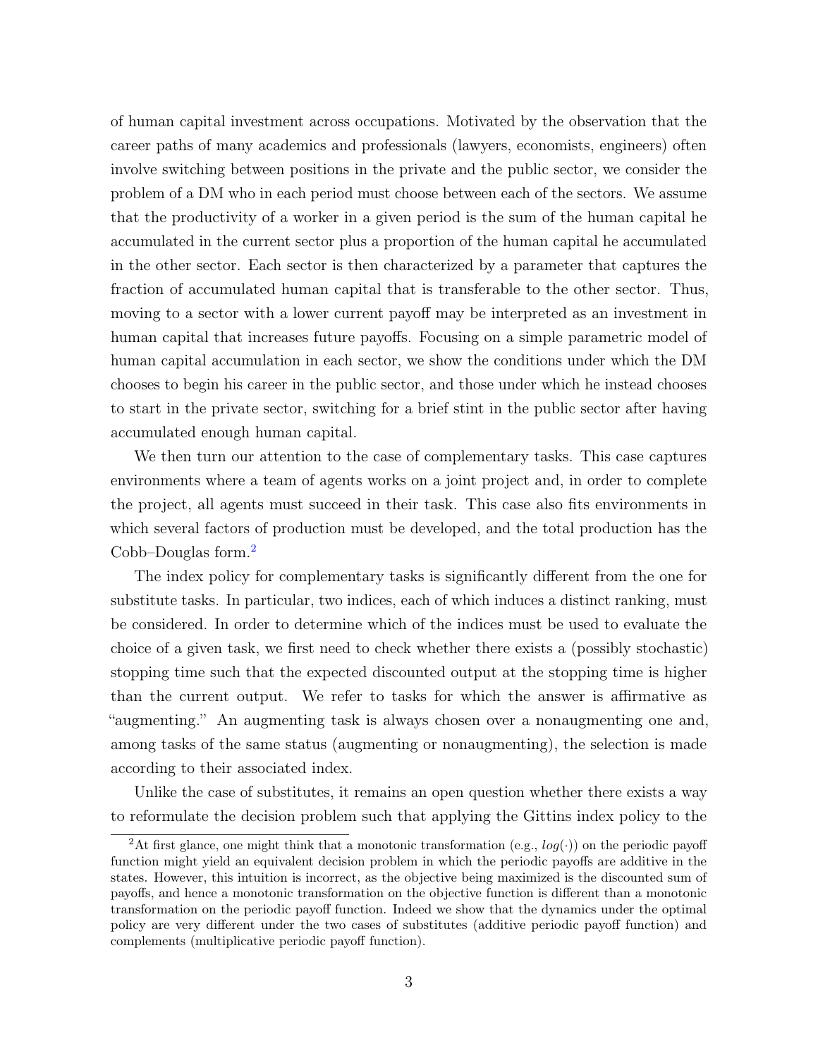of human capital investment across occupations. Motivated by the observation that the career paths of many academics and professionals (lawyers, economists, engineers) often involve switching between positions in the private and the public sector, we consider the problem of a DM who in each period must choose between each of the sectors. We assume that the productivity of a worker in a given period is the sum of the human capital he accumulated in the current sector plus a proportion of the human capital he accumulated in the other sector. Each sector is then characterized by a parameter that captures the fraction of accumulated human capital that is transferable to the other sector. Thus, moving to a sector with a lower current payoff may be interpreted as an investment in human capital that increases future payoffs. Focusing on a simple parametric model of human capital accumulation in each sector, we show the conditions under which the DM chooses to begin his career in the public sector, and those under which he instead chooses to start in the private sector, switching for a brief stint in the public sector after having accumulated enough human capital.

We then turn our attention to the case of complementary tasks. This case captures environments where a team of agents works on a joint project and, in order to complete the project, all agents must succeed in their task. This case also fits environments in which several factors of production must be developed, and the total production has the Cobb–Douglas form.[2]

The index policy for complementary tasks is significantly different from the one for substitute tasks. In particular, two indices, each of which induces a distinct ranking, must be considered. In order to determine which of the indices must be used to evaluate the choice of a given task, we first need to check whether there exists a (possibly stochastic) stopping time such that the expected discounted output at the stopping time is higher than the current output. We refer to tasks for which the answer is affirmative as "augmenting." An augmenting task is always chosen over a nonaugmenting one and, among tasks of the same status (augmenting or nonaugmenting), the selection is made according to their associated index.

Unlike the case of substitutes, it remains an open question whether there exists a way to reformulate the decision problem such that applying the Gittins index policy to the

[2] At first glance, one might think that a monotonic transformation (e.g., $log(\cdot)$) on the periodic payoff function might yield an equivalent decision problem in which the periodic payoffs are additive in the states. However, this intuition is incorrect, as the objective being maximized is the discounted sum of payoffs, and hence a monotonic transformation on the objective function is different than a monotonic transformation on the periodic payoff function. Indeed we show that the dynamics under the optimal policy are very different under the two cases of substitutes (additive periodic payoff function) and complements (multiplicative periodic payoff function).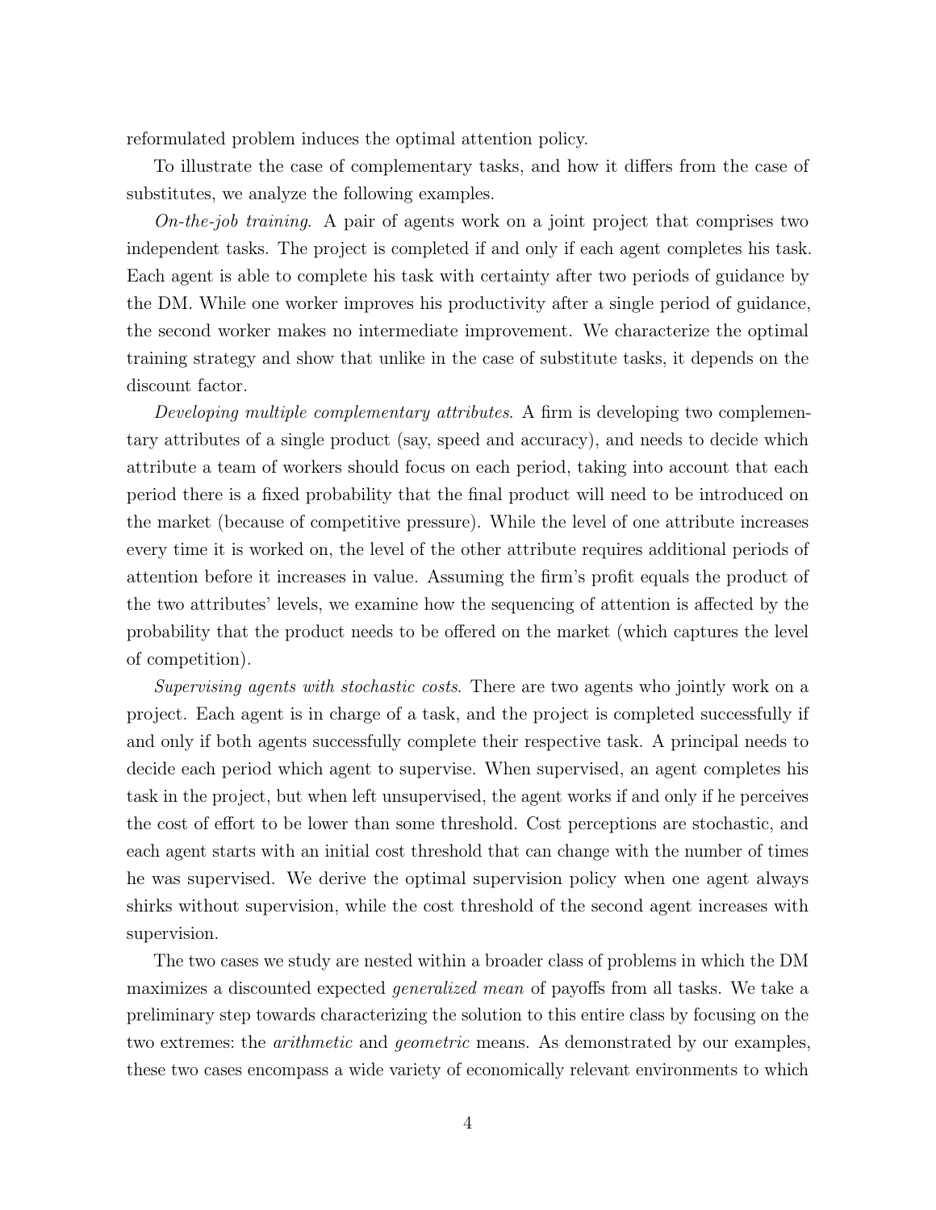reformulated problem induces the optimal attention policy.

To illustrate the case of complementary tasks, and how it differs from the case of substitutes, we analyze the following examples.

*On-the-job training*. A pair of agents work on a joint project that comprises two independent tasks. The project is completed if and only if each agent completes his task. Each agent is able to complete his task with certainty after two periods of guidance by the DM. While one worker improves his productivity after a single period of guidance, the second worker makes no intermediate improvement. We characterize the optimal training strategy and show that unlike in the case of substitute tasks, it depends on the discount factor.

*Developing multiple complementary attributes*. A firm is developing two complementary attributes of a single product (say, speed and accuracy), and needs to decide which attribute a team of workers should focus on each period, taking into account that each period there is a fixed probability that the final product will need to be introduced on the market (because of competitive pressure). While the level of one attribute increases every time it is worked on, the level of the other attribute requires additional periods of attention before it increases in value. Assuming the firm's profit equals the product of the two attributes' levels, we examine how the sequencing of attention is affected by the probability that the product needs to be offered on the market (which captures the level of competition).

*Supervising agents with stochastic costs*. There are two agents who jointly work on a project. Each agent is in charge of a task, and the project is completed successfully if and only if both agents successfully complete their respective task. A principal needs to decide each period which agent to supervise. When supervised, an agent completes his task in the project, but when left unsupervised, the agent works if and only if he perceives the cost of effort to be lower than some threshold. Cost perceptions are stochastic, and each agent starts with an initial cost threshold that can change with the number of times he was supervised. We derive the optimal supervision policy when one agent always shirks without supervision, while the cost threshold of the second agent increases with supervision.

The two cases we study are nested within a broader class of problems in which the DM maximizes a discounted expected *generalized mean* of payoffs from all tasks. We take a preliminary step towards characterizing the solution to this entire class by focusing on the two extremes: the *arithmetic* and *geometric* means. As demonstrated by our examples, these two cases encompass a wide variety of economically relevant environments to which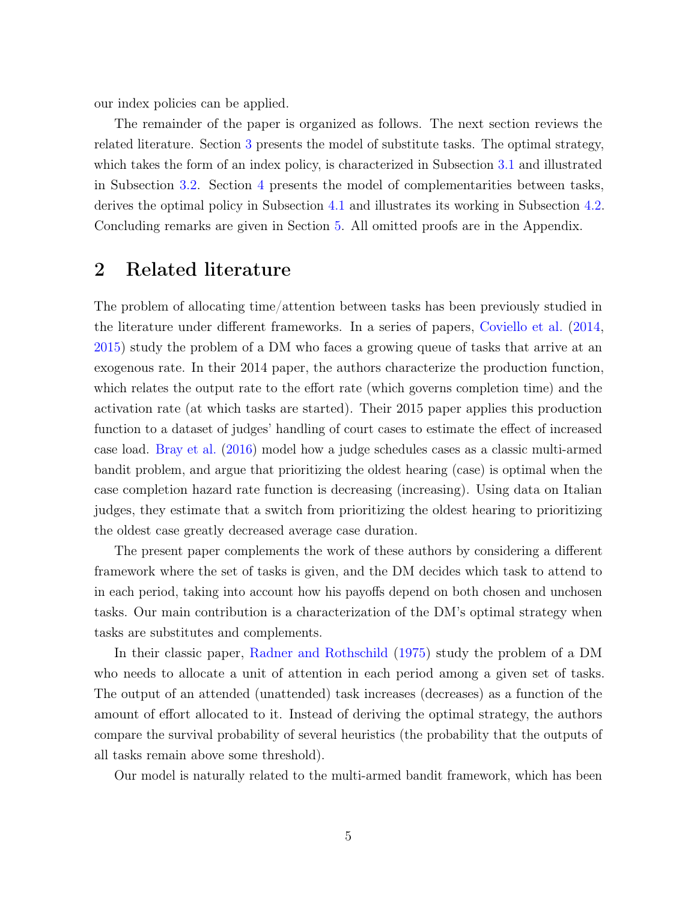our index policies can be applied.

The remainder of the paper is organized as follows. The next section reviews the related literature. Section 3 presents the model of substitute tasks. The optimal strategy, which takes the form of an index policy, is characterized in Subsection 3.1 and illustrated in Subsection 3.2. Section 4 presents the model of complementarities between tasks, derives the optimal policy in Subsection 4.1 and illustrates its working in Subsection 4.2. Concluding remarks are given in Section 5. All omitted proofs are in the Appendix.

## 2 Related literature

The problem of allocating time/attention between tasks has been previously studied in the literature under different frameworks. In a series of papers, Coviello et al. (2014, 2015) study the problem of a DM who faces a growing queue of tasks that arrive at an exogenous rate. In their 2014 paper, the authors characterize the production function, which relates the output rate to the effort rate (which governs completion time) and the activation rate (at which tasks are started). Their 2015 paper applies this production function to a dataset of judges' handling of court cases to estimate the effect of increased case load. Bray et al. (2016) model how a judge schedules cases as a classic multi-armed bandit problem, and argue that prioritizing the oldest hearing (case) is optimal when the case completion hazard rate function is decreasing (increasing). Using data on Italian judges, they estimate that a switch from prioritizing the oldest hearing to prioritizing the oldest case greatly decreased average case duration.

The present paper complements the work of these authors by considering a different framework where the set of tasks is given, and the DM decides which task to attend to in each period, taking into account how his payoffs depend on both chosen and unchosen tasks. Our main contribution is a characterization of the DM's optimal strategy when tasks are substitutes and complements.

In their classic paper, Radner and Rothschild (1975) study the problem of a DM who needs to allocate a unit of attention in each period among a given set of tasks. The output of an attended (unattended) task increases (decreases) as a function of the amount of effort allocated to it. Instead of deriving the optimal strategy, the authors compare the survival probability of several heuristics (the probability that the outputs of all tasks remain above some threshold).

Our model is naturally related to the multi-armed bandit framework, which has been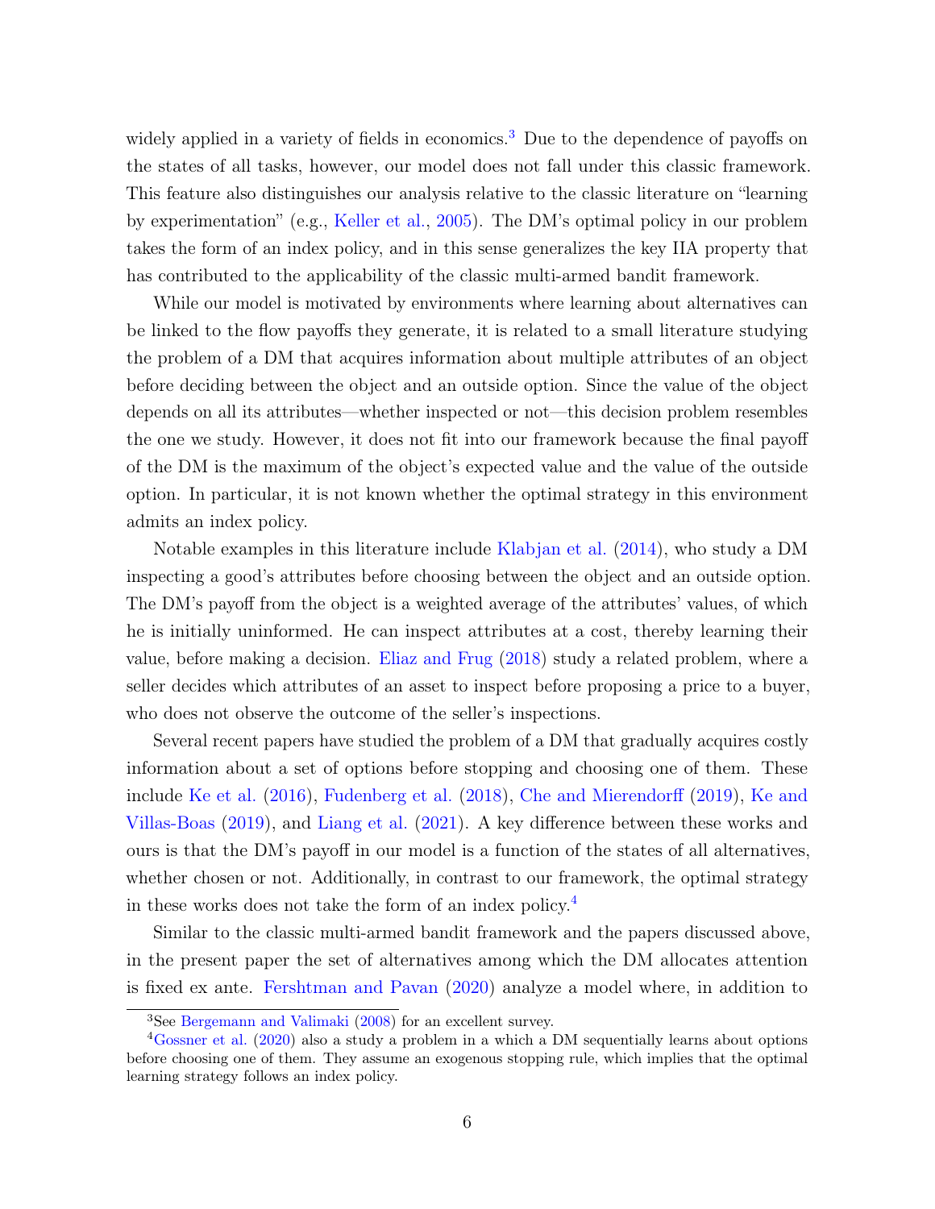widely applied in a variety of fields in economics.[3] Due to the dependence of payoffs on the states of all tasks, however, our model does not fall under this classic framework. This feature also distinguishes our analysis relative to the classic literature on "learning by experimentation" (e.g., Keller et al., 2005). The DM's optimal policy in our problem takes the form of an index policy, and in this sense generalizes the key IIA property that has contributed to the applicability of the classic multi-armed bandit framework.

While our model is motivated by environments where learning about alternatives can be linked to the flow payoffs they generate, it is related to a small literature studying the problem of a DM that acquires information about multiple attributes of an object before deciding between the object and an outside option. Since the value of the object depends on all its attributes—whether inspected or not—this decision problem resembles the one we study. However, it does not fit into our framework because the final payoff of the DM is the maximum of the object's expected value and the value of the outside option. In particular, it is not known whether the optimal strategy in this environment admits an index policy.

Notable examples in this literature include Klabjan et al. (2014), who study a DM inspecting a good's attributes before choosing between the object and an outside option. The DM's payoff from the object is a weighted average of the attributes' values, of which he is initially uninformed. He can inspect attributes at a cost, thereby learning their value, before making a decision. Eliaz and Frug (2018) study a related problem, where a seller decides which attributes of an asset to inspect before proposing a price to a buyer, who does not observe the outcome of the seller's inspections.

Several recent papers have studied the problem of a DM that gradually acquires costly information about a set of options before stopping and choosing one of them. These include Ke et al. (2016), Fudenberg et al. (2018), Che and Mierendorff (2019), Ke and Villas-Boas (2019), and Liang et al. (2021). A key difference between these works and ours is that the DM's payoff in our model is a function of the states of all alternatives, whether chosen or not. Additionally, in contrast to our framework, the optimal strategy in these works does not take the form of an index policy.[4]

Similar to the classic multi-armed bandit framework and the papers discussed above, in the present paper the set of alternatives among which the DM allocates attention is fixed ex ante. Fershtman and Pavan (2020) analyze a model where, in addition to

[3]See Bergemann and Valimaki (2008) for an excellent survey.

[4]Gossner et al. (2020) also a study a problem in a which a DM sequentially learns about options before choosing one of them. They assume an exogenous stopping rule, which implies that the optimal learning strategy follows an index policy.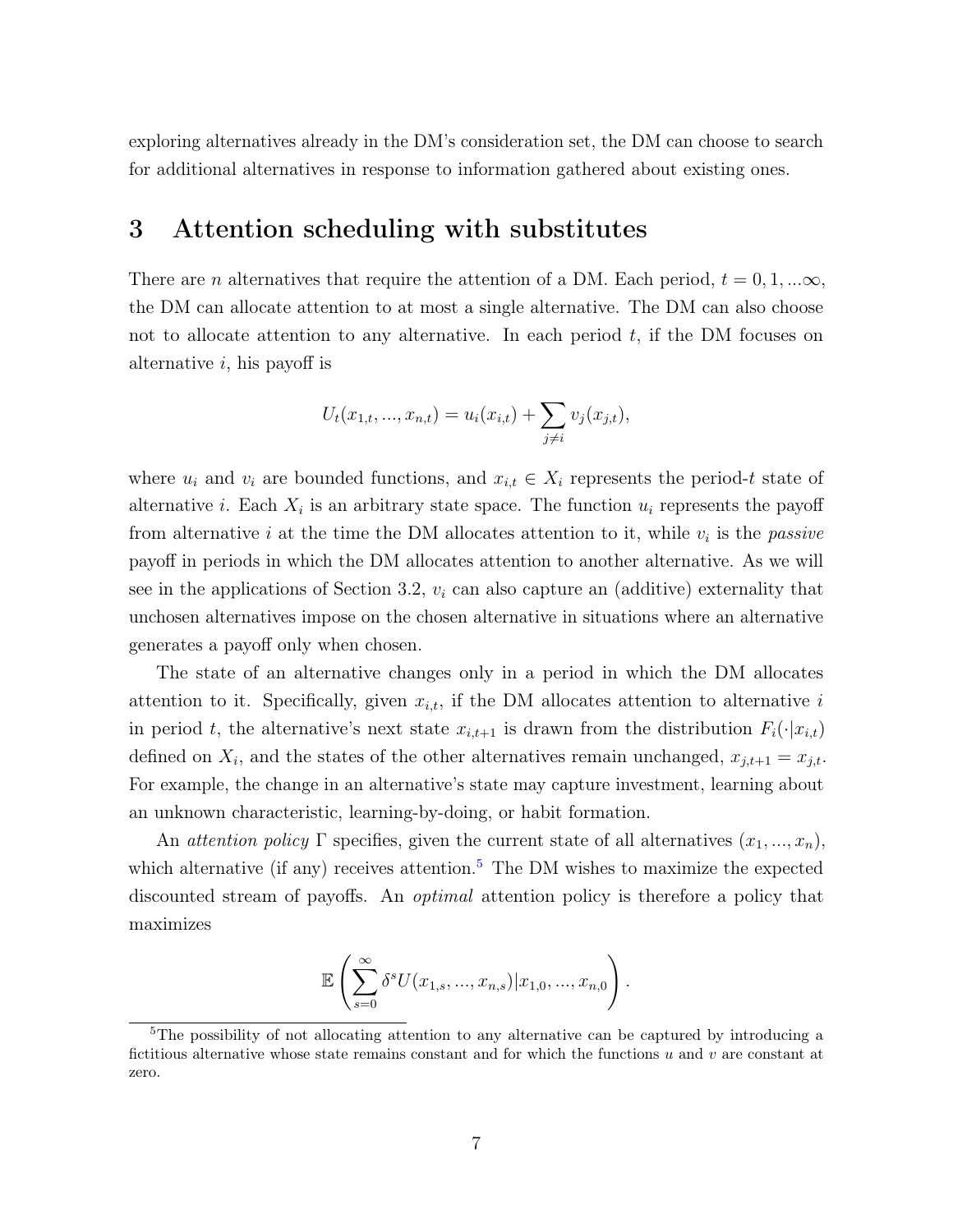exploring alternatives already in the DM's consideration set, the DM can choose to search for additional alternatives in response to information gathered about existing ones.

# 3 Attention scheduling with substitutes

There are $n$ alternatives that require the attention of a DM. Each period, $t = 0, 1, ...\infty$, the DM can allocate attention to at most a single alternative. The DM can also choose not to allocate attention to any alternative. In each period $t$, if the DM focuses on alternative $i$, his payoff is

$$U_t(x_{1,t}, ..., x_{n,t}) = u_i(x_{i,t}) + \sum_{j \neq i} v_j(x_{j,t}),$$

where $u_i$ and $v_i$ are bounded functions, and $x_{i,t} \in X_i$ represents the period-$t$ state of alternative $i$. Each $X_i$ is an arbitrary state space. The function $u_i$ represents the payoff from alternative $i$ at the time the DM allocates attention to it, while $v_i$ is the *passive* payoff in periods in which the DM allocates attention to another alternative. As we will see in the applications of Section 3.2, $v_i$ can also capture an (additive) externality that unchosen alternatives impose on the chosen alternative in situations where an alternative generates a payoff only when chosen.

The state of an alternative changes only in a period in which the DM allocates attention to it. Specifically, given $x_{i,t}$, if the DM allocates attention to alternative $i$ in period $t$, the alternative's next state $x_{i,t+1}$ is drawn from the distribution $F_i(\cdot|x_{i,t})$ defined on $X_i$, and the states of the other alternatives remain unchanged, $x_{j,t+1} = x_{j,t}$. For example, the change in an alternative's state may capture investment, learning about an unknown characteristic, learning-by-doing, or habit formation.

An *attention policy* $\Gamma$ specifies, given the current state of all alternatives $(x_1, ..., x_n)$, which alternative (if any) receives attention.[5] The DM wishes to maximize the expected discounted stream of payoffs. An *optimal* attention policy is therefore a policy that maximizes

$$\mathbb{E}\left(\sum_{s=0}^{\infty} \delta^s U(x_{1,s}, ..., x_{n,s}) | x_{1,0}, ..., x_{n,0}\right).$$

[5] The possibility of not allocating attention to any alternative can be captured by introducing a fictitious alternative whose state remains constant and for which the functions $u$ and $v$ are constant at zero.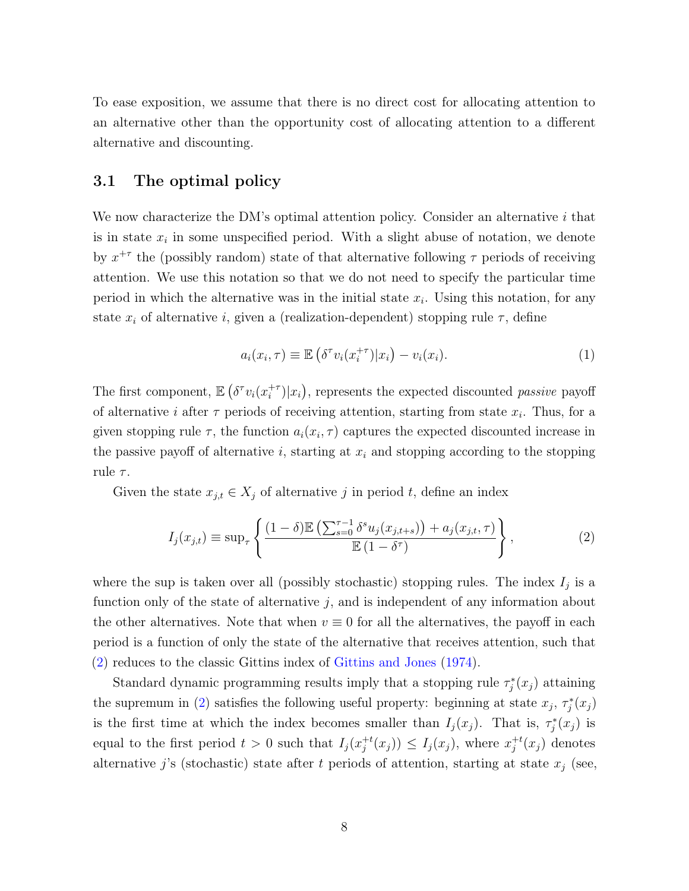To ease exposition, we assume that there is no direct cost for allocating attention to an alternative other than the opportunity cost of allocating attention to a different alternative and discounting.

## 3.1 The optimal policy

We now characterize the DM's optimal attention policy. Consider an alternative $i$ that is in state $x_i$ in some unspecified period. With a slight abuse of notation, we denote by $x^{+\tau}$ the (possibly random) state of that alternative following $\tau$ periods of receiving attention. We use this notation so that we do not need to specify the particular time period in which the alternative was in the initial state $x_i$. Using this notation, for any state $x_i$ of alternative $i$, given a (realization-dependent) stopping rule $\tau$, define

$$a_i(x_i, \tau) \equiv \mathbb{E}\left(\delta^\tau v_i(x_i^{+\tau})|x_i\right) - v_i(x_i). \tag{1}$$

The first component, $\mathbb{E}\left(\delta^\tau v_i(x_i^{+\tau})|x_i\right)$, represents the expected discounted *passive* payoff of alternative $i$ after $\tau$ periods of receiving attention, starting from state $x_i$. Thus, for a given stopping rule $\tau$, the function $a_i(x_i, \tau)$ captures the expected discounted increase in the passive payoff of alternative $i$, starting at $x_i$ and stopping according to the stopping rule $\tau$.

Given the state $x_{j,t} \in X_j$ of alternative $j$ in period $t$, define an index

$$I_j(x_{j,t}) \equiv \sup_\tau \left\{ \frac{(1-\delta)\mathbb{E}\left(\sum_{s=0}^{\tau-1} \delta^s u_j(x_{j,t+s})\right) + a_j(x_{j,t}, \tau)}{\mathbb{E}\left(1-\delta^\tau\right)} \right\}, \tag{2}$$

where the sup is taken over all (possibly stochastic) stopping rules. The index $I_j$ is a function only of the state of alternative $j$, and is independent of any information about the other alternatives. Note that when $v \equiv 0$ for all the alternatives, the payoff in each period is a function of only the state of the alternative that receives attention, such that (2) reduces to the classic Gittins index of Gittins and Jones (1974).

Standard dynamic programming results imply that a stopping rule $\tau_j^*(x_j)$ attaining the supremum in (2) satisfies the following useful property: beginning at state $x_j$, $\tau_j^*(x_j)$ is the first time at which the index becomes smaller than $I_j(x_j)$. That is, $\tau_j^*(x_j)$ is equal to the first period $t > 0$ such that $I_j(x_j^{+t}(x_j)) \leq I_j(x_j)$, where $x_j^{+t}(x_j)$ denotes alternative $j$'s (stochastic) state after $t$ periods of attention, starting at state $x_j$ (see,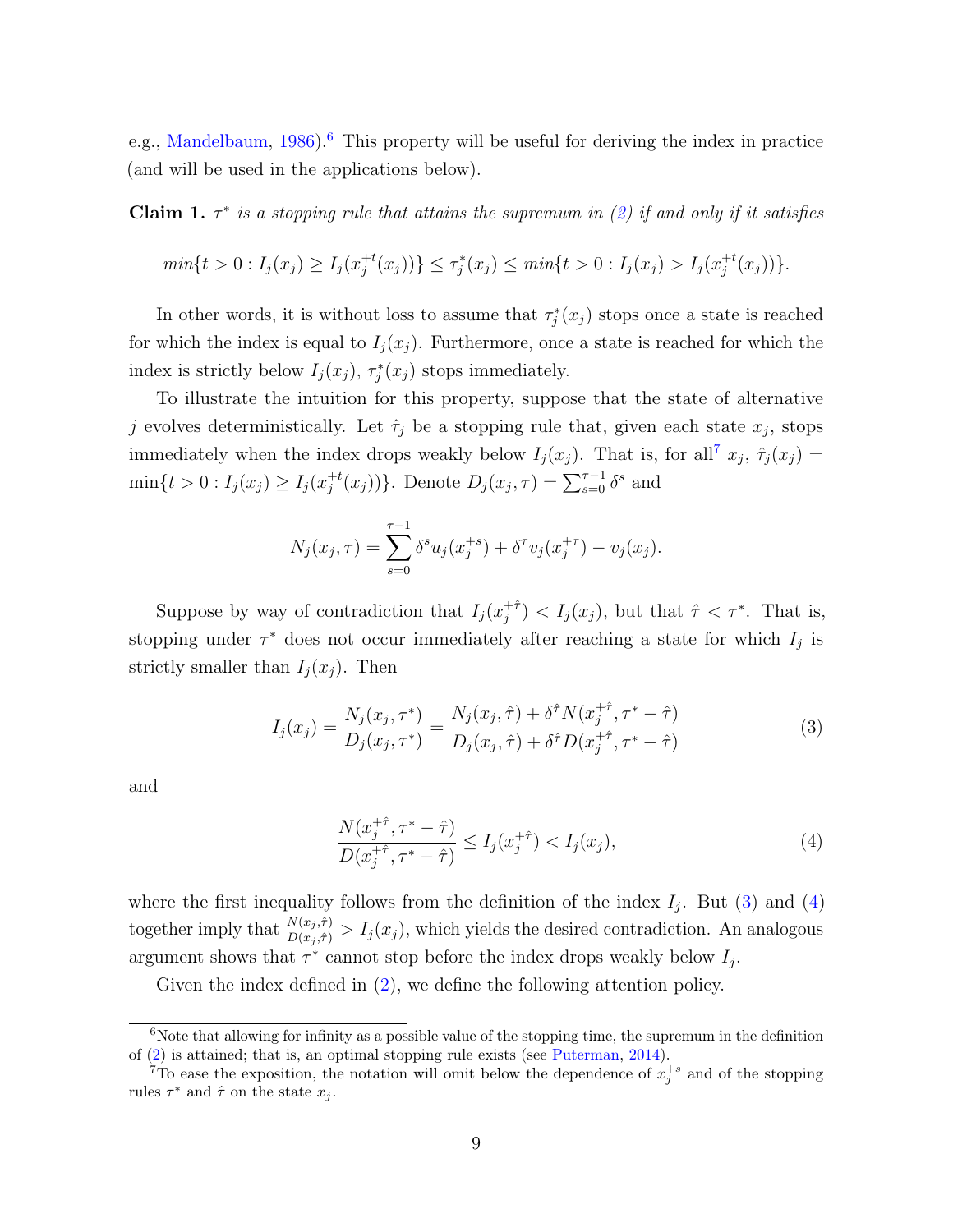e.g., Mandelbaum, 1986).[6] This property will be useful for deriving the index in practice (and will be used in the applications below).

**Claim 1.** *$\tau^*$ is a stopping rule that attains the supremum in (2) if and only if it satisfies*

$$min\{t > 0 : I_j(x_j) \geq I_j(x_j^{+t}(x_j))\} \leq \tau_j^*(x_j) \leq min\{t > 0 : I_j(x_j) > I_j(x_j^{+t}(x_j))\}.$$

In other words, it is without loss to assume that $\tau_j^*(x_j)$ stops once a state is reached for which the index is equal to $I_j(x_j)$. Furthermore, once a state is reached for which the index is strictly below $I_j(x_j)$, $\tau_j^*(x_j)$ stops immediately.

To illustrate the intuition for this property, suppose that the state of alternative $j$ evolves deterministically. Let $\hat{\tau}_j$ be a stopping rule that, given each state $x_j$, stops immediately when the index drops weakly below $I_j(x_j)$. That is, for all[7] $x_j$, $\hat{\tau}_j(x_j) = \min\{t > 0 : I_j(x_j) \geq I_j(x_j^{+t}(x_j))\}$. Denote $D_j(x_j, \tau) = \sum_{s=0}^{\tau-1} \delta^s$ and

$$N_j(x_j, \tau) = \sum_{s=0}^{\tau-1} \delta^s u_j(x_j^{+s}) + \delta^\tau v_j(x_j^{+\tau}) - v_j(x_j).$$

Suppose by way of contradiction that $I_j(x_j^{+\hat{\tau}}) < I_j(x_j)$, but that $\hat{\tau} < \tau^*$. That is, stopping under $\tau^*$ does not occur immediately after reaching a state for which $I_j$ is strictly smaller than $I_j(x_j)$. Then

$$I_j(x_j) = \frac{N_j(x_j, \tau^*)}{D_j(x_j, \tau^*)} = \frac{N_j(x_j, \hat{\tau}) + \delta^{\hat{\tau}} N(x_j^{+\hat{\tau}}, \tau^* - \hat{\tau})}{D_j(x_j, \hat{\tau}) + \delta^{\hat{\tau}} D(x_j^{+\hat{\tau}}, \tau^* - \hat{\tau})} \tag{3}$$

and

$$\frac{N(x_j^{+\hat{\tau}}, \tau^* - \hat{\tau})}{D(x_j^{+\hat{\tau}}, \tau^* - \hat{\tau})} \leq I_j(x_j^{+\hat{\tau}}) < I_j(x_j), \tag{4}$$

where the first inequality follows from the definition of the index $I_j$. But (3) and (4) together imply that $\frac{N(x_j, \hat{\tau})}{D(x_j, \hat{\tau})} > I_j(x_j)$, which yields the desired contradiction. An analogous argument shows that $\tau^*$ cannot stop before the index drops weakly below $I_j$.

Given the index defined in (2), we define the following attention policy.

---

[6] Note that allowing for infinity as a possible value of the stopping time, the supremum in the definition of (2) is attained; that is, an optimal stopping rule exists (see Puterman, 2014).

[7] To ease the exposition, the notation will omit below the dependence of $x_j^{+s}$ and of the stopping rules $\tau^*$ and $\hat{\tau}$ on the state $x_j$.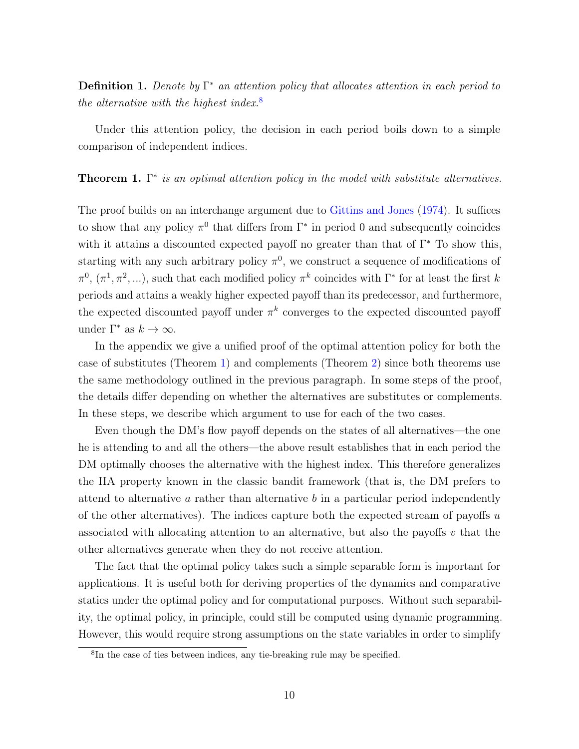**Definition 1.** *Denote by $\Gamma^*$ an attention policy that allocates attention in each period to the alternative with the highest index.*[8]

Under this attention policy, the decision in each period boils down to a simple comparison of independent indices.

**Theorem 1.** *$\Gamma^*$ is an optimal attention policy in the model with substitute alternatives.*

The proof builds on an interchange argument due to Gittins and Jones (1974). It suffices to show that any policy $\pi^0$ that differs from $\Gamma^*$ in period 0 and subsequently coincides with it attains a discounted expected payoff no greater than that of $\Gamma^*$ To show this, starting with any such arbitrary policy $\pi^0$, we construct a sequence of modifications of $\pi^0$, $(\pi^1, \pi^2, ...)$, such that each modified policy $\pi^k$ coincides with $\Gamma^*$ for at least the first $k$ periods and attains a weakly higher expected payoff than its predecessor, and furthermore, the expected discounted payoff under $\pi^k$ converges to the expected discounted payoff under $\Gamma^*$ as $k \to \infty$.

In the appendix we give a unified proof of the optimal attention policy for both the case of substitutes (Theorem 1) and complements (Theorem 2) since both theorems use the same methodology outlined in the previous paragraph. In some steps of the proof, the details differ depending on whether the alternatives are substitutes or complements. In these steps, we describe which argument to use for each of the two cases.

Even though the DM's flow payoff depends on the states of all alternatives—the one he is attending to and all the others—the above result establishes that in each period the DM optimally chooses the alternative with the highest index. This therefore generalizes the IIA property known in the classic bandit framework (that is, the DM prefers to attend to alternative $a$ rather than alternative $b$ in a particular period independently of the other alternatives). The indices capture both the expected stream of payoffs $u$ associated with allocating attention to an alternative, but also the payoffs $v$ that the other alternatives generate when they do not receive attention.

The fact that the optimal policy takes such a simple separable form is important for applications. It is useful both for deriving properties of the dynamics and comparative statics under the optimal policy and for computational purposes. Without such separability, the optimal policy, in principle, could still be computed using dynamic programming. However, this would require strong assumptions on the state variables in order to simplify

[8] In the case of ties between indices, any tie-breaking rule may be specified.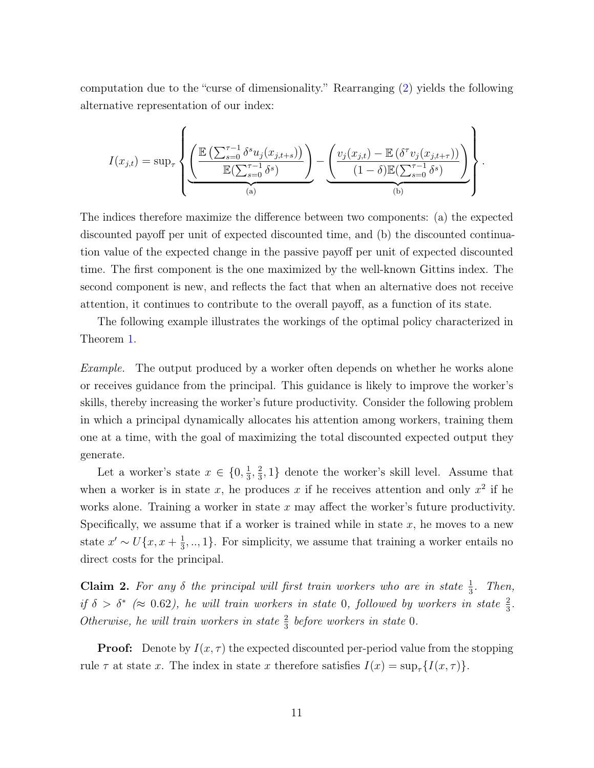computation due to the "curse of dimensionality." Rearranging (2) yields the following alternative representation of our index:

$$I(x_{j,t}) = \sup_{\tau} \left\{ \underbrace{\left( \frac{\mathbb{E}\left(\sum_{s=0}^{\tau-1} \delta^s u_j(x_{j,t+s})\right)}{\mathbb{E}(\sum_{s=0}^{\tau-1} \delta^s)} \right)}_{\text{(a)}} - \underbrace{\left( \frac{v_j(x_{j,t}) - \mathbb{E}\left(\delta^{\tau} v_j(x_{j,t+\tau})\right)}{(1-\delta)\mathbb{E}(\sum_{s=0}^{\tau-1} \delta^s)} \right)}_{\text{(b)}} \right\}.$$

The indices therefore maximize the difference between two components: (a) the expected discounted payoff per unit of expected discounted time, and (b) the discounted continuation value of the expected change in the passive payoff per unit of expected discounted time. The first component is the one maximized by the well-known Gittins index. The second component is new, and reflects the fact that when an alternative does not receive attention, it continues to contribute to the overall payoff, as a function of its state.

The following example illustrates the workings of the optimal policy characterized in Theorem 1.

*Example.* The output produced by a worker often depends on whether he works alone or receives guidance from the principal. This guidance is likely to improve the worker's skills, thereby increasing the worker's future productivity. Consider the following problem in which a principal dynamically allocates his attention among workers, training them one at a time, with the goal of maximizing the total discounted expected output they generate.

Let a worker's state $x \in \{0, \frac{1}{3}, \frac{2}{3}, 1\}$ denote the worker's skill level. Assume that when a worker is in state $x$, he produces $x$ if he receives attention and only $x^2$ if he works alone. Training a worker in state $x$ may affect the worker's future productivity. Specifically, we assume that if a worker is trained while in state $x$, he moves to a new state $x' \sim U\{x, x + \frac{1}{3}, .., 1\}$. For simplicity, we assume that training a worker entails no direct costs for the principal.

**Claim 2.** *For any $\delta$ the principal will first train workers who are in state $\frac{1}{3}$. Then, if $\delta > \delta^*$ ($\approx 0.62$), he will train workers in state 0, followed by workers in state $\frac{2}{3}$. Otherwise, he will train workers in state $\frac{2}{3}$ before workers in state 0.*

**Proof:** Denote by $I(x, \tau)$ the expected discounted per-period value from the stopping rule $\tau$ at state $x$. The index in state $x$ therefore satisfies $I(x) = \sup_{\tau}\{I(x, \tau)\}$.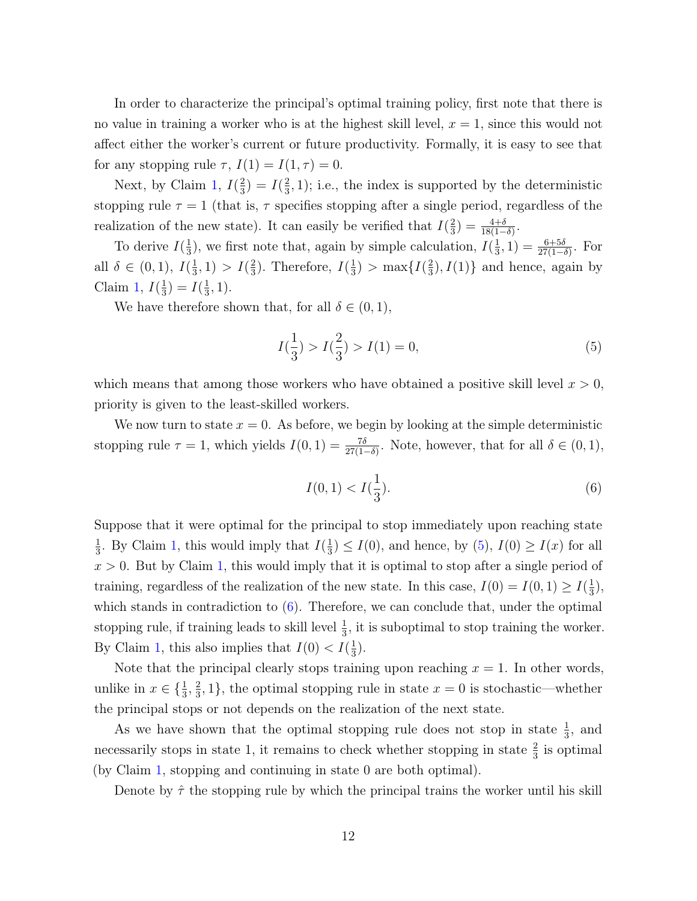In order to characterize the principal's optimal training policy, first note that there is no value in training a worker who is at the highest skill level, $x = 1$, since this would not affect either the worker's current or future productivity. Formally, it is easy to see that for any stopping rule $\tau$, $I(1) = I(1, \tau) = 0$.

Next, by Claim 1, $I(\frac{2}{3}) = I(\frac{2}{3}, 1)$; i.e., the index is supported by the deterministic stopping rule $\tau = 1$ (that is, $\tau$ specifies stopping after a single period, regardless of the realization of the new state). It can easily be verified that $I(\frac{2}{3}) = \frac{4+\delta}{18(1-\delta)}$.

To derive $I(\frac{1}{3})$, we first note that, again by simple calculation, $I(\frac{1}{3}, 1) = \frac{6+5\delta}{27(1-\delta)}$. For all $\delta \in (0, 1)$, $I(\frac{1}{3}, 1) > I(\frac{2}{3})$. Therefore, $I(\frac{1}{3}) > \max\{I(\frac{2}{3}), I(1)\}$ and hence, again by Claim 1, $I(\frac{1}{3}) = I(\frac{1}{3}, 1)$.

We have therefore shown that, for all $\delta \in (0, 1)$,

$$I(\frac{1}{3}) > I(\frac{2}{3}) > I(1) = 0, \tag{5}$$

which means that among those workers who have obtained a positive skill level $x > 0$, priority is given to the least-skilled workers.

We now turn to state $x = 0$. As before, we begin by looking at the simple deterministic stopping rule $\tau = 1$, which yields $I(0, 1) = \frac{7\delta}{27(1-\delta)}$. Note, however, that for all $\delta \in (0, 1)$,

$$I(0, 1) < I(\frac{1}{3}). \tag{6}$$

Suppose that it were optimal for the principal to stop immediately upon reaching state $\frac{1}{3}$. By Claim 1, this would imply that $I(\frac{1}{3}) \leq I(0)$, and hence, by (5), $I(0) \geq I(x)$ for all $x > 0$. But by Claim 1, this would imply that it is optimal to stop after a single period of training, regardless of the realization of the new state. In this case, $I(0) = I(0, 1) \geq I(\frac{1}{3})$, which stands in contradiction to (6). Therefore, we can conclude that, under the optimal stopping rule, if training leads to skill level $\frac{1}{3}$, it is suboptimal to stop training the worker. By Claim 1, this also implies that $I(0) < I(\frac{1}{3})$.

Note that the principal clearly stops training upon reaching $x = 1$. In other words, unlike in $x \in \{\frac{1}{3}, \frac{2}{3}, 1\}$, the optimal stopping rule in state $x = 0$ is stochastic—whether the principal stops or not depends on the realization of the next state.

As we have shown that the optimal stopping rule does not stop in state $\frac{1}{3}$, and necessarily stops in state 1, it remains to check whether stopping in state $\frac{2}{3}$ is optimal (by Claim 1, stopping and continuing in state 0 are both optimal).

Denote by $\hat{\tau}$ the stopping rule by which the principal trains the worker until his skill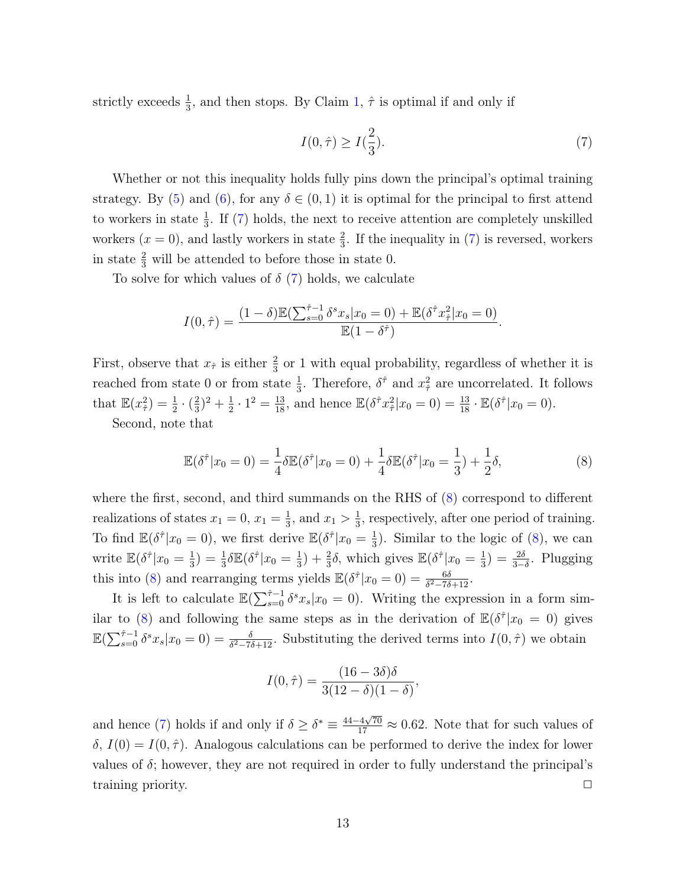strictly exceeds $\frac{1}{3}$, and then stops. By Claim 1, $\hat{\tau}$ is optimal if and only if

$$I(0, \hat{\tau}) \geq I(\frac{2}{3}). \tag{7}$$

Whether or not this inequality holds fully pins down the principal's optimal training strategy. By (5) and (6), for any $\delta \in (0, 1)$ it is optimal for the principal to first attend to workers in state $\frac{1}{3}$. If (7) holds, the next to receive attention are completely unskilled workers ($x = 0$), and lastly workers in state $\frac{2}{3}$. If the inequality in (7) is reversed, workers in state $\frac{2}{3}$ will be attended to before those in state 0.

To solve for which values of $\delta$ (7) holds, we calculate

$$I(0, \hat{\tau}) = \frac{(1-\delta)\mathbb{E}(\sum_{s=0}^{\hat{\tau}-1} \delta^s x_s | x_0 = 0) + \mathbb{E}(\delta^{\hat{\tau}} x_{\hat{\tau}}^2 | x_0 = 0)}{\mathbb{E}(1 - \delta^{\hat{\tau}})}.$$

First, observe that $x_{\hat{\tau}}$ is either $\frac{2}{3}$ or 1 with equal probability, regardless of whether it is reached from state 0 or from state $\frac{1}{3}$. Therefore, $\delta^{\hat{\tau}}$ and $x_{\hat{\tau}}^2$ are uncorrelated. It follows that $\mathbb{E}(x_{\hat{\tau}}^2) = \frac{1}{2} \cdot (\frac{2}{3})^2 + \frac{1}{2} \cdot 1^2 = \frac{13}{18}$, and hence $\mathbb{E}(\delta^{\hat{\tau}} x_{\hat{\tau}}^2 | x_0 = 0) = \frac{13}{18} \cdot \mathbb{E}(\delta^{\hat{\tau}} | x_0 = 0)$.

Second, note that

$$\mathbb{E}(\delta^{\hat{\tau}} | x_0 = 0) = \frac{1}{4}\delta\mathbb{E}(\delta^{\hat{\tau}} | x_0 = 0) + \frac{1}{4}\delta\mathbb{E}(\delta^{\hat{\tau}} | x_0 = \frac{1}{3}) + \frac{1}{2}\delta, \tag{8}$$

where the first, second, and third summands on the RHS of (8) correspond to different realizations of states $x_1 = 0$, $x_1 = \frac{1}{3}$, and $x_1 > \frac{1}{3}$, respectively, after one period of training. To find $\mathbb{E}(\delta^{\hat{\tau}} | x_0 = 0)$, we first derive $\mathbb{E}(\delta^{\hat{\tau}} | x_0 = \frac{1}{3})$. Similar to the logic of (8), we can write $\mathbb{E}(\delta^{\hat{\tau}} | x_0 = \frac{1}{3}) = \frac{1}{3}\delta\mathbb{E}(\delta^{\hat{\tau}} | x_0 = \frac{1}{3}) + \frac{2}{3}\delta$, which gives $\mathbb{E}(\delta^{\hat{\tau}} | x_0 = \frac{1}{3}) = \frac{2\delta}{3-\delta}$. Plugging this into (8) and rearranging terms yields $\mathbb{E}(\delta^{\hat{\tau}} | x_0 = 0) = \frac{6\delta}{\delta^2 - 7\delta + 12}$.

It is left to calculate $\mathbb{E}(\sum_{s=0}^{\hat{\tau}-1} \delta^s x_s | x_0 = 0)$. Writing the expression in a form similar to (8) and following the same steps as in the derivation of $\mathbb{E}(\delta^{\hat{\tau}} | x_0 = 0)$ gives $\mathbb{E}(\sum_{s=0}^{\hat{\tau}-1} \delta^s x_s | x_0 = 0) = \frac{\delta}{\delta^2 - 7\delta + 12}$. Substituting the derived terms into $I(0, \hat{\tau})$ we obtain

$$I(0, \hat{\tau}) = \frac{(16 - 3\delta)\delta}{3(12 - \delta)(1 - \delta)},$$

and hence (7) holds if and only if $\delta \geq \delta^* \equiv \frac{44 - 4\sqrt{70}}{17} \approx 0.62$. Note that for such values of $\delta$, $I(0) = I(0, \hat{\tau})$. Analogous calculations can be performed to derive the index for lower values of $\delta$; however, they are not required in order to fully understand the principal's training priority. □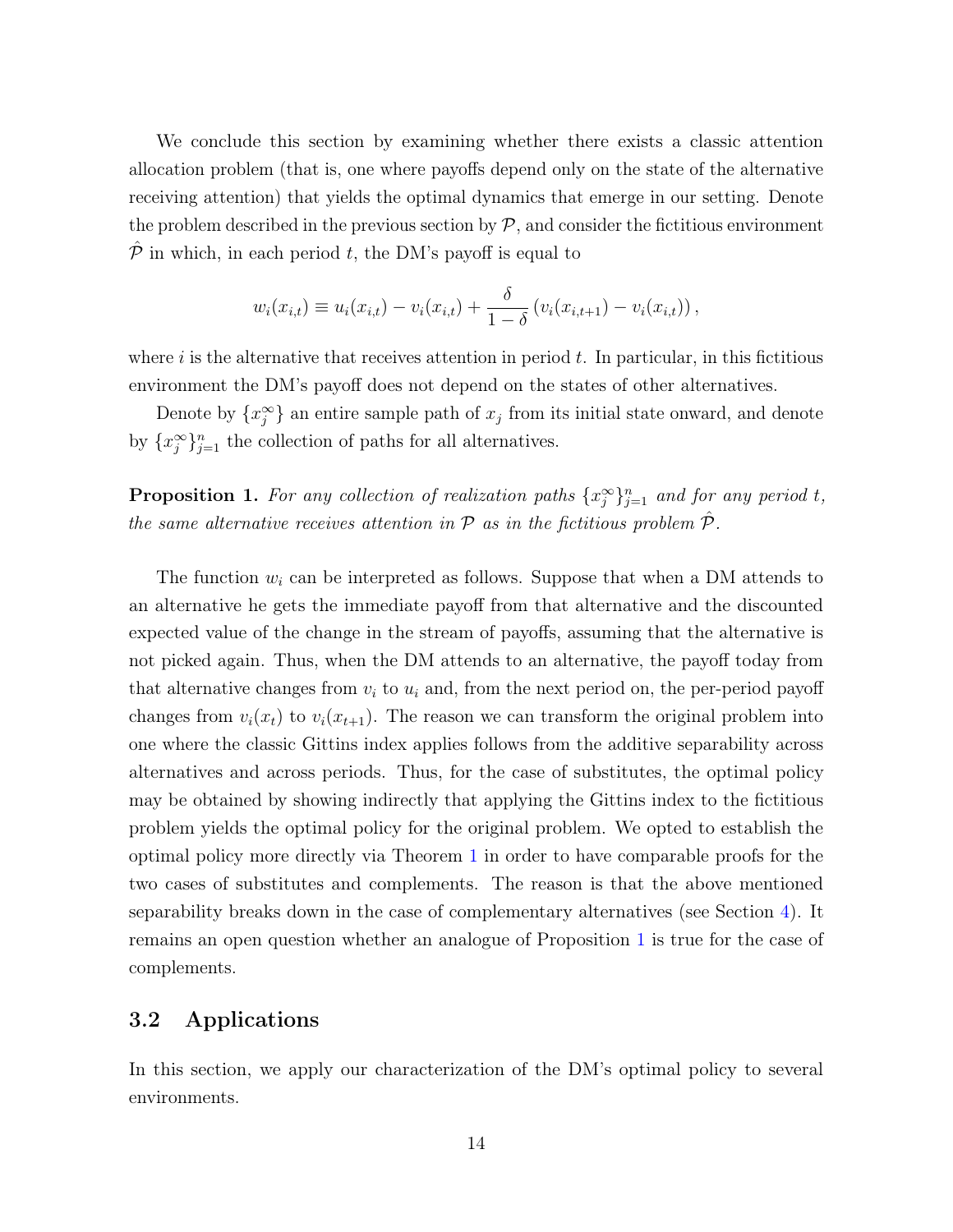We conclude this section by examining whether there exists a classic attention allocation problem (that is, one where payoffs depend only on the state of the alternative receiving attention) that yields the optimal dynamics that emerge in our setting. Denote the problem described in the previous section by $\mathcal{P}$, and consider the fictitious environment $\hat{\mathcal{P}}$ in which, in each period $t$, the DM's payoff is equal to

$$w_i(x_{i,t}) \equiv u_i(x_{i,t}) - v_i(x_{i,t}) + \frac{\delta}{1-\delta}\left(v_i(x_{i,t+1}) - v_i(x_{i,t})\right),$$

where $i$ is the alternative that receives attention in period $t$. In particular, in this fictitious environment the DM's payoff does not depend on the states of other alternatives.

Denote by $\{x_j^\infty\}$ an entire sample path of $x_j$ from its initial state onward, and denote by $\{x_j^\infty\}_{j=1}^n$ the collection of paths for all alternatives.

**Proposition 1.** *For any collection of realization paths $\{x_j^\infty\}_{j=1}^n$ and for any period $t$, the same alternative receives attention in $\mathcal{P}$ as in the fictitious problem $\hat{\mathcal{P}}$.*

The function $w_i$ can be interpreted as follows. Suppose that when a DM attends to an alternative he gets the immediate payoff from that alternative and the discounted expected value of the change in the stream of payoffs, assuming that the alternative is not picked again. Thus, when the DM attends to an alternative, the payoff today from that alternative changes from $v_i$ to $u_i$ and, from the next period on, the per-period payoff changes from $v_i(x_t)$ to $v_i(x_{t+1})$. The reason we can transform the original problem into one where the classic Gittins index applies follows from the additive separability across alternatives and across periods. Thus, for the case of substitutes, the optimal policy may be obtained by showing indirectly that applying the Gittins index to the fictitious problem yields the optimal policy for the original problem. We opted to establish the optimal policy more directly via Theorem 1 in order to have comparable proofs for the two cases of substitutes and complements. The reason is that the above mentioned separability breaks down in the case of complementary alternatives (see Section 4). It remains an open question whether an analogue of Proposition 1 is true for the case of complements.

## 3.2 Applications

In this section, we apply our characterization of the DM's optimal policy to several environments.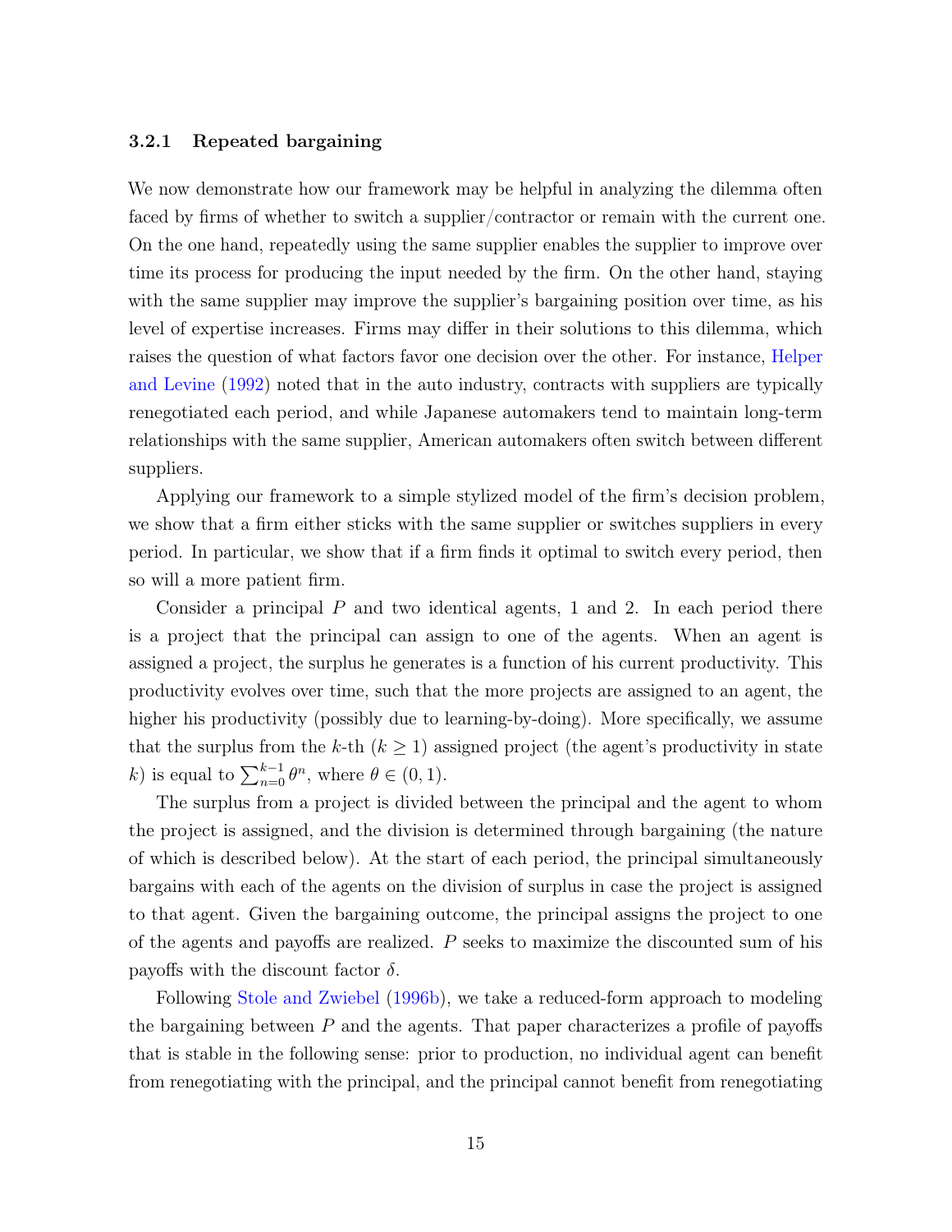#### 3.2.1 Repeated bargaining

We now demonstrate how our framework may be helpful in analyzing the dilemma often faced by firms of whether to switch a supplier/contractor or remain with the current one. On the one hand, repeatedly using the same supplier enables the supplier to improve over time its process for producing the input needed by the firm. On the other hand, staying with the same supplier may improve the supplier's bargaining position over time, as his level of expertise increases. Firms may differ in their solutions to this dilemma, which raises the question of what factors favor one decision over the other. For instance, Helper and Levine (1992) noted that in the auto industry, contracts with suppliers are typically renegotiated each period, and while Japanese automakers tend to maintain long-term relationships with the same supplier, American automakers often switch between different suppliers.

Applying our framework to a simple stylized model of the firm's decision problem, we show that a firm either sticks with the same supplier or switches suppliers in every period. In particular, we show that if a firm finds it optimal to switch every period, then so will a more patient firm.

Consider a principal $P$ and two identical agents, 1 and 2. In each period there is a project that the principal can assign to one of the agents. When an agent is assigned a project, the surplus he generates is a function of his current productivity. This productivity evolves over time, such that the more projects are assigned to an agent, the higher his productivity (possibly due to learning-by-doing). More specifically, we assume that the surplus from the $k$-th ($k \geq 1$) assigned project (the agent's productivity in state $k$) is equal to $\sum_{n=0}^{k-1} \theta^n$, where $\theta \in (0, 1)$.

The surplus from a project is divided between the principal and the agent to whom the project is assigned, and the division is determined through bargaining (the nature of which is described below). At the start of each period, the principal simultaneously bargains with each of the agents on the division of surplus in case the project is assigned to that agent. Given the bargaining outcome, the principal assigns the project to one of the agents and payoffs are realized. $P$ seeks to maximize the discounted sum of his payoffs with the discount factor $\delta$.

Following Stole and Zwiebel (1996b), we take a reduced-form approach to modeling the bargaining between $P$ and the agents. That paper characterizes a profile of payoffs that is stable in the following sense: prior to production, no individual agent can benefit from renegotiating with the principal, and the principal cannot benefit from renegotiating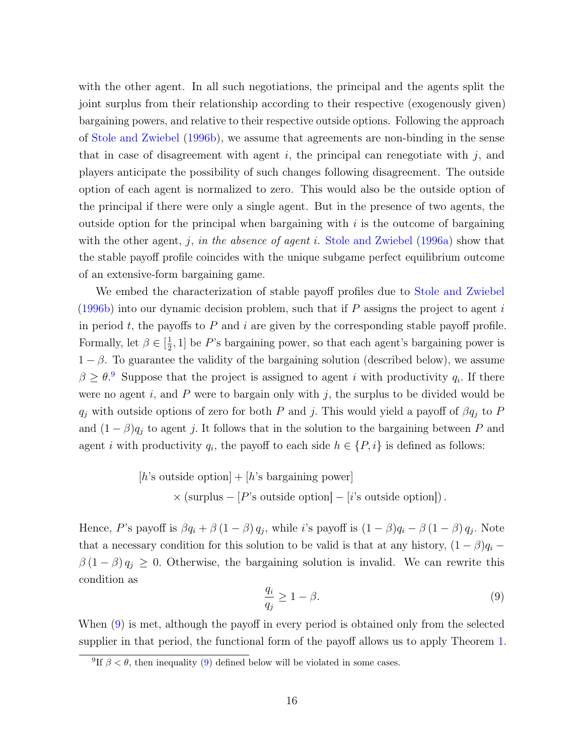with the other agent. In all such negotiations, the principal and the agents split the joint surplus from their relationship according to their respective (exogenously given) bargaining powers, and relative to their respective outside options. Following the approach of Stole and Zwiebel (1996b), we assume that agreements are non-binding in the sense that in case of disagreement with agent $i$, the principal can renegotiate with $j$, and players anticipate the possibility of such changes following disagreement. The outside option of each agent is normalized to zero. This would also be the outside option of the principal if there were only a single agent. But in the presence of two agents, the outside option for the principal when bargaining with $i$ is the outcome of bargaining with the other agent, $j$, *in the absence of agent* $i$. Stole and Zwiebel (1996a) show that the stable payoff profile coincides with the unique subgame perfect equilibrium outcome of an extensive-form bargaining game.

We embed the characterization of stable payoff profiles due to Stole and Zwiebel (1996b) into our dynamic decision problem, such that if $P$ assigns the project to agent $i$ in period $t$, the payoffs to $P$ and $i$ are given by the corresponding stable payoff profile. Formally, let $\beta \in [\frac{1}{2}, 1]$ be $P$'s bargaining power, so that each agent's bargaining power is $1-\beta$. To guarantee the validity of the bargaining solution (described below), we assume $\beta \geq \theta$.[9] Suppose that the project is assigned to agent $i$ with productivity $q_i$. If there were no agent $i$, and $P$ were to bargain only with $j$, the surplus to be divided would be $q_j$ with outside options of zero for both $P$ and $j$. This would yield a payoff of $\beta q_j$ to $P$ and $(1-\beta)q_j$ to agent $j$. It follows that in the solution to the bargaining between $P$ and agent $i$ with productivity $q_i$, the payoff to each side $h \in \{P, i\}$ is defined as follows:

$$
\begin{aligned}
&[h\text{'s outside option}] + [h\text{'s bargaining power}] \\
&\quad \times (\text{surplus} - [P\text{'s outside option}] - [i\text{'s outside option}]).
\end{aligned}
$$

Hence, $P$'s payoff is $\beta q_i + \beta(1-\beta) q_j$, while $i$'s payoff is $(1-\beta)q_i - \beta(1-\beta) q_j$. Note that a necessary condition for this solution to be valid is that at any history, $(1-\beta)q_i - \beta(1-\beta) q_j \geq 0$. Otherwise, the bargaining solution is invalid. We can rewrite this condition as

$$
\frac{q_i}{q_j} \geq 1-\beta. \tag{9}
$$

When (9) is met, although the payoff in every period is obtained only from the selected supplier in that period, the functional form of the payoff allows us to apply Theorem 1.

[9] If $\beta < \theta$, then inequality (9) defined below will be violated in some cases.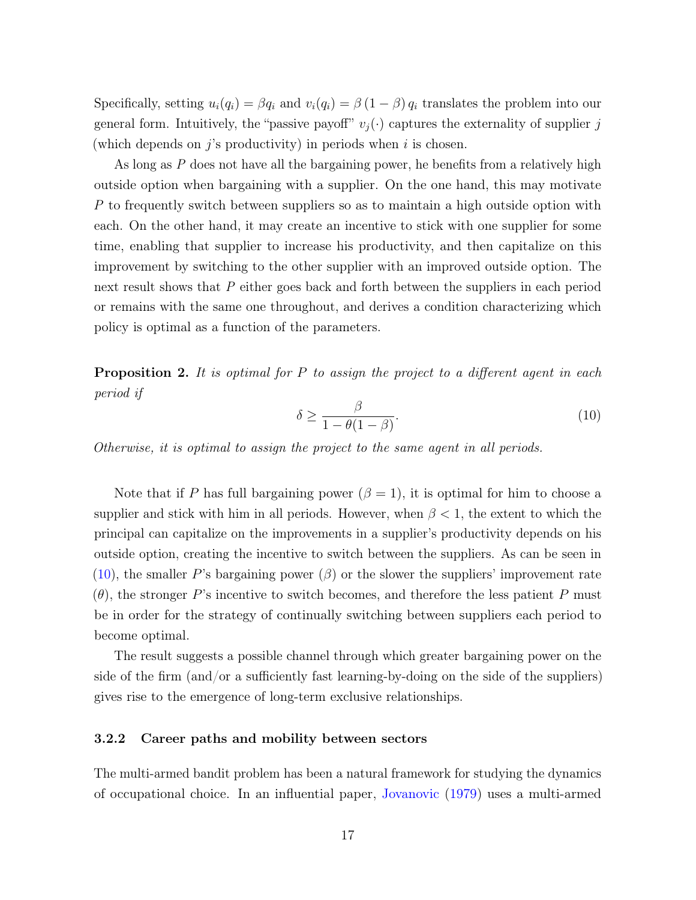Specifically, setting $u_i(q_i) = \beta q_i$ and $v_i(q_i) = \beta(1-\beta) q_i$ translates the problem into our general form. Intuitively, the "passive payoff" $v_j(\cdot)$ captures the externality of supplier $j$ (which depends on $j$'s productivity) in periods when $i$ is chosen.

As long as $P$ does not have all the bargaining power, he benefits from a relatively high outside option when bargaining with a supplier. On the one hand, this may motivate $P$ to frequently switch between suppliers so as to maintain a high outside option with each. On the other hand, it may create an incentive to stick with one supplier for some time, enabling that supplier to increase his productivity, and then capitalize on this improvement by switching to the other supplier with an improved outside option. The next result shows that $P$ either goes back and forth between the suppliers in each period or remains with the same one throughout, and derives a condition characterizing which policy is optimal as a function of the parameters.

**Proposition 2.** *It is optimal for $P$ to assign the project to a different agent in each period if*

$$\delta \geq \frac{\beta}{1-\theta(1-\beta)}. \tag{10}$$

*Otherwise, it is optimal to assign the project to the same agent in all periods.*

Note that if $P$ has full bargaining power ($\beta = 1$), it is optimal for him to choose a supplier and stick with him in all periods. However, when $\beta < 1$, the extent to which the principal can capitalize on the improvements in a supplier's productivity depends on his outside option, creating the incentive to switch between the suppliers. As can be seen in (10), the smaller $P$'s bargaining power ($\beta$) or the slower the suppliers' improvement rate ($\theta$), the stronger $P$'s incentive to switch becomes, and therefore the less patient $P$ must be in order for the strategy of continually switching between suppliers each period to become optimal.

The result suggests a possible channel through which greater bargaining power on the side of the firm (and/or a sufficiently fast learning-by-doing on the side of the suppliers) gives rise to the emergence of long-term exclusive relationships.

### 3.2.2 Career paths and mobility between sectors

The multi-armed bandit problem has been a natural framework for studying the dynamics of occupational choice. In an influential paper, Jovanovic (1979) uses a multi-armed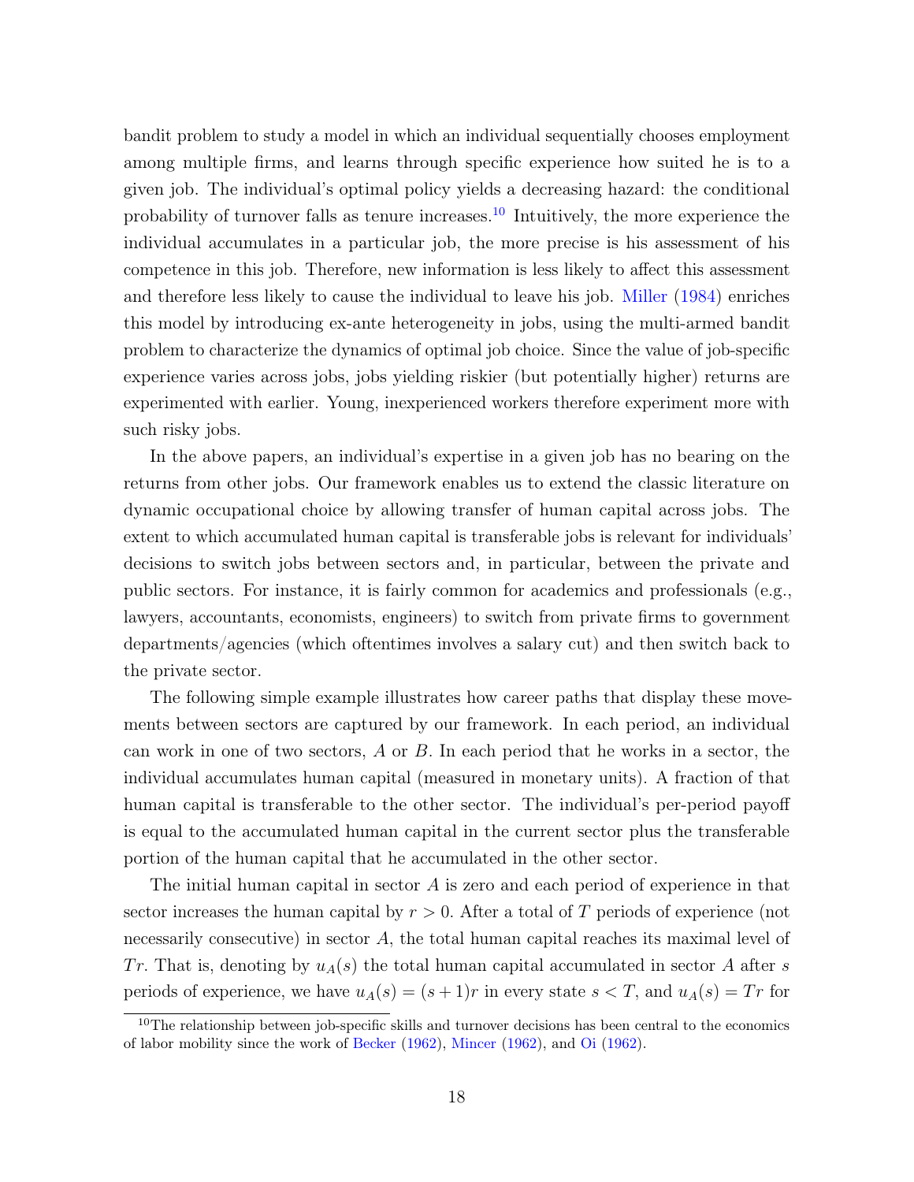bandit problem to study a model in which an individual sequentially chooses employment among multiple firms, and learns through specific experience how suited he is to a given job. The individual's optimal policy yields a decreasing hazard: the conditional probability of turnover falls as tenure increases.[10] Intuitively, the more experience the individual accumulates in a particular job, the more precise is his assessment of his competence in this job. Therefore, new information is less likely to affect this assessment and therefore less likely to cause the individual to leave his job. Miller (1984) enriches this model by introducing ex-ante heterogeneity in jobs, using the multi-armed bandit problem to characterize the dynamics of optimal job choice. Since the value of job-specific experience varies across jobs, jobs yielding riskier (but potentially higher) returns are experimented with earlier. Young, inexperienced workers therefore experiment more with such risky jobs.

In the above papers, an individual's expertise in a given job has no bearing on the returns from other jobs. Our framework enables us to extend the classic literature on dynamic occupational choice by allowing transfer of human capital across jobs. The extent to which accumulated human capital is transferable jobs is relevant for individuals' decisions to switch jobs between sectors and, in particular, between the private and public sectors. For instance, it is fairly common for academics and professionals (e.g., lawyers, accountants, economists, engineers) to switch from private firms to government departments/agencies (which oftentimes involves a salary cut) and then switch back to the private sector.

The following simple example illustrates how career paths that display these movements between sectors are captured by our framework. In each period, an individual can work in one of two sectors, $A$ or $B$. In each period that he works in a sector, the individual accumulates human capital (measured in monetary units). A fraction of that human capital is transferable to the other sector. The individual's per-period payoff is equal to the accumulated human capital in the current sector plus the transferable portion of the human capital that he accumulated in the other sector.

The initial human capital in sector $A$ is zero and each period of experience in that sector increases the human capital by $r > 0$. After a total of $T$ periods of experience (not necessarily consecutive) in sector $A$, the total human capital reaches its maximal level of $Tr$. That is, denoting by $u_A(s)$ the total human capital accumulated in sector $A$ after $s$ periods of experience, we have $u_A(s) = (s+1)r$ in every state $s < T$, and $u_A(s) = Tr$ for

[10]The relationship between job-specific skills and turnover decisions has been central to the economics of labor mobility since the work of Becker (1962), Mincer (1962), and Oi (1962).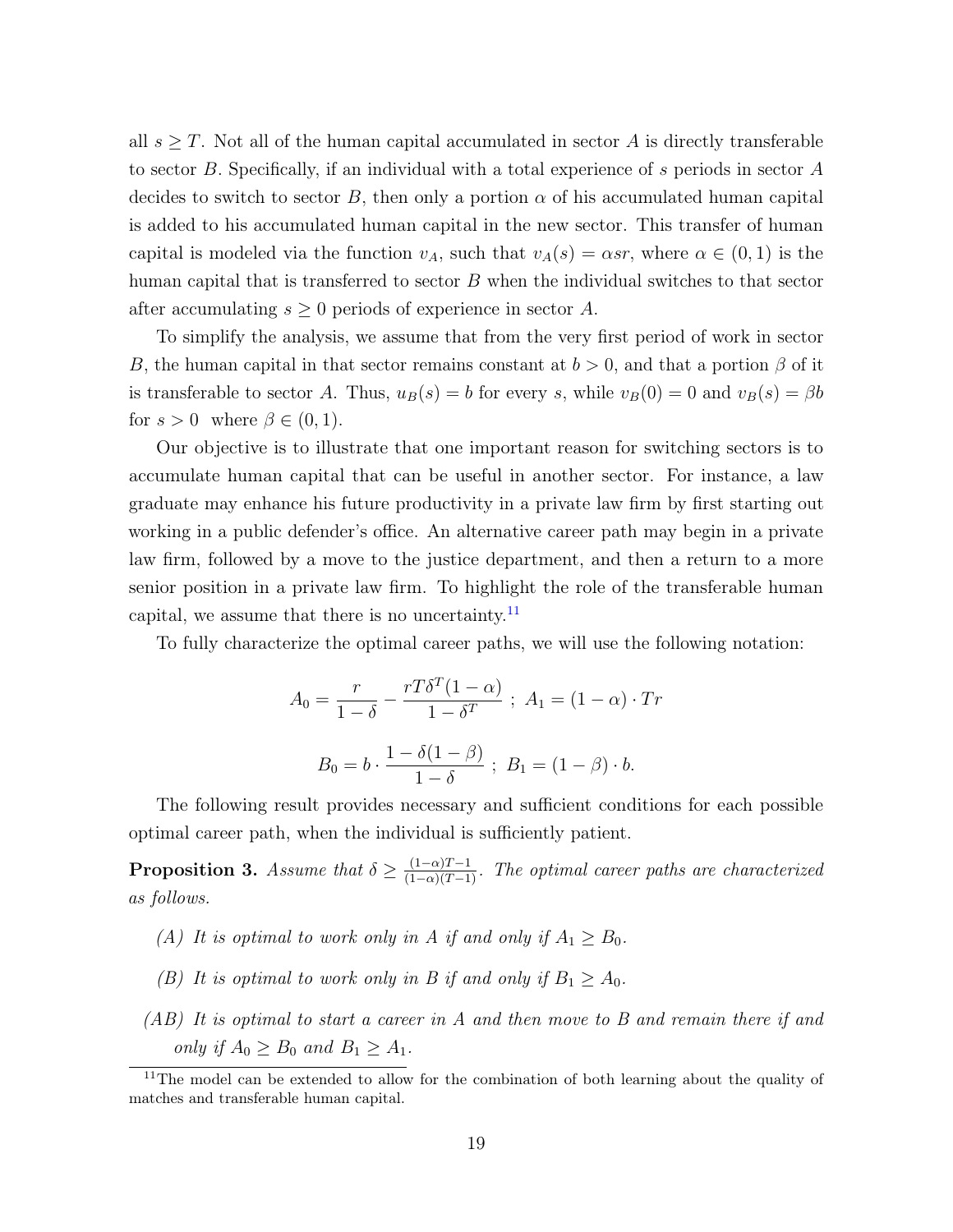all $s \geq T$. Not all of the human capital accumulated in sector $A$ is directly transferable to sector $B$. Specifically, if an individual with a total experience of $s$ periods in sector $A$ decides to switch to sector $B$, then only a portion $\alpha$ of his accumulated human capital is added to his accumulated human capital in the new sector. This transfer of human capital is modeled via the function $v_A$, such that $v_A(s) = \alpha s r$, where $\alpha \in (0,1)$ is the human capital that is transferred to sector $B$ when the individual switches to that sector after accumulating $s \geq 0$ periods of experience in sector $A$.

To simplify the analysis, we assume that from the very first period of work in sector $B$, the human capital in that sector remains constant at $b > 0$, and that a portion $\beta$ of it is transferable to sector $A$. Thus, $u_B(s) = b$ for every $s$, while $v_B(0) = 0$ and $v_B(s) = \beta b$ for $s > 0$ where $\beta \in (0,1)$.

Our objective is to illustrate that one important reason for switching sectors is to accumulate human capital that can be useful in another sector. For instance, a law graduate may enhance his future productivity in a private law firm by first starting out working in a public defender's office. An alternative career path may begin in a private law firm, followed by a move to the justice department, and then a return to a more senior position in a private law firm. To highlight the role of the transferable human capital, we assume that there is no uncertainty.[11]

To fully characterize the optimal career paths, we will use the following notation:

$$A_0 = \frac{r}{1-\delta} - \frac{rT\delta^T(1-\alpha)}{1-\delta^T} \ ; \ A_1 = (1-\alpha) \cdot Tr$$

$$B_0 = b \cdot \frac{1-\delta(1-\beta)}{1-\delta} \ ; \ B_1 = (1-\beta) \cdot b.$$

The following result provides necessary and sufficient conditions for each possible optimal career path, when the individual is sufficiently patient.

**Proposition 3.** *Assume that $\delta \geq \frac{(1-\alpha)T-1}{(1-\alpha)(T-1)}$. The optimal career paths are characterized as follows.*

- *(A) It is optimal to work only in A if and only if $A_1 \geq B_0$.*
- *(B) It is optimal to work only in B if and only if $B_1 \geq A_0$.*
- *(AB) It is optimal to start a career in A and then move to B and remain there if and only if $A_0 \geq B_0$ and $B_1 \geq A_1$.*

[11] The model can be extended to allow for the combination of both learning about the quality of matches and transferable human capital.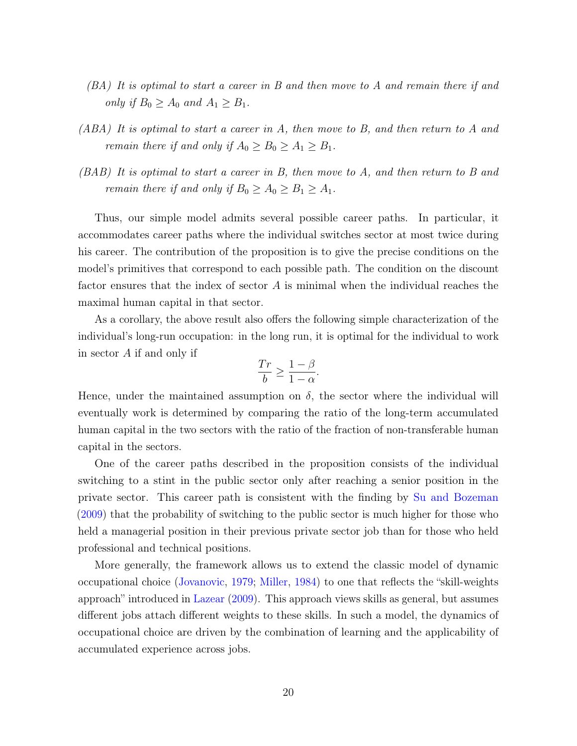- *(BA) It is optimal to start a career in B and then move to A and remain there if and only if $B_0 \geq A_0$ and $A_1 \geq B_1$.*

- *(ABA) It is optimal to start a career in A, then move to B, and then return to A and remain there if and only if $A_0 \geq B_0 \geq A_1 \geq B_1$.*

- *(BAB) It is optimal to start a career in B, then move to A, and then return to B and remain there if and only if $B_0 \geq A_0 \geq B_1 \geq A_1$.*

Thus, our simple model admits several possible career paths. In particular, it accommodates career paths where the individual switches sector at most twice during his career. The contribution of the proposition is to give the precise conditions on the model's primitives that correspond to each possible path. The condition on the discount factor ensures that the index of sector $A$ is minimal when the individual reaches the maximal human capital in that sector.

As a corollary, the above result also offers the following simple characterization of the individual's long-run occupation: in the long run, it is optimal for the individual to work in sector $A$ if and only if

$$\frac{Tr}{b} \geq \frac{1-\beta}{1-\alpha}.$$

Hence, under the maintained assumption on $\delta$, the sector where the individual will eventually work is determined by comparing the ratio of the long-term accumulated human capital in the two sectors with the ratio of the fraction of non-transferable human capital in the sectors.

One of the career paths described in the proposition consists of the individual switching to a stint in the public sector only after reaching a senior position in the private sector. This career path is consistent with the finding by Su and Bozeman (2009) that the probability of switching to the public sector is much higher for those who held a managerial position in their previous private sector job than for those who held professional and technical positions.

More generally, the framework allows us to extend the classic model of dynamic occupational choice (Jovanovic, 1979; Miller, 1984) to one that reflects the "skill-weights approach" introduced in Lazear (2009). This approach views skills as general, but assumes different jobs attach different weights to these skills. In such a model, the dynamics of occupational choice are driven by the combination of learning and the applicability of accumulated experience across jobs.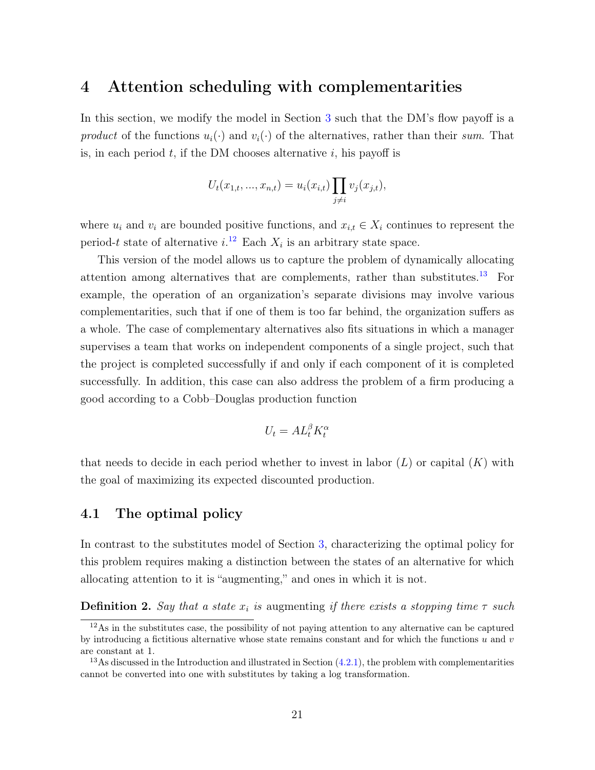# 4 Attention scheduling with complementarities

In this section, we modify the model in Section 3 such that the DM's flow payoff is a *product* of the functions $u_i(\cdot)$ and $v_i(\cdot)$ of the alternatives, rather than their *sum*. That is, in each period $t$, if the DM chooses alternative $i$, his payoff is

$$U_t(x_{1,t}, ..., x_{n,t}) = u_i(x_{i,t}) \prod_{j \neq i} v_j(x_{j,t}),$$

where $u_i$ and $v_i$ are bounded positive functions, and $x_{i,t} \in X_i$ continues to represent the period-$t$ state of alternative $i$.[12] Each $X_i$ is an arbitrary state space.

This version of the model allows us to capture the problem of dynamically allocating attention among alternatives that are complements, rather than substitutes.[13] For example, the operation of an organization's separate divisions may involve various complementarities, such that if one of them is too far behind, the organization suffers as a whole. The case of complementary alternatives also fits situations in which a manager supervises a team that works on independent components of a single project, such that the project is completed successfully if and only if each component of it is completed successfully. In addition, this case can also address the problem of a firm producing a good according to a Cobb–Douglas production function

$$U_t = AL_t^{\beta} K_t^{\alpha}$$

that needs to decide in each period whether to invest in labor ($L$) or capital ($K$) with the goal of maximizing its expected discounted production.

## 4.1 The optimal policy

In contrast to the substitutes model of Section 3, characterizing the optimal policy for this problem requires making a distinction between the states of an alternative for which allocating attention to it is "augmenting," and ones in which it is not.

**Definition 2.** *Say that a state $x_i$ is* augmenting *if there exists a stopping time $\tau$ such*

[12] As in the substitutes case, the possibility of not paying attention to any alternative can be captured by introducing a fictitious alternative whose state remains constant and for which the functions $u$ and $v$ are constant at 1.

[13] As discussed in the Introduction and illustrated in Section (4.2.1), the problem with complementarities cannot be converted into one with substitutes by taking a log transformation.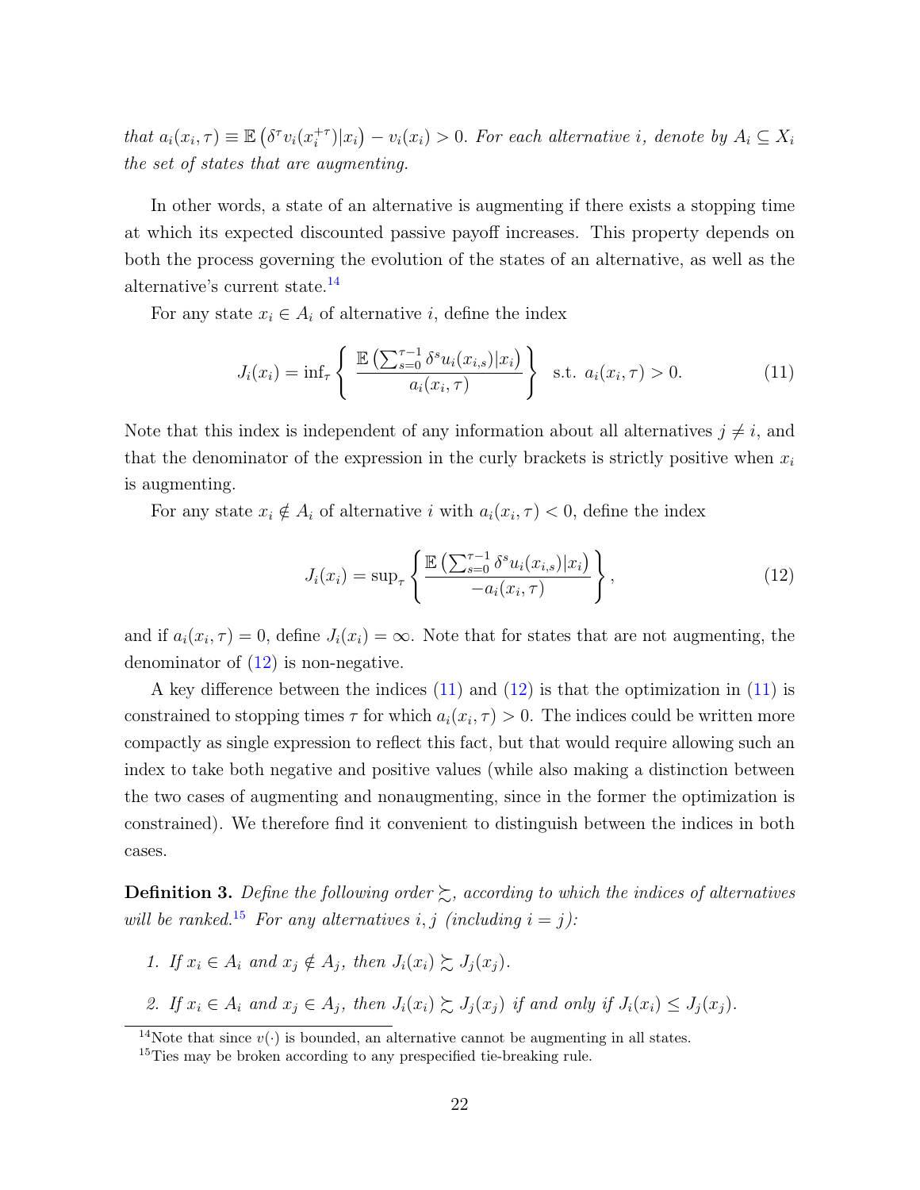*that* $a_i(x_i, \tau) \equiv \mathbb{E}\left(\delta^\tau v_i(x_i^{+\tau})|x_i\right) - v_i(x_i) > 0$. *For each alternative* $i$, *denote by* $A_i \subseteq X_i$ *the set of states that are augmenting.*

In other words, a state of an alternative is augmenting if there exists a stopping time at which its expected discounted passive payoff increases. This property depends on both the process governing the evolution of the states of an alternative, as well as the alternative's current state.[14]

For any state $x_i \in A_i$ of alternative $i$, define the index

$$J_i(x_i) = \inf_\tau \left\{ \frac{\mathbb{E}\left(\sum_{s=0}^{\tau-1} \delta^s u_i(x_{i,s})|x_i\right)}{a_i(x_i,\tau)} \right\} \text{ s.t. } a_i(x_i,\tau) > 0. \tag{11}$$

Note that this index is independent of any information about all alternatives $j \neq i$, and that the denominator of the expression in the curly brackets is strictly positive when $x_i$ is augmenting.

For any state $x_i \notin A_i$ of alternative $i$ with $a_i(x_i, \tau) < 0$, define the index

$$J_i(x_i) = \sup_\tau \left\{ \frac{\mathbb{E}\left(\sum_{s=0}^{\tau-1} \delta^s u_i(x_{i,s})|x_i\right)}{-a_i(x_i,\tau)} \right\}, \tag{12}$$

and if $a_i(x_i, \tau) = 0$, define $J_i(x_i) = \infty$. Note that for states that are not augmenting, the denominator of (12) is non-negative.

A key difference between the indices (11) and (12) is that the optimization in (11) is constrained to stopping times $\tau$ for which $a_i(x_i, \tau) > 0$. The indices could be written more compactly as single expression to reflect this fact, but that would require allowing such an index to take both negative and positive values (while also making a distinction between the two cases of augmenting and nonaugmenting, since in the former the optimization is constrained). We therefore find it convenient to distinguish between the indices in both cases.

**Definition 3.** *Define the following order* $\succsim$, *according to which the indices of alternatives will be ranked.*[15] *For any alternatives* $i, j$ *(including* $i = j$*):*

1. *If* $x_i \in A_i$ *and* $x_j \notin A_j$, *then* $J_i(x_i) \succsim J_j(x_j)$.
2. *If* $x_i \in A_i$ *and* $x_j \in A_j$, *then* $J_i(x_i) \succsim J_j(x_j)$ *if and only if* $J_i(x_i) \leq J_j(x_j)$.

---

[14] Note that since $v(\cdot)$ is bounded, an alternative cannot be augmenting in all states.

[15] Ties may be broken according to any prespecified tie-breaking rule.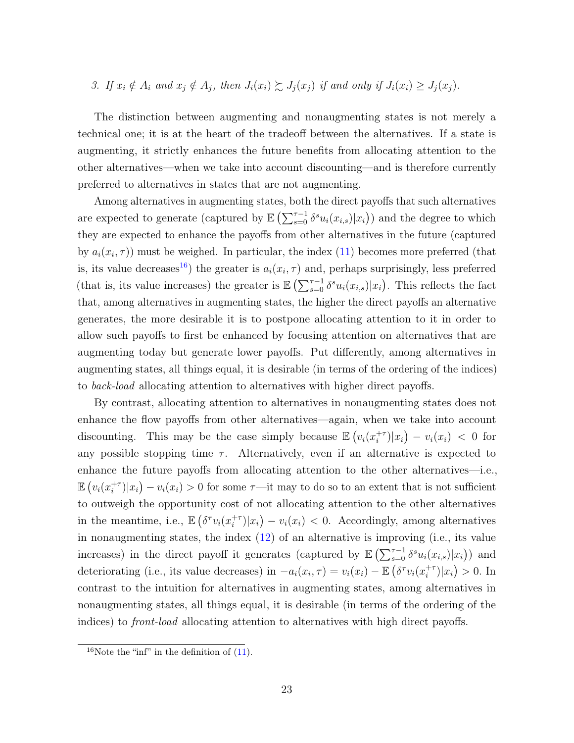3. *If $x_i \notin A_i$ and $x_j \notin A_j$, then $J_i(x_i) \succsim J_j(x_j)$ if and only if $J_i(x_i) \geq J_j(x_j)$.*

The distinction between augmenting and nonaugmenting states is not merely a technical one; it is at the heart of the tradeoff between the alternatives. If a state is augmenting, it strictly enhances the future benefits from allocating attention to the other alternatives—when we take into account discounting—and is therefore currently preferred to alternatives in states that are not augmenting.

Among alternatives in augmenting states, both the direct payoffs that such alternatives are expected to generate (captured by $\mathbb{E}\left(\sum_{s=0}^{\tau-1} \delta^s u_i(x_{i,s})|x_i\right)$) and the degree to which they are expected to enhance the payoffs from other alternatives in the future (captured by $a_i(x_i, \tau)$) must be weighed. In particular, the index (11) becomes more preferred (that is, its value decreases[16]) the greater is $a_i(x_i, \tau)$ and, perhaps surprisingly, less preferred (that is, its value increases) the greater is $\mathbb{E}\left(\sum_{s=0}^{\tau-1} \delta^s u_i(x_{i,s})|x_i\right)$. This reflects the fact that, among alternatives in augmenting states, the higher the direct payoffs an alternative generates, the more desirable it is to postpone allocating attention to it in order to allow such payoffs to first be enhanced by focusing attention on alternatives that are augmenting today but generate lower payoffs. Put differently, among alternatives in augmenting states, all things equal, it is desirable (in terms of the ordering of the indices) to *back-load* allocating attention to alternatives with higher direct payoffs.

By contrast, allocating attention to alternatives in nonaugmenting states does not enhance the flow payoffs from other alternatives—again, when we take into account discounting. This may be the case simply because $\mathbb{E}\left(v_i(x_i^{+\tau})|x_i\right) - v_i(x_i) < 0$ for any possible stopping time $\tau$. Alternatively, even if an alternative is expected to enhance the future payoffs from allocating attention to the other alternatives—i.e., $\mathbb{E}\left(v_i(x_i^{+\tau})|x_i\right) - v_i(x_i) > 0$ for some $\tau$—it may to do so to an extent that is not sufficient to outweigh the opportunity cost of not allocating attention to the other alternatives in the meantime, i.e., $\mathbb{E}\left(\delta^\tau v_i(x_i^{+\tau})|x_i\right) - v_i(x_i) < 0$. Accordingly, among alternatives in nonaugmenting states, the index (12) of an alternative is improving (i.e., its value increases) in the direct payoff it generates (captured by $\mathbb{E}\left(\sum_{s=0}^{\tau-1} \delta^s u_i(x_{i,s})|x_i\right)$) and deteriorating (i.e., its value decreases) in $-a_i(x_i, \tau) = v_i(x_i) - \mathbb{E}\left(\delta^\tau v_i(x_i^{+\tau})|x_i\right) > 0$. In contrast to the intuition for alternatives in augmenting states, among alternatives in nonaugmenting states, all things equal, it is desirable (in terms of the ordering of the indices) to *front-load* allocating attention to alternatives with high direct payoffs.

[16] Note the "inf" in the definition of (11).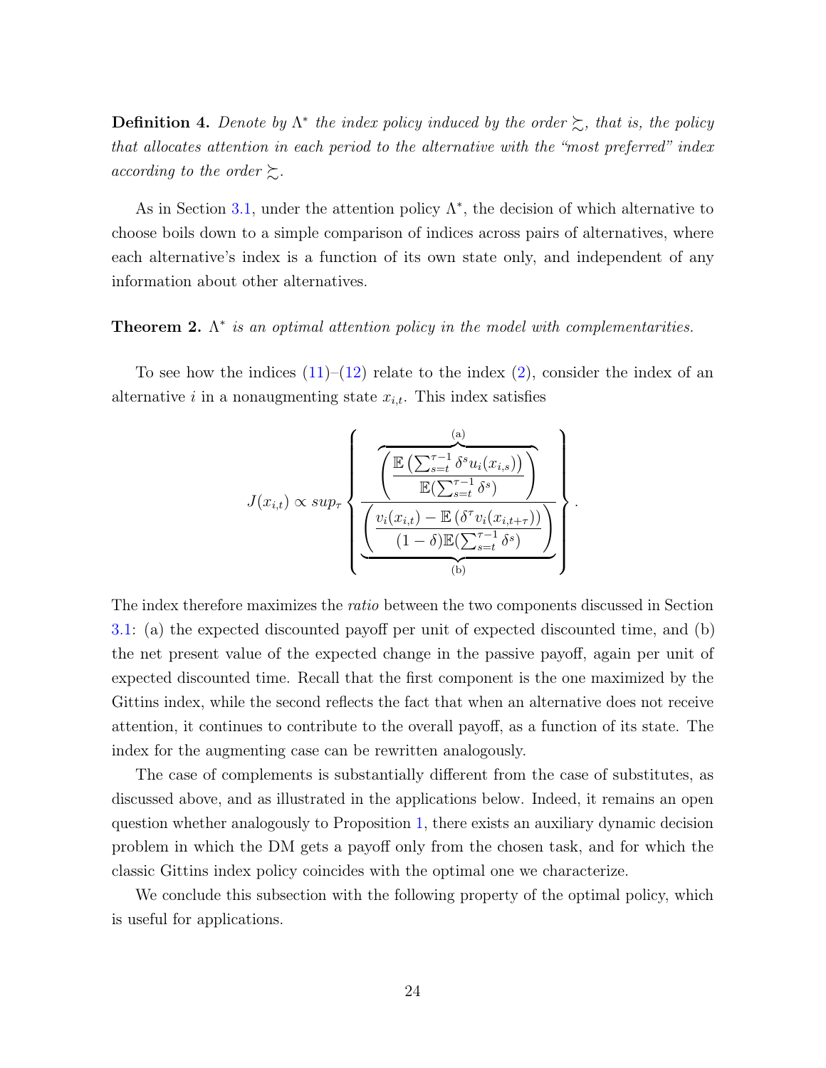**Definition 4.** *Denote by $\Lambda^*$ the index policy induced by the order $\succsim$, that is, the policy that allocates attention in each period to the alternative with the "most preferred" index according to the order $\succsim$.*

As in Section 3.1, under the attention policy $\Lambda^*$, the decision of which alternative to choose boils down to a simple comparison of indices across pairs of alternatives, where each alternative's index is a function of its own state only, and independent of any information about other alternatives.

**Theorem 2.** *$\Lambda^*$ is an optimal attention policy in the model with complementarities.*

To see how the indices (11)–(12) relate to the index (2), consider the index of an alternative $i$ in a nonaugmenting state $x_{i,t}$. This index satisfies

$$J(x_{i,t}) \propto sup_\tau \left\{ \frac{\overbrace{\left( \frac{\mathbb{E}\left(\sum_{s=t}^{\tau-1} \delta^s u_i(x_{i,s})\right)}{\mathbb{E}(\sum_{s=t}^{\tau-1} \delta^s)} \right)}^{\text{(a)}}}{\underbrace{\left( \frac{v_i(x_{i,t}) - \mathbb{E}\left(\delta^\tau v_i(x_{i,t+\tau})\right)}{(1-\delta)\mathbb{E}(\sum_{s=t}^{\tau-1} \delta^s)} \right)}_{\text{(b)}}} \right\}.$$

The index therefore maximizes the *ratio* between the two components discussed in Section 3.1: (a) the expected discounted payoff per unit of expected discounted time, and (b) the net present value of the expected change in the passive payoff, again per unit of expected discounted time. Recall that the first component is the one maximized by the Gittins index, while the second reflects the fact that when an alternative does not receive attention, it continues to contribute to the overall payoff, as a function of its state. The index for the augmenting case can be rewritten analogously.

The case of complements is substantially different from the case of substitutes, as discussed above, and as illustrated in the applications below. Indeed, it remains an open question whether analogously to Proposition 1, there exists an auxiliary dynamic decision problem in which the DM gets a payoff only from the chosen task, and for which the classic Gittins index policy coincides with the optimal one we characterize.

We conclude this subsection with the following property of the optimal policy, which is useful for applications.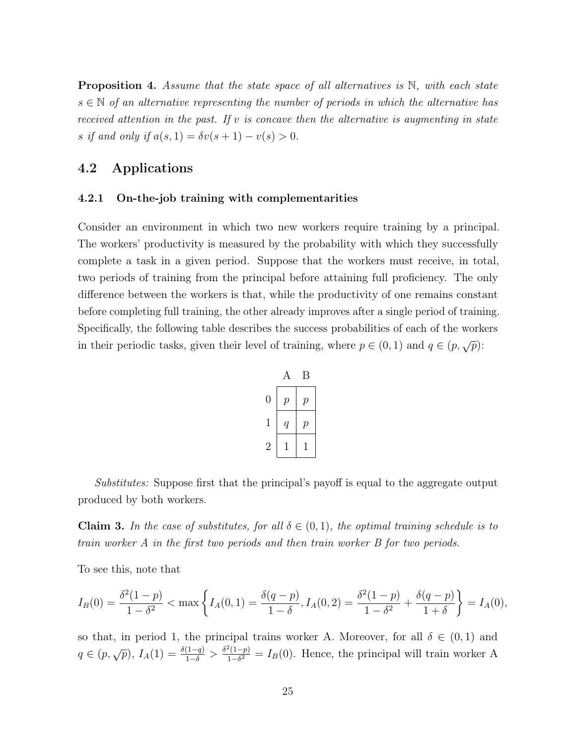**Proposition 4.** *Assume that the state space of all alternatives is $\mathbb{N}$, with each state $s \in \mathbb{N}$ of an alternative representing the number of periods in which the alternative has received attention in the past. If $v$ is concave then the alternative is augmenting in state $s$ if and only if $a(s, 1) = \delta v(s + 1) - v(s) > 0$.*

## 4.2 Applications

### 4.2.1 On-the-job training with complementarities

Consider an environment in which two new workers require training by a principal. The workers' productivity is measured by the probability with which they successfully complete a task in a given period. Suppose that the workers must receive, in total, two periods of training from the principal before attaining full proficiency. The only difference between the workers is that, while the productivity of one remains constant before completing full training, the other already improves after a single period of training. Specifically, the following table describes the success probabilities of each of the workers in their periodic tasks, given their level of training, where $p \in (0, 1)$ and $q \in (p, \sqrt{p})$:

| | A | B |
|---|---|---|
| 0 | $p$ | $p$ |
| 1 | $q$ | $p$ |
| 2 | 1 | 1 |

*Substitutes:* Suppose first that the principal's payoff is equal to the aggregate output produced by both workers.

**Claim 3.** *In the case of substitutes, for all $\delta \in (0, 1)$, the optimal training schedule is to train worker A in the first two periods and then train worker B for two periods.*

To see this, note that

$$I_B(0) = \frac{\delta^2(1-p)}{1-\delta^2} < \max\left\{ I_A(0,1) = \frac{\delta(q-p)}{1-\delta}, I_A(0,2) = \frac{\delta^2(1-p)}{1-\delta^2} + \frac{\delta(q-p)}{1+\delta} \right\} = I_A(0),$$

so that, in period 1, the principal trains worker A. Moreover, for all $\delta \in (0, 1)$ and $q \in (p, \sqrt{p})$, $I_A(1) = \frac{\delta(1-q)}{1-\delta} > \frac{\delta^2(1-p)}{1-\delta^2} = I_B(0)$. Hence, the principal will train worker A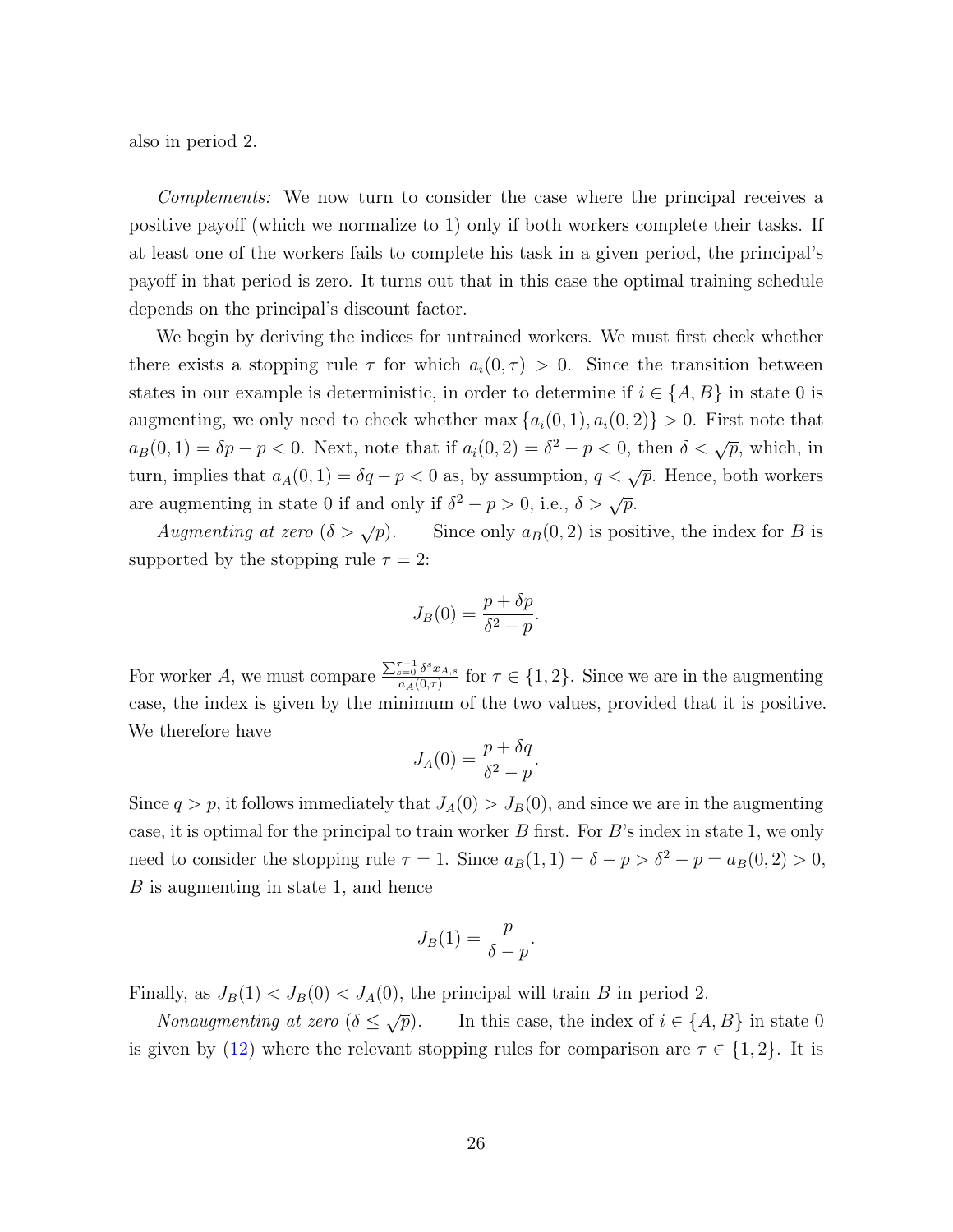also in period 2.

*Complements:* We now turn to consider the case where the principal receives a positive payoff (which we normalize to 1) only if both workers complete their tasks. If at least one of the workers fails to complete his task in a given period, the principal's payoff in that period is zero. It turns out that in this case the optimal training schedule depends on the principal's discount factor.

We begin by deriving the indices for untrained workers. We must first check whether there exists a stopping rule $\tau$ for which $a_i(0,\tau) > 0$. Since the transition between states in our example is deterministic, in order to determine if $i \in \{A, B\}$ in state 0 is augmenting, we only need to check whether $\max\{a_i(0,1), a_i(0,2)\} > 0$. First note that $a_B(0,1) = \delta p - p < 0$. Next, note that if $a_i(0,2) = \delta^2 - p < 0$, then $\delta < \sqrt{p}$, which, in turn, implies that $a_A(0,1) = \delta q - p < 0$ as, by assumption, $q < \sqrt{p}$. Hence, both workers are augmenting in state 0 if and only if $\delta^2 - p > 0$, i.e., $\delta > \sqrt{p}$.

*Augmenting at zero* ($\delta > \sqrt{p}$). Since only $a_B(0,2)$ is positive, the index for $B$ is supported by the stopping rule $\tau = 2$:

$$J_B(0) = \frac{p + \delta p}{\delta^2 - p}.$$

For worker $A$, we must compare $\frac{\sum_{s=0}^{\tau-1} \delta^s x_{A,s}}{a_A(0,\tau)}$ for $\tau \in \{1, 2\}$. Since we are in the augmenting case, the index is given by the minimum of the two values, provided that it is positive. We therefore have

$$J_A(0) = \frac{p + \delta q}{\delta^2 - p}.$$

Since $q > p$, it follows immediately that $J_A(0) > J_B(0)$, and since we are in the augmenting case, it is optimal for the principal to train worker $B$ first. For $B$'s index in state 1, we only need to consider the stopping rule $\tau = 1$. Since $a_B(1,1) = \delta - p > \delta^2 - p = a_B(0,2) > 0$, $B$ is augmenting in state 1, and hence

$$J_B(1) = \frac{p}{\delta - p}.$$

Finally, as $J_B(1) < J_B(0) < J_A(0)$, the principal will train $B$ in period 2.

*Nonaugmenting at zero* ($\delta \leq \sqrt{p}$). In this case, the index of $i \in \{A, B\}$ in state 0 is given by (12) where the relevant stopping rules for comparison are $\tau \in \{1, 2\}$. It is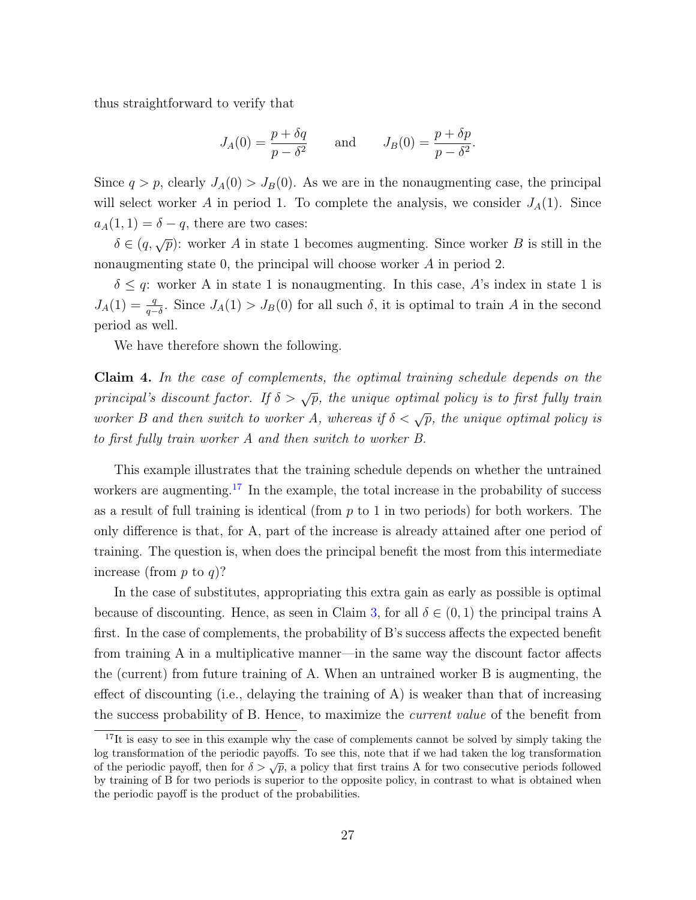thus straightforward to verify that

$$J_A(0) = \frac{p + \delta q}{p - \delta^2} \qquad \text{and} \qquad J_B(0) = \frac{p + \delta p}{p - \delta^2}.$$

Since $q > p$, clearly $J_A(0) > J_B(0)$. As we are in the nonaugmenting case, the principal will select worker $A$ in period 1. To complete the analysis, we consider $J_A(1)$. Since $a_A(1, 1) = \delta - q$, there are two cases:

$\delta \in (q, \sqrt{p})$: worker $A$ in state 1 becomes augmenting. Since worker $B$ is still in the nonaugmenting state 0, the principal will choose worker $A$ in period 2.

$\delta \leq q$: worker A in state 1 is nonaugmenting. In this case, $A$'s index in state 1 is $J_A(1) = \frac{q}{q-\delta}$. Since $J_A(1) > J_B(0)$ for all such $\delta$, it is optimal to train $A$ in the second period as well.

We have therefore shown the following.

**Claim 4.** *In the case of complements, the optimal training schedule depends on the principal's discount factor. If $\delta > \sqrt{p}$, the unique optimal policy is to first fully train worker B and then switch to worker A, whereas if $\delta < \sqrt{p}$, the unique optimal policy is to first fully train worker A and then switch to worker B.*

This example illustrates that the training schedule depends on whether the untrained workers are augmenting.[17] In the example, the total increase in the probability of success as a result of full training is identical (from $p$ to 1 in two periods) for both workers. The only difference is that, for A, part of the increase is already attained after one period of training. The question is, when does the principal benefit the most from this intermediate increase (from $p$ to $q$)?

In the case of substitutes, appropriating this extra gain as early as possible is optimal because of discounting. Hence, as seen in Claim 3, for all $\delta \in (0, 1)$ the principal trains A first. In the case of complements, the probability of B's success affects the expected benefit from training A in a multiplicative manner—in the same way the discount factor affects the (current) from future training of A. When an untrained worker B is augmenting, the effect of discounting (i.e., delaying the training of A) is weaker than that of increasing the success probability of B. Hence, to maximize the *current value* of the benefit from

[17]It is easy to see in this example why the case of complements cannot be solved by simply taking the log transformation of the periodic payoffs. To see this, note that if we had taken the log transformation of the periodic payoff, then for $\delta > \sqrt{p}$, a policy that first trains A for two consecutive periods followed by training of B for two periods is superior to the opposite policy, in contrast to what is obtained when the periodic payoff is the product of the probabilities.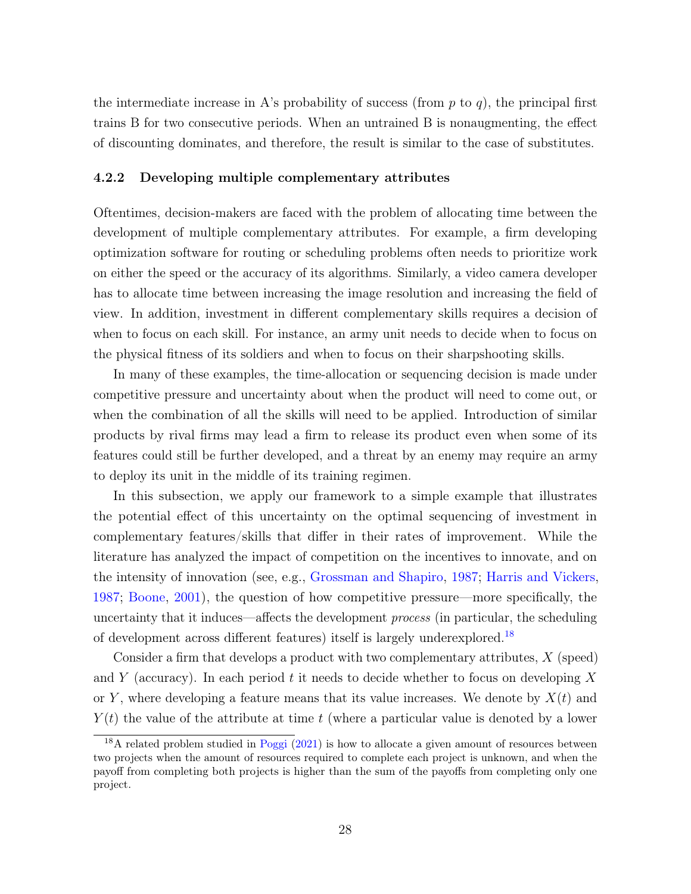the intermediate increase in A's probability of success (from $p$ to $q$), the principal first trains B for two consecutive periods. When an untrained B is nonaugmenting, the effect of discounting dominates, and therefore, the result is similar to the case of substitutes.

### 4.2.2 Developing multiple complementary attributes

Oftentimes, decision-makers are faced with the problem of allocating time between the development of multiple complementary attributes. For example, a firm developing optimization software for routing or scheduling problems often needs to prioritize work on either the speed or the accuracy of its algorithms. Similarly, a video camera developer has to allocate time between increasing the image resolution and increasing the field of view. In addition, investment in different complementary skills requires a decision of when to focus on each skill. For instance, an army unit needs to decide when to focus on the physical fitness of its soldiers and when to focus on their sharpshooting skills.

In many of these examples, the time-allocation or sequencing decision is made under competitive pressure and uncertainty about when the product will need to come out, or when the combination of all the skills will need to be applied. Introduction of similar products by rival firms may lead a firm to release its product even when some of its features could still be further developed, and a threat by an enemy may require an army to deploy its unit in the middle of its training regimen.

In this subsection, we apply our framework to a simple example that illustrates the potential effect of this uncertainty on the optimal sequencing of investment in complementary features/skills that differ in their rates of improvement. While the literature has analyzed the impact of competition on the incentives to innovate, and on the intensity of innovation (see, e.g., Grossman and Shapiro, 1987; Harris and Vickers, 1987; Boone, 2001), the question of how competitive pressure—more specifically, the uncertainty that it induces—affects the development *process* (in particular, the scheduling of development across different features) itself is largely underexplored.[18]

Consider a firm that develops a product with two complementary attributes, $X$ (speed) and $Y$ (accuracy). In each period $t$ it needs to decide whether to focus on developing $X$ or $Y$, where developing a feature means that its value increases. We denote by $X(t)$ and $Y(t)$ the value of the attribute at time $t$ (where a particular value is denoted by a lower

[18] A related problem studied in Poggi (2021) is how to allocate a given amount of resources between two projects when the amount of resources required to complete each project is unknown, and when the payoff from completing both projects is higher than the sum of the payoffs from completing only one project.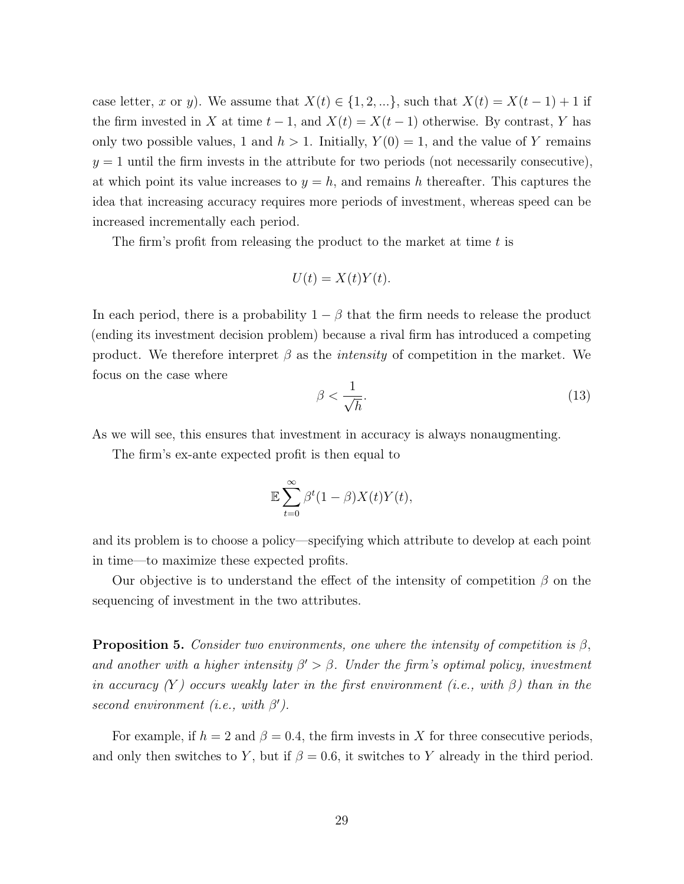case letter, $x$ or $y$). We assume that $X(t) \in \{1, 2, ...\}$, such that $X(t) = X(t-1) + 1$ if the firm invested in $X$ at time $t-1$, and $X(t) = X(t-1)$ otherwise. By contrast, $Y$ has only two possible values, 1 and $h > 1$. Initially, $Y(0) = 1$, and the value of $Y$ remains $y = 1$ until the firm invests in the attribute for two periods (not necessarily consecutive), at which point its value increases to $y = h$, and remains $h$ thereafter. This captures the idea that increasing accuracy requires more periods of investment, whereas speed can be increased incrementally each period.

The firm's profit from releasing the product to the market at time $t$ is

$$U(t) = X(t)Y(t).$$

In each period, there is a probability $1 - \beta$ that the firm needs to release the product (ending its investment decision problem) because a rival firm has introduced a competing product. We therefore interpret $\beta$ as the *intensity* of competition in the market. We focus on the case where

$$\beta < \frac{1}{\sqrt{h}}. \tag{13}$$

As we will see, this ensures that investment in accuracy is always nonaugmenting.

The firm's ex-ante expected profit is then equal to

$$\mathbb{E} \sum_{t=0}^{\infty} \beta^t (1 - \beta) X(t) Y(t),$$

and its problem is to choose a policy—specifying which attribute to develop at each point in time—to maximize these expected profits.

Our objective is to understand the effect of the intensity of competition $\beta$ on the sequencing of investment in the two attributes.

**Proposition 5.** *Consider two environments, one where the intensity of competition is $\beta$, and another with a higher intensity $\beta' > \beta$. Under the firm's optimal policy, investment in accuracy ($Y$) occurs weakly later in the first environment (i.e., with $\beta$) than in the second environment (i.e., with $\beta'$).*

For example, if $h = 2$ and $\beta = 0.4$, the firm invests in $X$ for three consecutive periods, and only then switches to $Y$, but if $\beta = 0.6$, it switches to $Y$ already in the third period.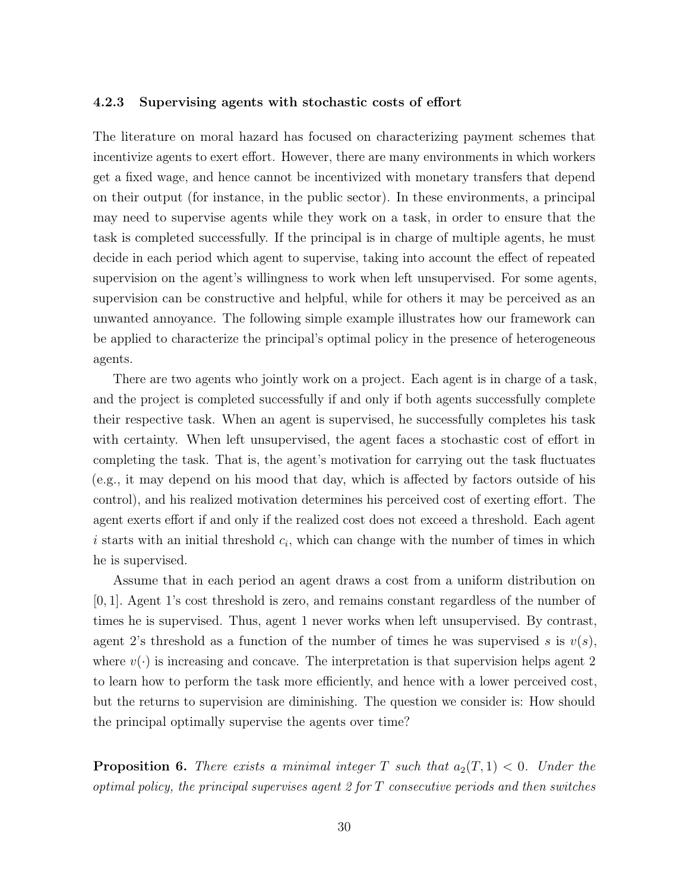### 4.2.3 Supervising agents with stochastic costs of effort

The literature on moral hazard has focused on characterizing payment schemes that incentivize agents to exert effort. However, there are many environments in which workers get a fixed wage, and hence cannot be incentivized with monetary transfers that depend on their output (for instance, in the public sector). In these environments, a principal may need to supervise agents while they work on a task, in order to ensure that the task is completed successfully. If the principal is in charge of multiple agents, he must decide in each period which agent to supervise, taking into account the effect of repeated supervision on the agent's willingness to work when left unsupervised. For some agents, supervision can be constructive and helpful, while for others it may be perceived as an unwanted annoyance. The following simple example illustrates how our framework can be applied to characterize the principal's optimal policy in the presence of heterogeneous agents.

There are two agents who jointly work on a project. Each agent is in charge of a task, and the project is completed successfully if and only if both agents successfully complete their respective task. When an agent is supervised, he successfully completes his task with certainty. When left unsupervised, the agent faces a stochastic cost of effort in completing the task. That is, the agent's motivation for carrying out the task fluctuates (e.g., it may depend on his mood that day, which is affected by factors outside of his control), and his realized motivation determines his perceived cost of exerting effort. The agent exerts effort if and only if the realized cost does not exceed a threshold. Each agent $i$ starts with an initial threshold $c_i$, which can change with the number of times in which he is supervised.

Assume that in each period an agent draws a cost from a uniform distribution on $[0, 1]$. Agent 1's cost threshold is zero, and remains constant regardless of the number of times he is supervised. Thus, agent 1 never works when left unsupervised. By contrast, agent 2's threshold as a function of the number of times he was supervised $s$ is $v(s)$, where $v(\cdot)$ is increasing and concave. The interpretation is that supervision helps agent 2 to learn how to perform the task more efficiently, and hence with a lower perceived cost, but the returns to supervision are diminishing. The question we consider is: How should the principal optimally supervise the agents over time?

**Proposition 6.** *There exists a minimal integer $T$ such that $a_2(T, 1) < 0$. Under the optimal policy, the principal supervises agent 2 for $T$ consecutive periods and then switches*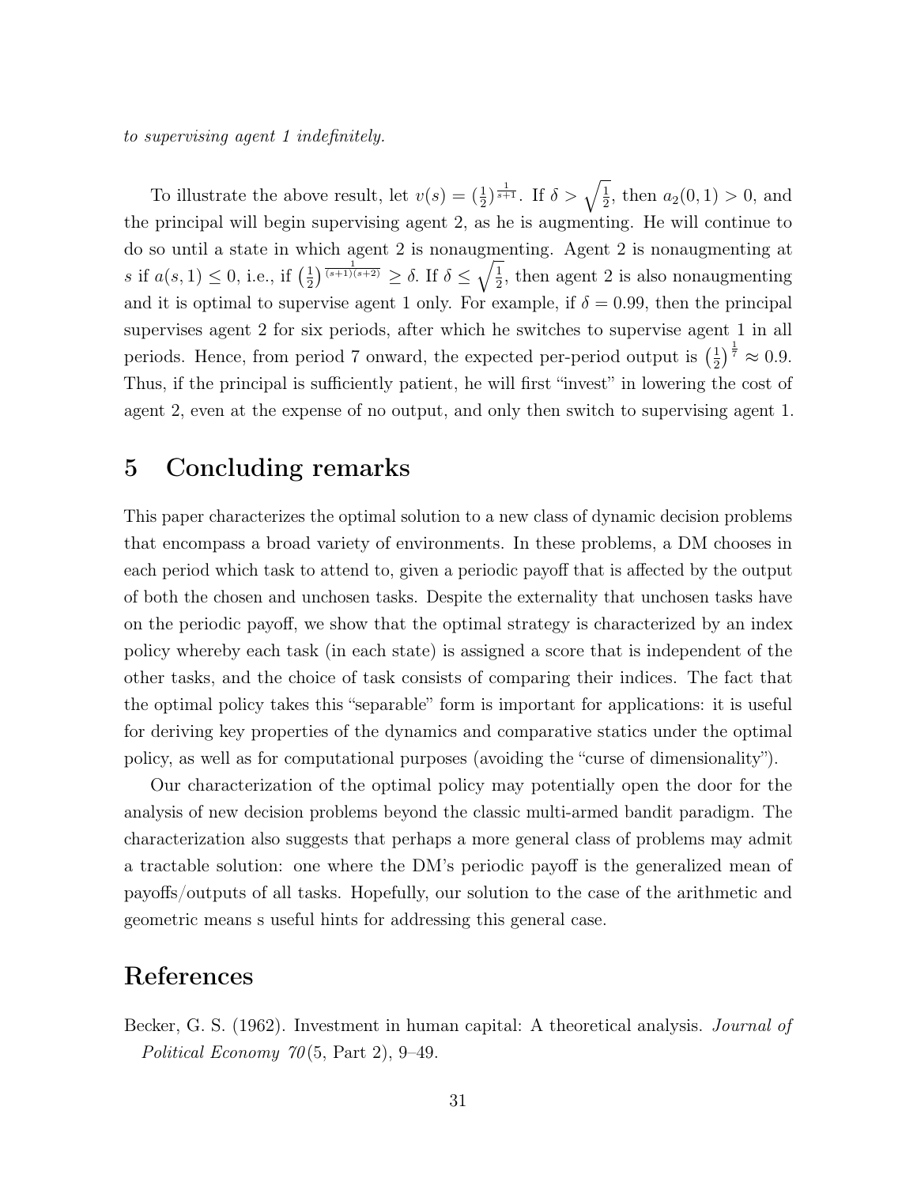*to supervising agent 1 indefinitely.*

To illustrate the above result, let $v(s) = (\frac{1}{2})^{\frac{1}{s+1}}$. If $\delta > \sqrt{\frac{1}{2}}$, then $a_2(0,1) > 0$, and the principal will begin supervising agent 2, as he is augmenting. He will continue to do so until a state in which agent 2 is nonaugmenting. Agent 2 is nonaugmenting at $s$ if $a(s,1) \leq 0$, i.e., if $\left(\frac{1}{2}\right)^{\frac{1}{(s+1)(s+2)}} \geq \delta$. If $\delta \leq \sqrt{\frac{1}{2}}$, then agent 2 is also nonaugmenting and it is optimal to supervise agent 1 only. For example, if $\delta = 0.99$, then the principal supervises agent 2 for six periods, after which he switches to supervise agent 1 in all periods. Hence, from period 7 onward, the expected per-period output is $\left(\frac{1}{2}\right)^{\frac{1}{7}} \approx 0.9$. Thus, if the principal is sufficiently patient, he will first "invest" in lowering the cost of agent 2, even at the expense of no output, and only then switch to supervising agent 1.

# 5 Concluding remarks

This paper characterizes the optimal solution to a new class of dynamic decision problems that encompass a broad variety of environments. In these problems, a DM chooses in each period which task to attend to, given a periodic payoff that is affected by the output of both the chosen and unchosen tasks. Despite the externality that unchosen tasks have on the periodic payoff, we show that the optimal strategy is characterized by an index policy whereby each task (in each state) is assigned a score that is independent of the other tasks, and the choice of task consists of comparing their indices. The fact that the optimal policy takes this "separable" form is important for applications: it is useful for deriving key properties of the dynamics and comparative statics under the optimal policy, as well as for computational purposes (avoiding the "curse of dimensionality").

Our characterization of the optimal policy may potentially open the door for the analysis of new decision problems beyond the classic multi-armed bandit paradigm. The characterization also suggests that perhaps a more general class of problems may admit a tractable solution: one where the DM's periodic payoff is the generalized mean of payoffs/outputs of all tasks. Hopefully, our solution to the case of the arithmetic and geometric means s useful hints for addressing this general case.

# References

Becker, G. S. (1962). Investment in human capital: A theoretical analysis. *Journal of Political Economy 70*(5, Part 2), 9–49.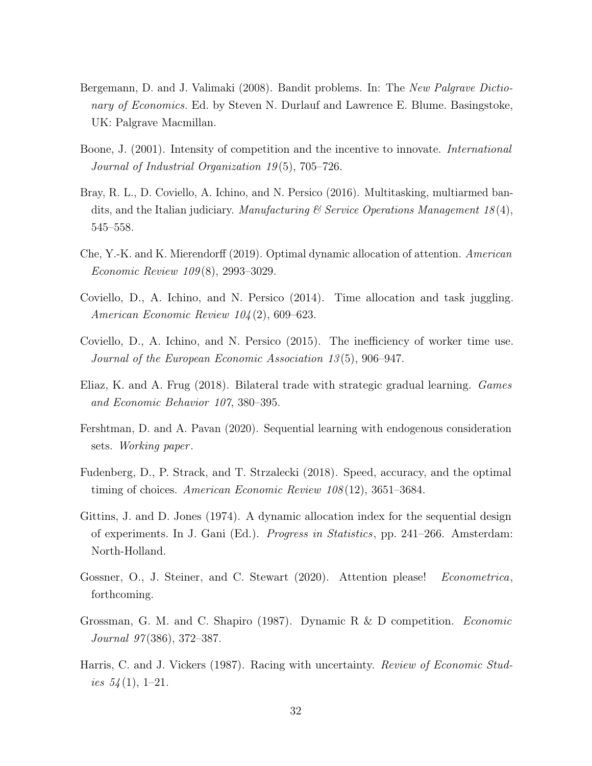Bergemann, D. and J. Valimaki (2008). Bandit problems. In: The *New Palgrave Dictionary of Economics.* Ed. by Steven N. Durlauf and Lawrence E. Blume. Basingstoke, UK: Palgrave Macmillan.

Boone, J. (2001). Intensity of competition and the incentive to innovate. *International Journal of Industrial Organization 19*(5), 705–726.

Bray, R. L., D. Coviello, A. Ichino, and N. Persico (2016). Multitasking, multiarmed bandits, and the Italian judiciary. *Manufacturing & Service Operations Management 18*(4), 545–558.

Che, Y.-K. and K. Mierendorff (2019). Optimal dynamic allocation of attention. *American Economic Review 109*(8), 2993–3029.

Coviello, D., A. Ichino, and N. Persico (2014). Time allocation and task juggling. *American Economic Review 104*(2), 609–623.

Coviello, D., A. Ichino, and N. Persico (2015). The inefficiency of worker time use. *Journal of the European Economic Association 13*(5), 906–947.

Eliaz, K. and A. Frug (2018). Bilateral trade with strategic gradual learning. *Games and Economic Behavior 107*, 380–395.

Fershtman, D. and A. Pavan (2020). Sequential learning with endogenous consideration sets. *Working paper*.

Fudenberg, D., P. Strack, and T. Strzalecki (2018). Speed, accuracy, and the optimal timing of choices. *American Economic Review 108*(12), 3651–3684.

Gittins, J. and D. Jones (1974). A dynamic allocation index for the sequential design of experiments. In J. Gani (Ed.). *Progress in Statistics*, pp. 241–266. Amsterdam: North-Holland.

Gossner, O., J. Steiner, and C. Stewart (2020). Attention please! *Econometrica*, forthcoming.

Grossman, G. M. and C. Shapiro (1987). Dynamic R & D competition. *Economic Journal 97*(386), 372–387.

Harris, C. and J. Vickers (1987). Racing with uncertainty. *Review of Economic Studies 54*(1), 1–21.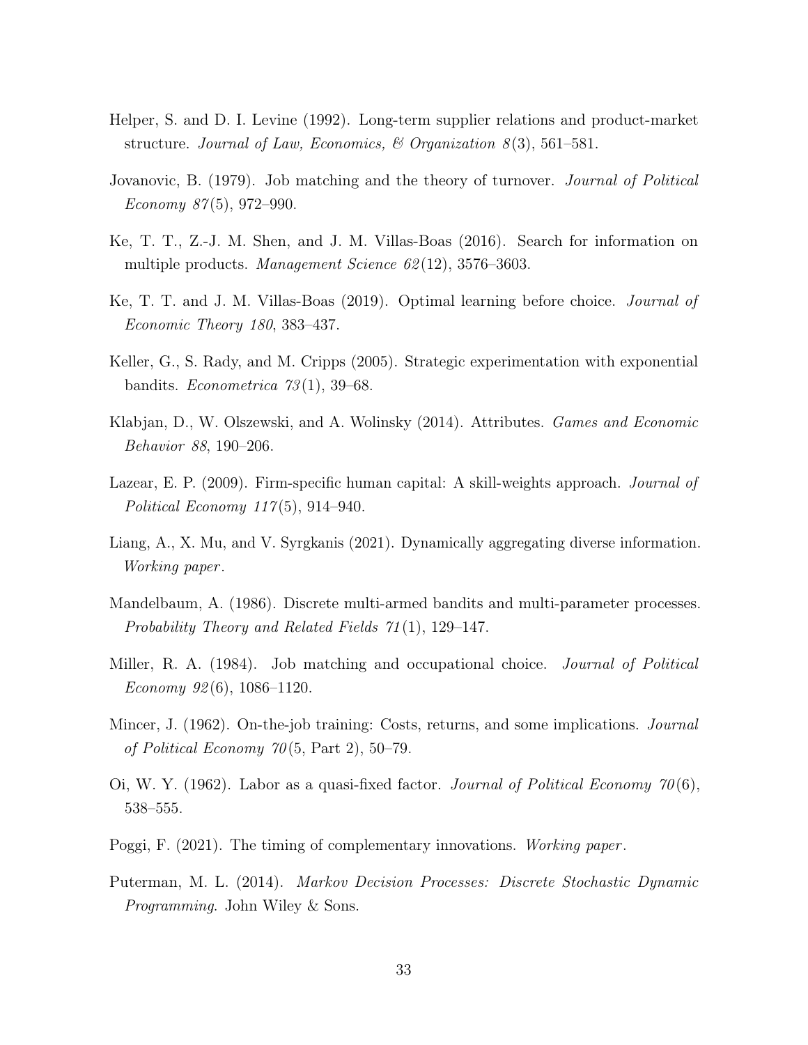Helper, S. and D. I. Levine (1992). Long-term supplier relations and product-market structure. *Journal of Law, Economics, & Organization 8*(3), 561–581.

Jovanovic, B. (1979). Job matching and the theory of turnover. *Journal of Political Economy 87*(5), 972–990.

Ke, T. T., Z.-J. M. Shen, and J. M. Villas-Boas (2016). Search for information on multiple products. *Management Science 62*(12), 3576–3603.

Ke, T. T. and J. M. Villas-Boas (2019). Optimal learning before choice. *Journal of Economic Theory 180*, 383–437.

Keller, G., S. Rady, and M. Cripps (2005). Strategic experimentation with exponential bandits. *Econometrica 73*(1), 39–68.

Klabjan, D., W. Olszewski, and A. Wolinsky (2014). Attributes. *Games and Economic Behavior 88*, 190–206.

Lazear, E. P. (2009). Firm-specific human capital: A skill-weights approach. *Journal of Political Economy 117*(5), 914–940.

Liang, A., X. Mu, and V. Syrgkanis (2021). Dynamically aggregating diverse information. *Working paper*.

Mandelbaum, A. (1986). Discrete multi-armed bandits and multi-parameter processes. *Probability Theory and Related Fields 71*(1), 129–147.

Miller, R. A. (1984). Job matching and occupational choice. *Journal of Political Economy 92*(6), 1086–1120.

Mincer, J. (1962). On-the-job training: Costs, returns, and some implications. *Journal of Political Economy 70*(5, Part 2), 50–79.

Oi, W. Y. (1962). Labor as a quasi-fixed factor. *Journal of Political Economy 70*(6), 538–555.

Poggi, F. (2021). The timing of complementary innovations. *Working paper*.

Puterman, M. L. (2014). *Markov Decision Processes: Discrete Stochastic Dynamic Programming*. John Wiley & Sons.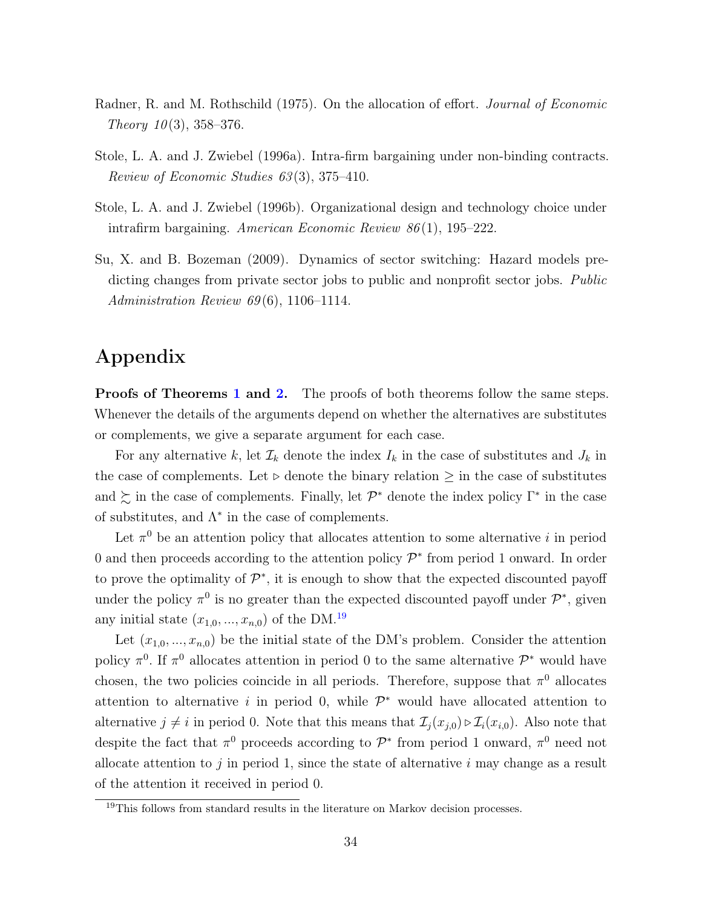Radner, R. and M. Rothschild (1975). On the allocation of effort. *Journal of Economic Theory 10*(3), 358–376.

Stole, L. A. and J. Zwiebel (1996a). Intra-firm bargaining under non-binding contracts. *Review of Economic Studies 63*(3), 375–410.

Stole, L. A. and J. Zwiebel (1996b). Organizational design and technology choice under intrafirm bargaining. *American Economic Review 86*(1), 195–222.

Su, X. and B. Bozeman (2009). Dynamics of sector switching: Hazard models predicting changes from private sector jobs to public and nonprofit sector jobs. *Public Administration Review 69*(6), 1106–1114.

# Appendix

**Proofs of Theorems 1 and 2.** The proofs of both theorems follow the same steps. Whenever the details of the arguments depend on whether the alternatives are substitutes or complements, we give a separate argument for each case.

For any alternative $k$, let $\mathcal{I}_k$ denote the index $I_k$ in the case of substitutes and $J_k$ in the case of complements. Let $\triangleright$ denote the binary relation $\geq$ in the case of substitutes and $\succsim$ in the case of complements. Finally, let $\mathcal{P}^*$ denote the index policy $\Gamma^*$ in the case of substitutes, and $\Lambda^*$ in the case of complements.

Let $\pi^0$ be an attention policy that allocates attention to some alternative $i$ in period 0 and then proceeds according to the attention policy $\mathcal{P}^*$ from period 1 onward. In order to prove the optimality of $\mathcal{P}^*$, it is enough to show that the expected discounted payoff under the policy $\pi^0$ is no greater than the expected discounted payoff under $\mathcal{P}^*$, given any initial state $(x_{1,0}, ..., x_{n,0})$ of the DM.[19]

Let $(x_{1,0}, ..., x_{n,0})$ be the initial state of the DM's problem. Consider the attention policy $\pi^0$. If $\pi^0$ allocates attention in period 0 to the same alternative $\mathcal{P}^*$ would have chosen, the two policies coincide in all periods. Therefore, suppose that $\pi^0$ allocates attention to alternative $i$ in period 0, while $\mathcal{P}^*$ would have allocated attention to alternative $j \neq i$ in period 0. Note that this means that $\mathcal{I}_j(x_{j,0}) \triangleright \mathcal{I}_i(x_{i,0})$. Also note that despite the fact that $\pi^0$ proceeds according to $\mathcal{P}^*$ from period 1 onward, $\pi^0$ need not allocate attention to $j$ in period 1, since the state of alternative $i$ may change as a result of the attention it received in period 0.

[19] This follows from standard results in the literature on Markov decision processes.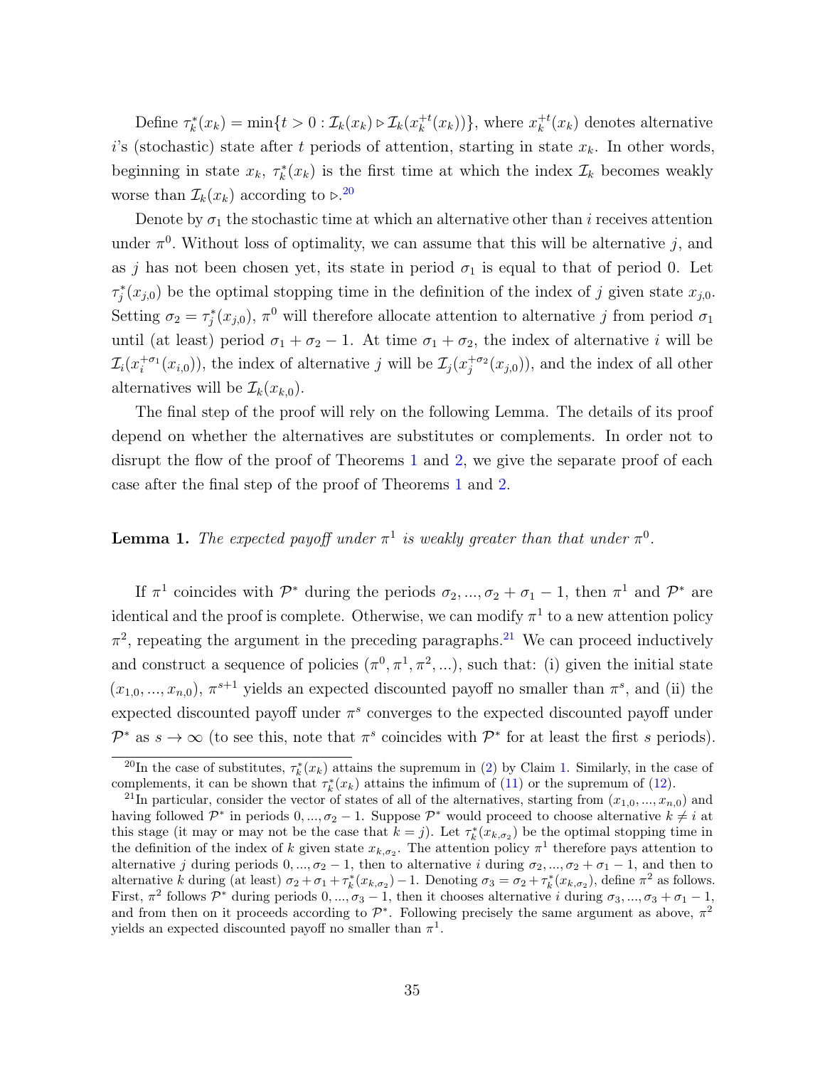Define $\tau_k^*(x_k) = \min\{t > 0 : \mathcal{I}_k(x_k) \triangleright \mathcal{I}_k(x_k^{+t}(x_k))\}$, where $x_k^{+t}(x_k)$ denotes alternative $i$'s (stochastic) state after $t$ periods of attention, starting in state $x_k$. In other words, beginning in state $x_k$, $\tau_k^*(x_k)$ is the first time at which the index $\mathcal{I}_k$ becomes weakly worse than $\mathcal{I}_k(x_k)$ according to $\triangleright$.[20]

Denote by $\sigma_1$ the stochastic time at which an alternative other than $i$ receives attention under $\pi^0$. Without loss of optimality, we can assume that this will be alternative $j$, and as $j$ has not been chosen yet, its state in period $\sigma_1$ is equal to that of period 0. Let $\tau_j^*(x_{j,0})$ be the optimal stopping time in the definition of the index of $j$ given state $x_{j,0}$. Setting $\sigma_2 = \tau_j^*(x_{j,0})$, $\pi^0$ will therefore allocate attention to alternative $j$ from period $\sigma_1$ until (at least) period $\sigma_1 + \sigma_2 - 1$. At time $\sigma_1 + \sigma_2$, the index of alternative $i$ will be $\mathcal{I}_i(x_i^{+\sigma_1}(x_{i,0}))$, the index of alternative $j$ will be $\mathcal{I}_j(x_j^{+\sigma_2}(x_{j,0}))$, and the index of all other alternatives will be $\mathcal{I}_k(x_{k,0})$.

The final step of the proof will rely on the following Lemma. The details of its proof depend on whether the alternatives are substitutes or complements. In order not to disrupt the flow of the proof of Theorems 1 and 2, we give the separate proof of each case after the final step of the proof of Theorems 1 and 2.

**Lemma 1.** *The expected payoff under $\pi^1$ is weakly greater than that under $\pi^0$.*

If $\pi^1$ coincides with $\mathcal{P}^*$ during the periods $\sigma_2, ..., \sigma_2 + \sigma_1 - 1$, then $\pi^1$ and $\mathcal{P}^*$ are identical and the proof is complete. Otherwise, we can modify $\pi^1$ to a new attention policy $\pi^2$, repeating the argument in the preceding paragraphs.[21] We can proceed inductively and construct a sequence of policies $(\pi^0, \pi^1, \pi^2, ...)$, such that: (i) given the initial state $(x_{1,0}, ..., x_{n,0})$, $\pi^{s+1}$ yields an expected discounted payoff no smaller than $\pi^s$, and (ii) the expected discounted payoff under $\pi^s$ converges to the expected discounted payoff under $\mathcal{P}^*$ as $s \to \infty$ (to see this, note that $\pi^s$ coincides with $\mathcal{P}^*$ for at least the first $s$ periods).

---

[20] In the case of substitutes, $\tau_k^*(x_k)$ attains the supremum in (2) by Claim 1. Similarly, in the case of complements, it can be shown that $\tau_k^*(x_k)$ attains the infimum of (11) or the supremum of (12).

[21] In particular, consider the vector of states of all of the alternatives, starting from $(x_{1,0}, ..., x_{n,0})$ and having followed $\mathcal{P}^*$ in periods $0, ..., \sigma_2 - 1$. Suppose $\mathcal{P}^*$ would proceed to choose alternative $k \neq i$ at this stage (it may or may not be the case that $k = j$). Let $\tau_k^*(x_{k,\sigma_2})$ be the optimal stopping time in the definition of the index of $k$ given state $x_{k,\sigma_2}$. The attention policy $\pi^1$ therefore pays attention to alternative $j$ during periods $0, ..., \sigma_2 - 1$, then to alternative $i$ during $\sigma_2, ..., \sigma_2 + \sigma_1 - 1$, and then to alternative $k$ during (at least) $\sigma_2 + \sigma_1 + \tau_k^*(x_{k,\sigma_2}) - 1$. Denoting $\sigma_3 = \sigma_2 + \tau_k^*(x_{k,\sigma_2})$, define $\pi^2$ as follows. First, $\pi^2$ follows $\mathcal{P}^*$ during periods $0, ..., \sigma_3 - 1$, then it chooses alternative $i$ during $\sigma_3, ..., \sigma_3 + \sigma_1 - 1$, and from then on it proceeds according to $\mathcal{P}^*$. Following precisely the same argument as above, $\pi^2$ yields an expected discounted payoff no smaller than $\pi^1$.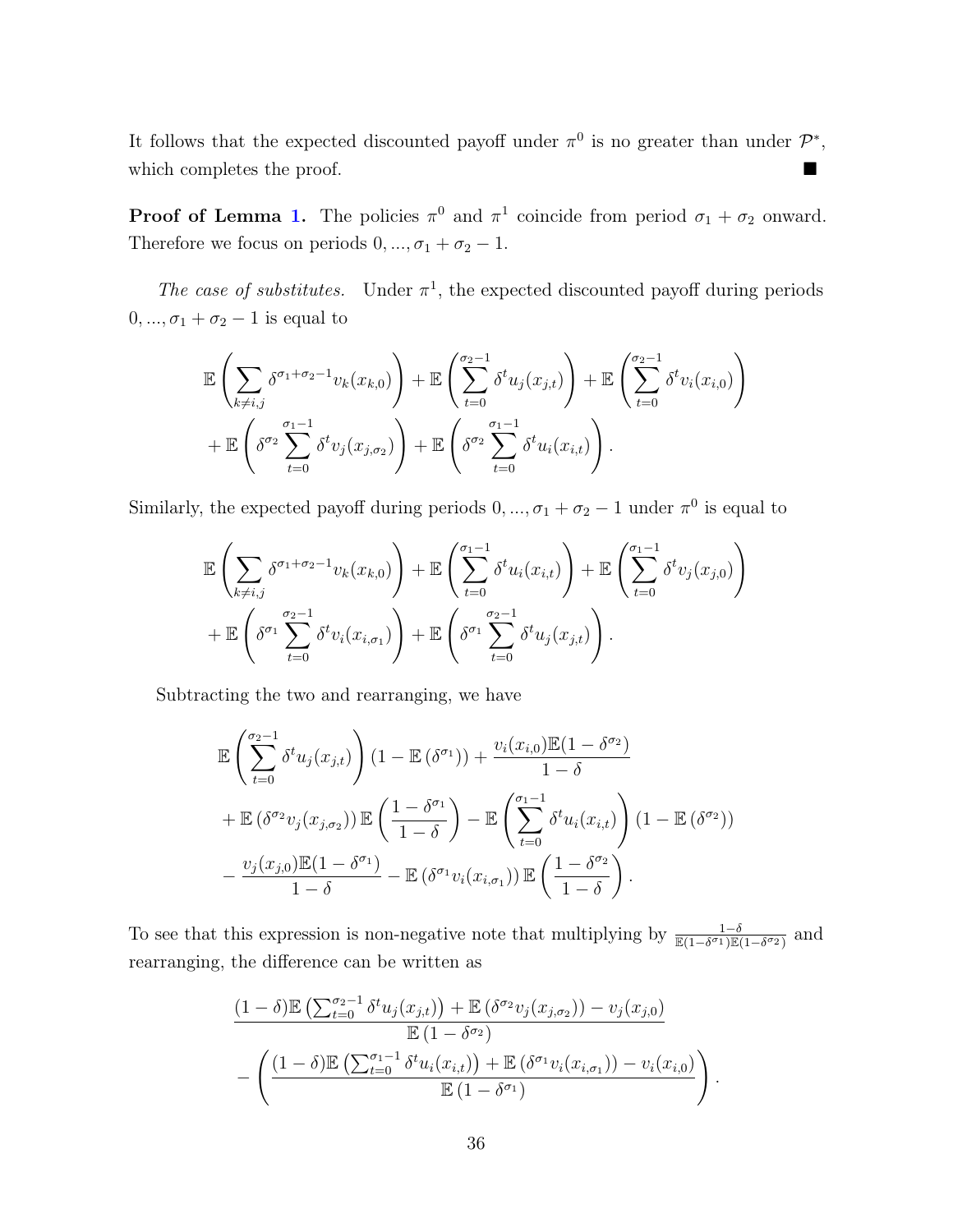It follows that the expected discounted payoff under $\pi^0$ is no greater than under $\mathcal{P}^*$, which completes the proof. ■

**Proof of Lemma 1.** The policies $\pi^0$ and $\pi^1$ coincide from period $\sigma_1 + \sigma_2$ onward. Therefore we focus on periods $0, ..., \sigma_1 + \sigma_2 - 1$.

*The case of substitutes.* Under $\pi^1$, the expected discounted payoff during periods $0, ..., \sigma_1 + \sigma_2 - 1$ is equal to

$$\mathbb{E}\left(\sum_{k \neq i,j} \delta^{\sigma_1+\sigma_2-1} v_k(x_{k,0})\right) + \mathbb{E}\left(\sum_{t=0}^{\sigma_2-1} \delta^t u_j(x_{j,t})\right) + \mathbb{E}\left(\sum_{t=0}^{\sigma_2-1} \delta^t v_i(x_{i,0})\right)$$
$$+ \mathbb{E}\left(\delta^{\sigma_2} \sum_{t=0}^{\sigma_1-1} \delta^t v_j(x_{j,\sigma_2})\right) + \mathbb{E}\left(\delta^{\sigma_2} \sum_{t=0}^{\sigma_1-1} \delta^t u_i(x_{i,t})\right).$$

Similarly, the expected payoff during periods $0, ..., \sigma_1 + \sigma_2 - 1$ under $\pi^0$ is equal to

$$\mathbb{E}\left(\sum_{k \neq i,j} \delta^{\sigma_1+\sigma_2-1} v_k(x_{k,0})\right) + \mathbb{E}\left(\sum_{t=0}^{\sigma_1-1} \delta^t u_i(x_{i,t})\right) + \mathbb{E}\left(\sum_{t=0}^{\sigma_1-1} \delta^t v_j(x_{j,0})\right)$$
$$+ \mathbb{E}\left(\delta^{\sigma_1} \sum_{t=0}^{\sigma_2-1} \delta^t v_i(x_{i,\sigma_1})\right) + \mathbb{E}\left(\delta^{\sigma_1} \sum_{t=0}^{\sigma_2-1} \delta^t u_j(x_{j,t})\right).$$

Subtracting the two and rearranging, we have

$$\mathbb{E}\left(\sum_{t=0}^{\sigma_2-1} \delta^t u_j(x_{j,t})\right)(1 - \mathbb{E}(\delta^{\sigma_1})) + \frac{v_i(x_{i,0})\mathbb{E}(1-\delta^{\sigma_2})}{1-\delta}$$
$$+ \mathbb{E}(\delta^{\sigma_2} v_j(x_{j,\sigma_2}))\, \mathbb{E}\left(\frac{1-\delta^{\sigma_1}}{1-\delta}\right) - \mathbb{E}\left(\sum_{t=0}^{\sigma_1-1} \delta^t u_i(x_{i,t})\right)(1 - \mathbb{E}(\delta^{\sigma_2}))$$
$$- \frac{v_j(x_{j,0})\mathbb{E}(1-\delta^{\sigma_1})}{1-\delta} - \mathbb{E}(\delta^{\sigma_1} v_i(x_{i,\sigma_1}))\, \mathbb{E}\left(\frac{1-\delta^{\sigma_2}}{1-\delta}\right).$$

To see that this expression is non-negative note that multiplying by $\frac{1-\delta}{\mathbb{E}(1-\delta^{\sigma_1})\mathbb{E}(1-\delta^{\sigma_2})}$ and rearranging, the difference can be written as

$$\frac{(1-\delta)\mathbb{E}\left(\sum_{t=0}^{\sigma_2-1} \delta^t u_j(x_{j,t})\right) + \mathbb{E}(\delta^{\sigma_2} v_j(x_{j,\sigma_2})) - v_j(x_{j,0})}{\mathbb{E}(1-\delta^{\sigma_2})}$$
$$- \left(\frac{(1-\delta)\mathbb{E}\left(\sum_{t=0}^{\sigma_1-1} \delta^t u_i(x_{i,t})\right) + \mathbb{E}(\delta^{\sigma_1} v_i(x_{i,\sigma_1})) - v_i(x_{i,0})}{\mathbb{E}(1-\delta^{\sigma_1})}\right).$$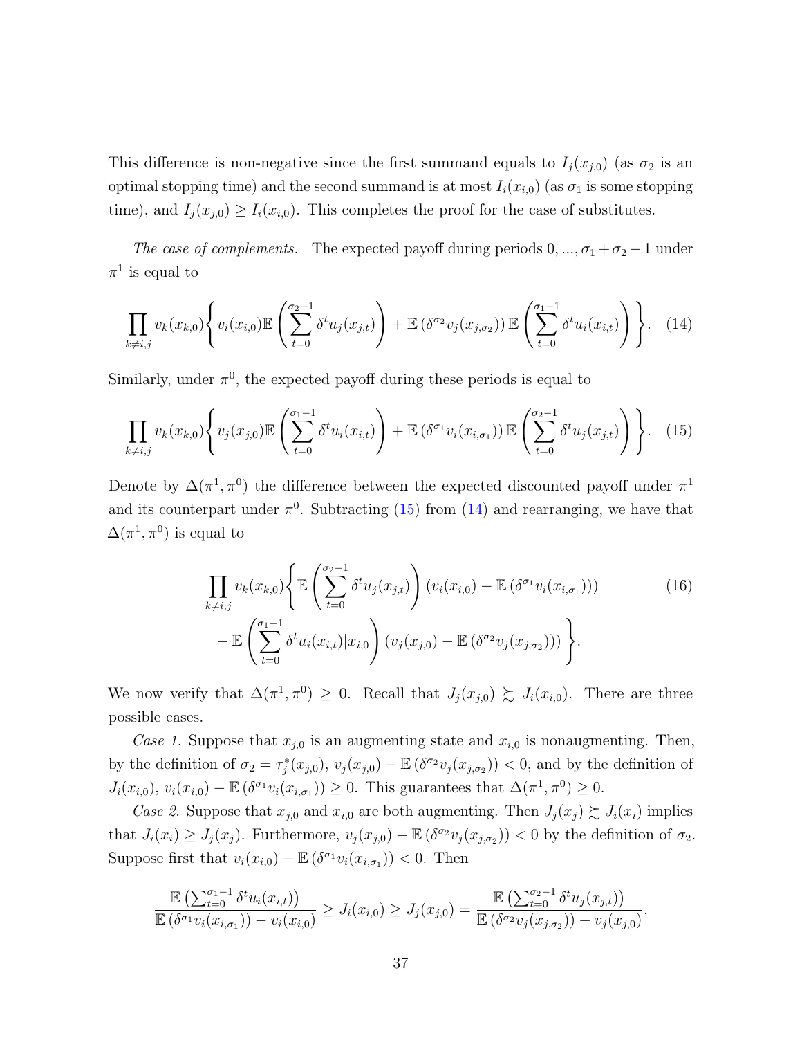This difference is non-negative since the first summand equals to $I_j(x_{j,0})$ (as $\sigma_2$ is an optimal stopping time) and the second summand is at most $I_i(x_{i,0})$ (as $\sigma_1$ is some stopping time), and $I_j(x_{j,0}) \geq I_i(x_{i,0})$. This completes the proof for the case of substitutes.

*The case of complements.* The expected payoff during periods $0, ..., \sigma_1 + \sigma_2 - 1$ under $\pi^1$ is equal to

$$\prod_{k \neq i,j} v_k(x_{k,0}) \left\{ v_i(x_{i,0}) \mathbb{E}\left( \sum_{t=0}^{\sigma_2 - 1} \delta^t u_j(x_{j,t}) \right) + \mathbb{E}\left(\delta^{\sigma_2} v_j(x_{j,\sigma_2})\right) \mathbb{E}\left( \sum_{t=0}^{\sigma_1 - 1} \delta^t u_i(x_{i,t}) \right) \right\}. \quad (14)$$

Similarly, under $\pi^0$, the expected payoff during these periods is equal to

$$\prod_{k \neq i,j} v_k(x_{k,0}) \left\{ v_j(x_{j,0}) \mathbb{E}\left( \sum_{t=0}^{\sigma_1 - 1} \delta^t u_i(x_{i,t}) \right) + \mathbb{E}\left(\delta^{\sigma_1} v_i(x_{i,\sigma_1})\right) \mathbb{E}\left( \sum_{t=0}^{\sigma_2 - 1} \delta^t u_j(x_{j,t}) \right) \right\}. \quad (15)$$

Denote by $\Delta(\pi^1, \pi^0)$ the difference between the expected discounted payoff under $\pi^1$ and its counterpart under $\pi^0$. Subtracting (15) from (14) and rearranging, we have that $\Delta(\pi^1, \pi^0)$ is equal to

$$\begin{aligned} \prod_{k \neq i,j} v_k(x_{k,0}) \Bigg\{ & \mathbb{E}\left( \sum_{t=0}^{\sigma_2 - 1} \delta^t u_j(x_{j,t}) \right) \left( v_i(x_{i,0}) - \mathbb{E}\left(\delta^{\sigma_1} v_i(x_{i,\sigma_1})\right) \right) \\ & - \mathbb{E}\left( \sum_{t=0}^{\sigma_1 - 1} \delta^t u_i(x_{i,t}) | x_{i,0} \right) \left( v_j(x_{j,0}) - \mathbb{E}\left(\delta^{\sigma_2} v_j(x_{j,\sigma_2})\right) \right) \Bigg\}. \end{aligned} \quad (16)$$

We now verify that $\Delta(\pi^1, \pi^0) \geq 0$. Recall that $J_j(x_{j,0}) \succsim J_i(x_{i,0})$. There are three possible cases.

*Case 1.* Suppose that $x_{j,0}$ is an augmenting state and $x_{i,0}$ is nonaugmenting. Then, by the definition of $\sigma_2 = \tau_j^*(x_{j,0})$, $v_j(x_{j,0}) - \mathbb{E}\left(\delta^{\sigma_2} v_j(x_{j,\sigma_2})\right) < 0$, and by the definition of $J_i(x_{i,0})$, $v_i(x_{i,0}) - \mathbb{E}\left(\delta^{\sigma_1} v_i(x_{i,\sigma_1})\right) \geq 0$. This guarantees that $\Delta(\pi^1, \pi^0) \geq 0$.

*Case 2.* Suppose that $x_{j,0}$ and $x_{i,0}$ are both augmenting. Then $J_j(x_j) \succsim J_i(x_i)$ implies that $J_i(x_i) \geq J_j(x_j)$. Furthermore, $v_j(x_{j,0}) - \mathbb{E}\left(\delta^{\sigma_2} v_j(x_{j,\sigma_2})\right) < 0$ by the definition of $\sigma_2$. Suppose first that $v_i(x_{i,0}) - \mathbb{E}\left(\delta^{\sigma_1} v_i(x_{i,\sigma_1})\right) < 0$. Then

$$\frac{\mathbb{E}\left( \sum_{t=0}^{\sigma_1 - 1} \delta^t u_i(x_{i,t}) \right)}{\mathbb{E}\left(\delta^{\sigma_1} v_i(x_{i,\sigma_1})\right) - v_i(x_{i,0})} \geq J_i(x_{i,0}) \geq J_j(x_{j,0}) = \frac{\mathbb{E}\left( \sum_{t=0}^{\sigma_2 - 1} \delta^t u_j(x_{j,t}) \right)}{\mathbb{E}\left(\delta^{\sigma_2} v_j(x_{j,\sigma_2})\right) - v_j(x_{j,0})}.$$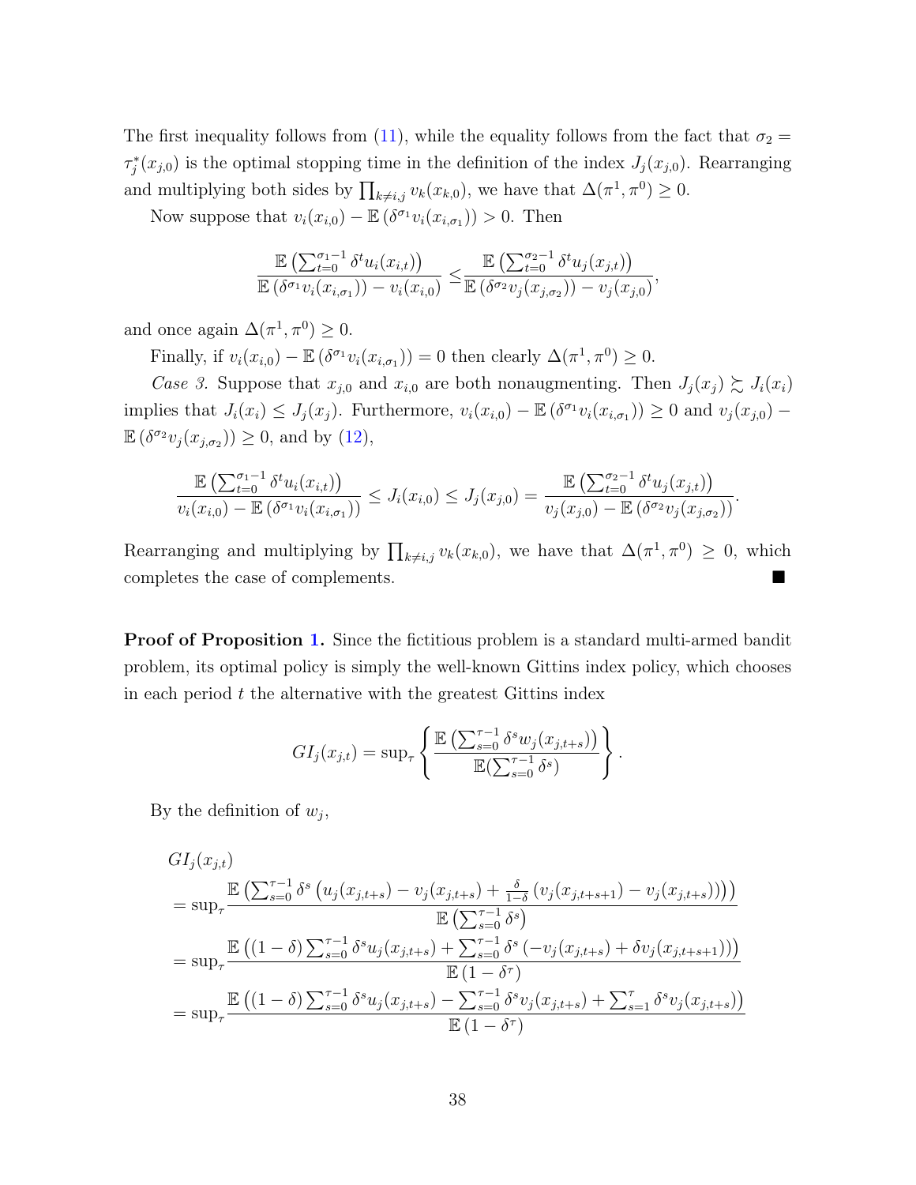The first inequality follows from (11), while the equality follows from the fact that $\sigma_2 = \tau_j^*(x_{j,0})$ is the optimal stopping time in the definition of the index $J_j(x_{j,0})$. Rearranging and multiplying both sides by $\prod_{k\neq i,j} v_k(x_{k,0})$, we have that $\Delta(\pi^1, \pi^0) \geq 0$.

Now suppose that $v_i(x_{i,0}) - \mathbb{E}\left(\delta^{\sigma_1} v_i(x_{i,\sigma_1})\right) > 0$. Then

$$\frac{\mathbb{E}\left(\sum_{t=0}^{\sigma_1-1}\delta^t u_i(x_{i,t})\right)}{\mathbb{E}\left(\delta^{\sigma_1} v_i(x_{i,\sigma_1})\right) - v_i(x_{i,0})} \leq \frac{\mathbb{E}\left(\sum_{t=0}^{\sigma_2-1}\delta^t u_j(x_{j,t})\right)}{\mathbb{E}\left(\delta^{\sigma_2} v_j(x_{j,\sigma_2})\right) - v_j(x_{j,0})},$$

and once again $\Delta(\pi^1, \pi^0) \geq 0$.

Finally, if $v_i(x_{i,0}) - \mathbb{E}\left(\delta^{\sigma_1} v_i(x_{i,\sigma_1})\right) = 0$ then clearly $\Delta(\pi^1, \pi^0) \geq 0$.

*Case 3.* Suppose that $x_{j,0}$ and $x_{i,0}$ are both nonaugmenting. Then $J_j(x_j) \succsim J_i(x_i)$ implies that $J_i(x_i) \leq J_j(x_j)$. Furthermore, $v_i(x_{i,0}) - \mathbb{E}\left(\delta^{\sigma_1} v_i(x_{i,\sigma_1})\right) \geq 0$ and $v_j(x_{j,0}) - \mathbb{E}\left(\delta^{\sigma_2} v_j(x_{j,\sigma_2})\right) \geq 0$, and by (12),

$$\frac{\mathbb{E}\left(\sum_{t=0}^{\sigma_1-1}\delta^t u_i(x_{i,t})\right)}{v_i(x_{i,0}) - \mathbb{E}\left(\delta^{\sigma_1} v_i(x_{i,\sigma_1})\right)} \leq J_i(x_{i,0}) \leq J_j(x_{j,0}) = \frac{\mathbb{E}\left(\sum_{t=0}^{\sigma_2-1}\delta^t u_j(x_{j,t})\right)}{v_j(x_{j,0}) - \mathbb{E}\left(\delta^{\sigma_2} v_j(x_{j,\sigma_2})\right)}.$$

Rearranging and multiplying by $\prod_{k\neq i,j} v_k(x_{k,0})$, we have that $\Delta(\pi^1, \pi^0) \geq 0$, which completes the case of complements. ■

**Proof of Proposition 1.** Since the fictitious problem is a standard multi-armed bandit problem, its optimal policy is simply the well-known Gittins index policy, which chooses in each period $t$ the alternative with the greatest Gittins index

$$GI_j(x_{j,t}) = \sup_\tau \left\{ \frac{\mathbb{E}\left(\sum_{s=0}^{\tau-1}\delta^s w_j(x_{j,t+s})\right)}{\mathbb{E}(\sum_{s=0}^{\tau-1}\delta^s)} \right\}.$$

By the definition of $w_j$,

$$\begin{aligned}
&GI_j(x_{j,t}) \\
&= \sup_\tau \frac{\mathbb{E}\left(\sum_{s=0}^{\tau-1}\delta^s \left(u_j(x_{j,t+s}) - v_j(x_{j,t+s}) + \frac{\delta}{1-\delta}\left(v_j(x_{j,t+s+1}) - v_j(x_{j,t+s})\right)\right)\right)}{\mathbb{E}\left(\sum_{s=0}^{\tau-1}\delta^s\right)} \\
&= \sup_\tau \frac{\mathbb{E}\left((1-\delta)\sum_{s=0}^{\tau-1}\delta^s u_j(x_{j,t+s}) + \sum_{s=0}^{\tau-1}\delta^s\left(-v_j(x_{j,t+s}) + \delta v_j(x_{j,t+s+1})\right)\right)}{\mathbb{E}\left(1-\delta^\tau\right)} \\
&= \sup_\tau \frac{\mathbb{E}\left((1-\delta)\sum_{s=0}^{\tau-1}\delta^s u_j(x_{j,t+s}) - \sum_{s=0}^{\tau-1}\delta^s v_j(x_{j,t+s}) + \sum_{s=1}^{\tau}\delta^s v_j(x_{j,t+s})\right)}{\mathbb{E}\left(1-\delta^\tau\right)}
\end{aligned}$$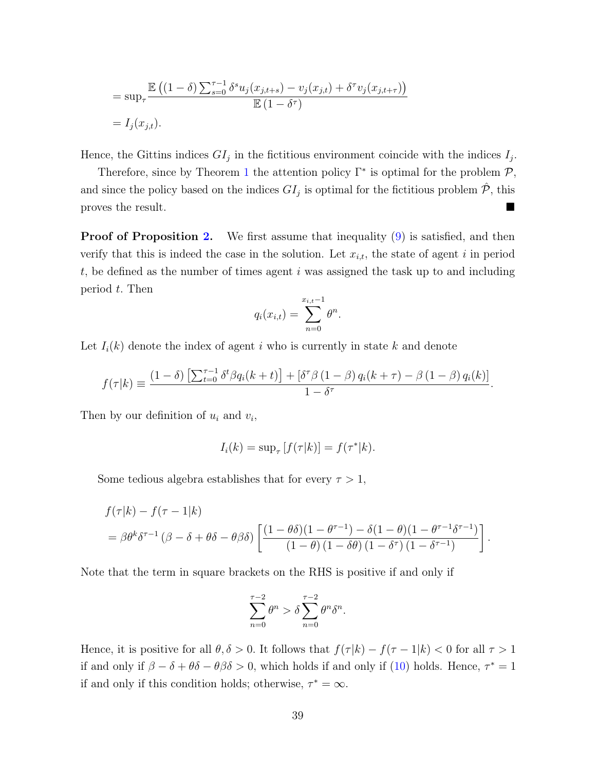$$= \sup_\tau \frac{\mathbb{E}\left((1-\delta)\sum_{s=0}^{\tau-1}\delta^s u_j(x_{j,t+s}) - v_j(x_{j,t}) + \delta^\tau v_j(x_{j,t+\tau})\right)}{\mathbb{E}\left(1-\delta^\tau\right)}$$

$$= I_j(x_{j,t}).$$

Hence, the Gittins indices $GI_j$ in the fictitious environment coincide with the indices $I_j$.

Therefore, since by Theorem 1 the attention policy $\Gamma^*$ is optimal for the problem $\mathcal{P}$, and since the policy based on the indices $GI_j$ is optimal for the fictitious problem $\hat{\mathcal{P}}$, this proves the result. ■

**Proof of Proposition 2.** We first assume that inequality (9) is satisfied, and then verify that this is indeed the case in the solution. Let $x_{i,t}$, the state of agent $i$ in period $t$, be defined as the number of times agent $i$ was assigned the task up to and including period $t$. Then

$$q_i(x_{i,t}) = \sum_{n=0}^{x_{i,t}-1} \theta^n.$$

Let $I_i(k)$ denote the index of agent $i$ who is currently in state $k$ and denote

$$f(\tau|k) \equiv \frac{(1-\delta)\left[\sum_{t=0}^{\tau-1}\delta^t \beta q_i(k+t)\right] + \left[\delta^\tau \beta\left(1-\beta\right)q_i(k+\tau) - \beta\left(1-\beta\right)q_i(k)\right]}{1-\delta^\tau}.$$

Then by our definition of $u_i$ and $v_i$,

$$I_i(k) = \sup_\tau\left[f(\tau|k)\right] = f(\tau^*|k).$$

Some tedious algebra establishes that for every $\tau > 1$,

$$\begin{aligned}
&f(\tau|k) - f(\tau-1|k) \\
&= \beta\theta^k\delta^{\tau-1}\left(\beta - \delta + \theta\delta - \theta\beta\delta\right)\left[\frac{(1-\theta\delta)(1-\theta^{\tau-1}) - \delta(1-\theta)(1-\theta^{\tau-1}\delta^{\tau-1})}{(1-\theta)\left(1-\delta\theta\right)\left(1-\delta^\tau\right)\left(1-\delta^{\tau-1}\right)}\right].
\end{aligned}$$

Note that the term in square brackets on the RHS is positive if and only if

$$\sum_{n=0}^{\tau-2}\theta^n > \delta\sum_{n=0}^{\tau-2}\theta^n\delta^n.$$

Hence, it is positive for all $\theta, \delta > 0$. It follows that $f(\tau|k) - f(\tau-1|k) < 0$ for all $\tau > 1$ if and only if $\beta - \delta + \theta\delta - \theta\beta\delta > 0$, which holds if and only if (10) holds. Hence, $\tau^* = 1$ if and only if this condition holds; otherwise, $\tau^* = \infty$.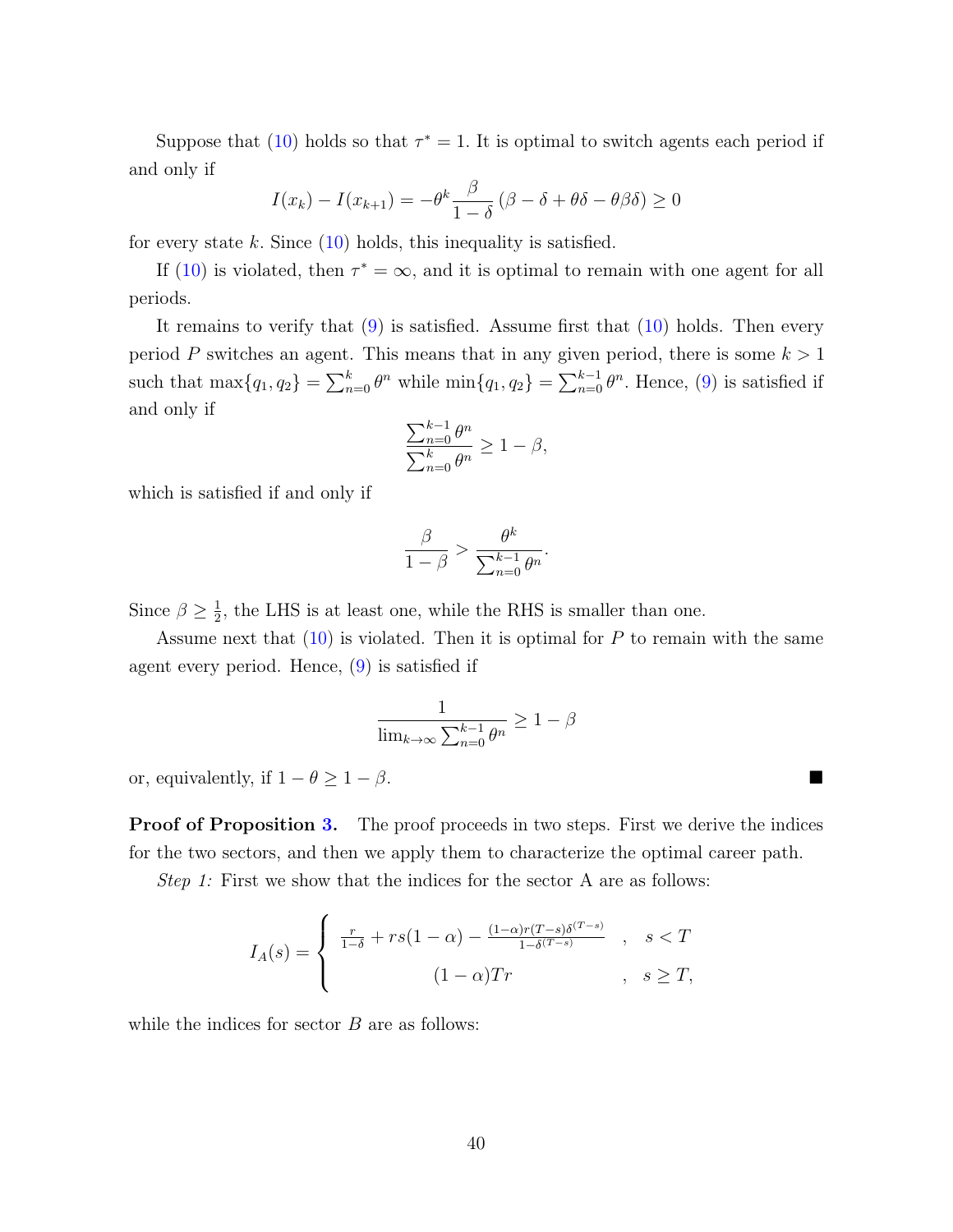Suppose that (10) holds so that $\tau^* = 1$. It is optimal to switch agents each period if and only if

$$I(x_k) - I(x_{k+1}) = -\theta^k \frac{\beta}{1-\delta}\left(\beta - \delta + \theta\delta - \theta\beta\delta\right) \geq 0$$

for every state $k$. Since (10) holds, this inequality is satisfied.

If (10) is violated, then $\tau^* = \infty$, and it is optimal to remain with one agent for all periods.

It remains to verify that (9) is satisfied. Assume first that (10) holds. Then every period $P$ switches an agent. This means that in any given period, there is some $k > 1$ such that $\max\{q_1, q_2\} = \sum_{n=0}^{k} \theta^n$ while $\min\{q_1, q_2\} = \sum_{n=0}^{k-1} \theta^n$. Hence, (9) is satisfied if and only if

$$\frac{\sum_{n=0}^{k-1} \theta^n}{\sum_{n=0}^{k} \theta^n} \geq 1 - \beta,$$

which is satisfied if and only if

$$\frac{\beta}{1-\beta} > \frac{\theta^k}{\sum_{n=0}^{k-1} \theta^n}.$$

Since $\beta \geq \frac{1}{2}$, the LHS is at least one, while the RHS is smaller than one.

Assume next that (10) is violated. Then it is optimal for $P$ to remain with the same agent every period. Hence, (9) is satisfied if

$$\frac{1}{\lim_{k\to\infty} \sum_{n=0}^{k-1} \theta^n} \geq 1 - \beta$$

or, equivalently, if $1 - \theta \geq 1 - \beta$. ■

**Proof of Proposition 3.** The proof proceeds in two steps. First we derive the indices for the two sectors, and then we apply them to characterize the optimal career path.

*Step 1:* First we show that the indices for the sector A are as follows:

$$I_A(s) = \begin{cases} \frac{r}{1-\delta} + rs(1-\alpha) - \frac{(1-\alpha)r(T-s)\delta^{(T-s)}}{1-\delta^{(T-s)}} & , \quad s < T \\ (1-\alpha)Tr & , \quad s \geq T, \end{cases}$$

while the indices for sector $B$ are as follows: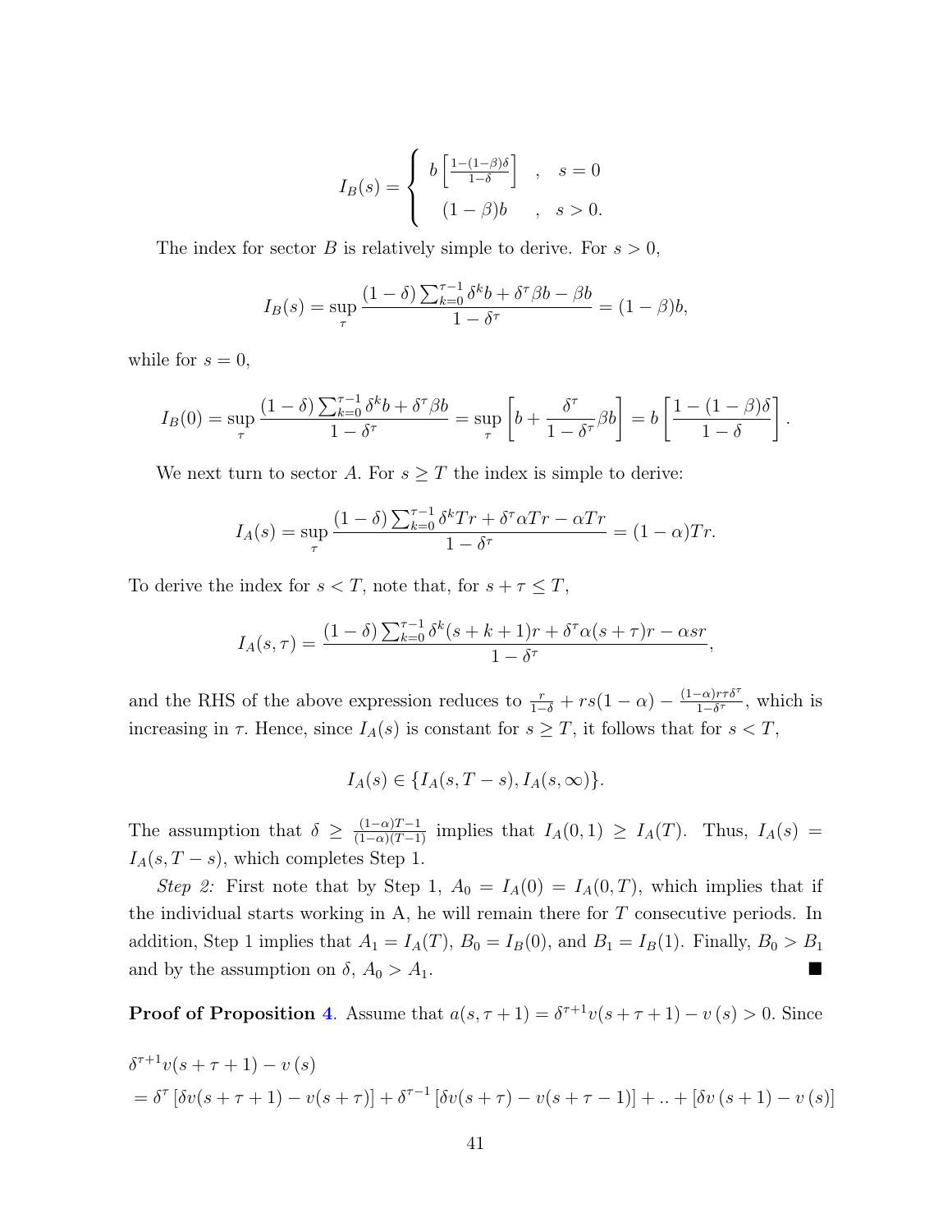$$I_B(s) = \begin{cases} b\left[\frac{1-(1-\beta)\delta}{1-\delta}\right] & , \quad s = 0 \\ (1-\beta)b & , \quad s > 0. \end{cases}$$

The index for sector $B$ is relatively simple to derive. For $s > 0$,

$$I_B(s) = \sup_{\tau} \frac{(1-\delta)\sum_{k=0}^{\tau-1}\delta^k b + \delta^\tau \beta b - \beta b}{1-\delta^\tau} = (1-\beta)b,$$

while for $s = 0$,

$$I_B(0) = \sup_{\tau} \frac{(1-\delta)\sum_{k=0}^{\tau-1}\delta^k b + \delta^\tau \beta b}{1-\delta^\tau} = \sup_{\tau}\left[b + \frac{\delta^\tau}{1-\delta^\tau}\beta b\right] = b\left[\frac{1-(1-\beta)\delta}{1-\delta}\right].$$

We next turn to sector $A$. For $s \geq T$ the index is simple to derive:

$$I_A(s) = \sup_{\tau} \frac{(1-\delta)\sum_{k=0}^{\tau-1}\delta^k Tr + \delta^\tau \alpha Tr - \alpha Tr}{1-\delta^\tau} = (1-\alpha)Tr.$$

To derive the index for $s < T$, note that, for $s + \tau \leq T$,

$$I_A(s,\tau) = \frac{(1-\delta)\sum_{k=0}^{\tau-1}\delta^k (s+k+1)r + \delta^\tau \alpha(s+\tau)r - \alpha sr}{1-\delta^\tau},$$

and the RHS of the above expression reduces to $\frac{r}{1-\delta} + rs(1-\alpha) - \frac{(1-\alpha)r\tau\delta^\tau}{1-\delta^\tau}$, which is increasing in $\tau$. Hence, since $I_A(s)$ is constant for $s \geq T$, it follows that for $s < T$,

$$I_A(s) \in \{I_A(s, T-s), I_A(s,\infty)\}.$$

The assumption that $\delta \geq \frac{(1-\alpha)T-1}{(1-\alpha)(T-1)}$ implies that $I_A(0,1) \geq I_A(T)$. Thus, $I_A(s) = I_A(s, T-s)$, which completes Step 1.

*Step 2:* First note that by Step 1, $A_0 = I_A(0) = I_A(0,T)$, which implies that if the individual starts working in A, he will remain there for $T$ consecutive periods. In addition, Step 1 implies that $A_1 = I_A(T)$, $B_0 = I_B(0)$, and $B_1 = I_B(1)$. Finally, $B_0 > B_1$ and by the assumption on $\delta$, $A_0 > A_1$. ■

**Proof of Proposition 4**. Assume that $a(s,\tau+1) = \delta^{\tau+1}v(s+\tau+1) - v(s) > 0$. Since

$$\begin{aligned}
&\delta^{\tau+1}v(s+\tau+1) - v(s) \\
&= \delta^\tau\left[\delta v(s+\tau+1) - v(s+\tau)\right] + \delta^{\tau-1}\left[\delta v(s+\tau) - v(s+\tau-1)\right] + .. + \left[\delta v(s+1) - v(s)\right]
\end{aligned}$$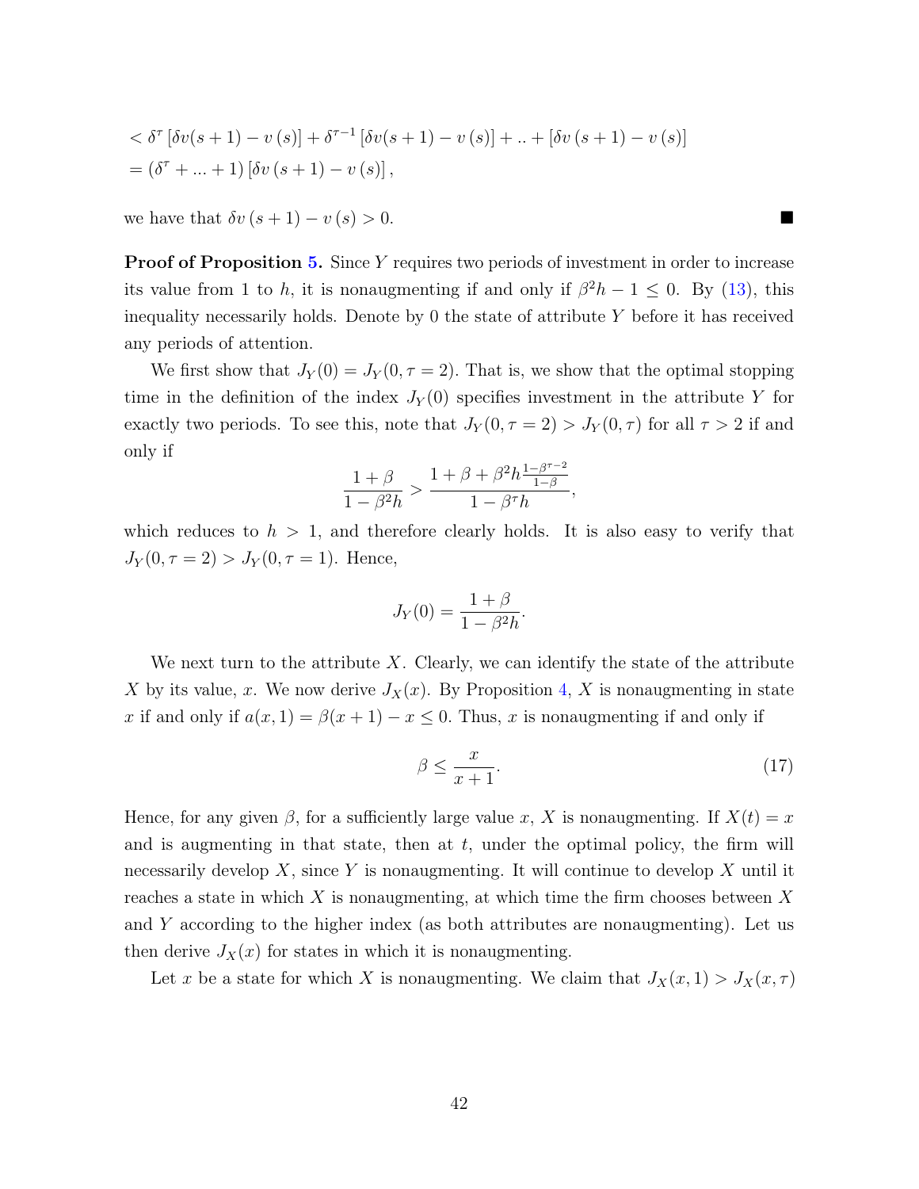$$< \delta^{\tau} [\delta v(s+1) - v(s)] + \delta^{\tau-1} [\delta v(s+1) - v(s)] + .. + [\delta v(s+1) - v(s)]$$
$$= (\delta^{\tau} + ... + 1) [\delta v(s+1) - v(s)],$$

we have that $\delta v(s+1) - v(s) > 0$. ■

**Proof of Proposition 5.** Since $Y$ requires two periods of investment in order to increase its value from 1 to $h$, it is nonaugmenting if and only if $\beta^2 h - 1 \leq 0$. By (13), this inequality necessarily holds. Denote by 0 the state of attribute $Y$ before it has received any periods of attention.

We first show that $J_Y(0) = J_Y(0, \tau = 2)$. That is, we show that the optimal stopping time in the definition of the index $J_Y(0)$ specifies investment in the attribute $Y$ for exactly two periods. To see this, note that $J_Y(0, \tau = 2) > J_Y(0, \tau)$ for all $\tau > 2$ if and only if

$$\frac{1+\beta}{1-\beta^2 h} > \frac{1+\beta+\beta^2 h \frac{1-\beta^{\tau-2}}{1-\beta}}{1-\beta^{\tau} h},$$

which reduces to $h > 1$, and therefore clearly holds. It is also easy to verify that $J_Y(0, \tau = 2) > J_Y(0, \tau = 1)$. Hence,

$$J_Y(0) = \frac{1+\beta}{1-\beta^2 h}.$$

We next turn to the attribute $X$. Clearly, we can identify the state of the attribute $X$ by its value, $x$. We now derive $J_X(x)$. By Proposition 4, $X$ is nonaugmenting in state $x$ if and only if $a(x, 1) = \beta(x+1) - x \leq 0$. Thus, $x$ is nonaugmenting if and only if

$$\beta \leq \frac{x}{x+1}. \tag{17}$$

Hence, for any given $\beta$, for a sufficiently large value $x$, $X$ is nonaugmenting. If $X(t) = x$ and is augmenting in that state, then at $t$, under the optimal policy, the firm will necessarily develop $X$, since $Y$ is nonaugmenting. It will continue to develop $X$ until it reaches a state in which $X$ is nonaugmenting, at which time the firm chooses between $X$ and $Y$ according to the higher index (as both attributes are nonaugmenting). Let us then derive $J_X(x)$ for states in which it is nonaugmenting.

Let $x$ be a state for which $X$ is nonaugmenting. We claim that $J_X(x, 1) > J_X(x, \tau)$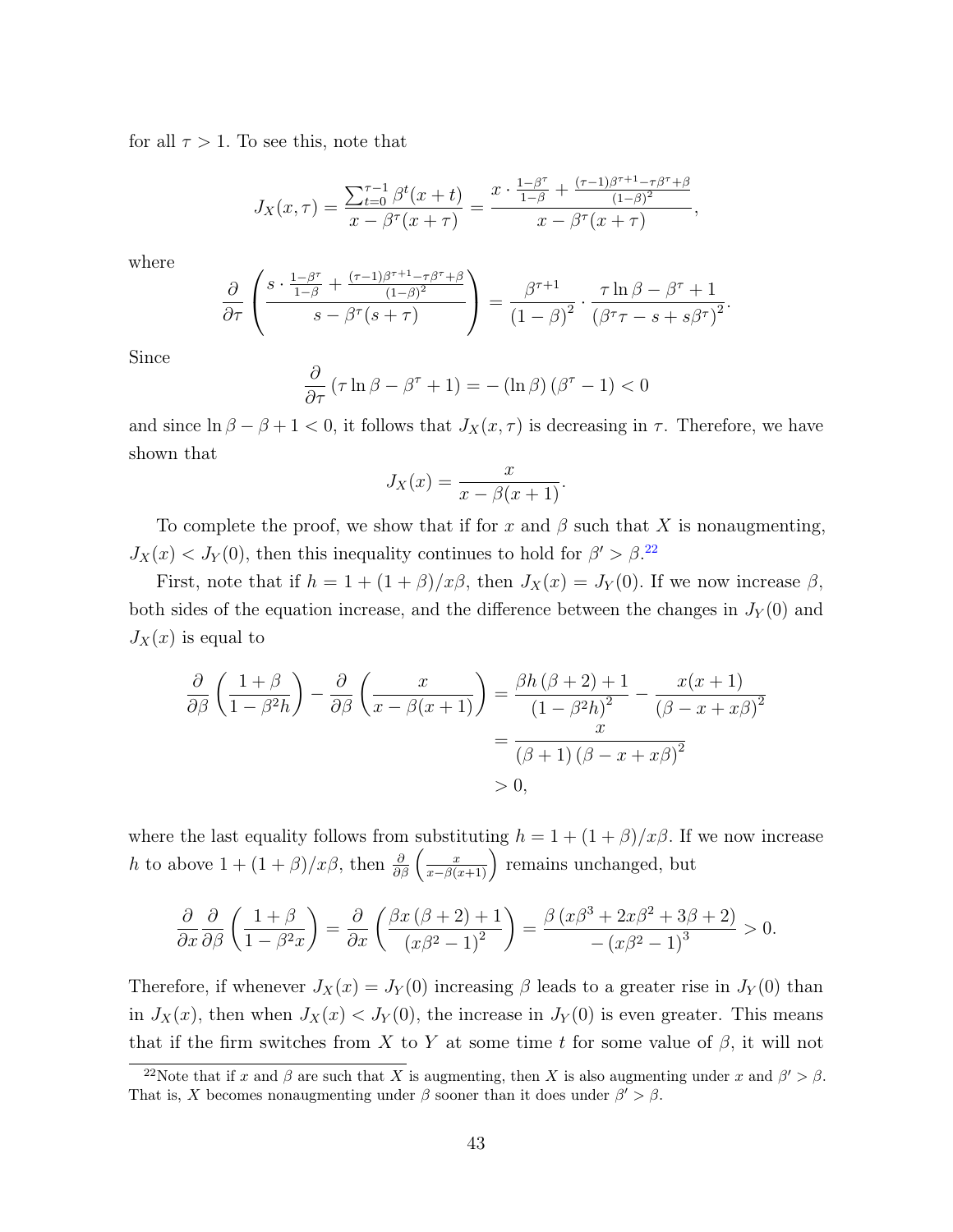for all $\tau > 1$. To see this, note that

$$J_X(x, \tau) = \frac{\sum_{t=0}^{\tau-1} \beta^t (x+t)}{x - \beta^\tau (x+\tau)} = \frac{x \cdot \frac{1-\beta^\tau}{1-\beta} + \frac{(\tau-1)\beta^{\tau+1} - \tau\beta^\tau + \beta}{(1-\beta)^2}}{x - \beta^\tau(x+\tau)},$$

where

$$\frac{\partial}{\partial \tau}\left( \frac{s \cdot \frac{1-\beta^\tau}{1-\beta} + \frac{(\tau-1)\beta^{\tau+1} - \tau\beta^\tau + \beta}{(1-\beta)^2}}{s - \beta^\tau(s+\tau)} \right) = \frac{\beta^{\tau+1}}{(1-\beta)^2} \cdot \frac{\tau \ln \beta - \beta^\tau + 1}{(\beta^\tau \tau - s + s\beta^\tau)^2}.$$

Since

$$\frac{\partial}{\partial \tau}\left(\tau \ln \beta - \beta^\tau + 1\right) = -\left(\ln \beta\right)\left(\beta^\tau - 1\right) < 0$$

and since $\ln \beta - \beta + 1 < 0$, it follows that $J_X(x, \tau)$ is decreasing in $\tau$. Therefore, we have shown that

$$J_X(x) = \frac{x}{x - \beta(x+1)}.$$

To complete the proof, we show that if for $x$ and $\beta$ such that $X$ is nonaugmenting, $J_X(x) < J_Y(0)$, then this inequality continues to hold for $\beta' > \beta$.[22]

First, note that if $h = 1 + (1+\beta)/x\beta$, then $J_X(x) = J_Y(0)$. If we now increase $\beta$, both sides of the equation increase, and the difference between the changes in $J_Y(0)$ and $J_X(x)$ is equal to

$$\begin{aligned}
\frac{\partial}{\partial \beta}\left(\frac{1+\beta}{1-\beta^2 h}\right) - \frac{\partial}{\partial \beta}\left(\frac{x}{x - \beta(x+1)}\right) &= \frac{\beta h\left(\beta+2\right)+1}{\left(1-\beta^2 h\right)^2} - \frac{x(x+1)}{\left(\beta - x + x\beta\right)^2} \\
&= \frac{x}{\left(\beta+1\right)\left(\beta - x + x\beta\right)^2} \\
&> 0,
\end{aligned}$$

where the last equality follows from substituting $h = 1 + (1+\beta)/x\beta$. If we now increase $h$ to above $1 + (1+\beta)/x\beta$, then $\frac{\partial}{\partial \beta}\left(\frac{x}{x-\beta(x+1)}\right)$ remains unchanged, but

$$\frac{\partial}{\partial x}\frac{\partial}{\partial \beta}\left(\frac{1+\beta}{1-\beta^2 x}\right) = \frac{\partial}{\partial x}\left(\frac{\beta x\left(\beta+2\right)+1}{\left(x\beta^2 - 1\right)^2}\right) = \frac{\beta\left(x\beta^3 + 2x\beta^2 + 3\beta + 2\right)}{-\left(x\beta^2 - 1\right)^3} > 0.$$

Therefore, if whenever $J_X(x) = J_Y(0)$ increasing $\beta$ leads to a greater rise in $J_Y(0)$ than in $J_X(x)$, then when $J_X(x) < J_Y(0)$, the increase in $J_Y(0)$ is even greater. This means that if the firm switches from $X$ to $Y$ at some time $t$ for some value of $\beta$, it will not

[22] Note that if $x$ and $\beta$ are such that $X$ is augmenting, then $X$ is also augmenting under $x$ and $\beta' > \beta$. That is, $X$ becomes nonaugmenting under $\beta$ sooner than it does under $\beta' > \beta$.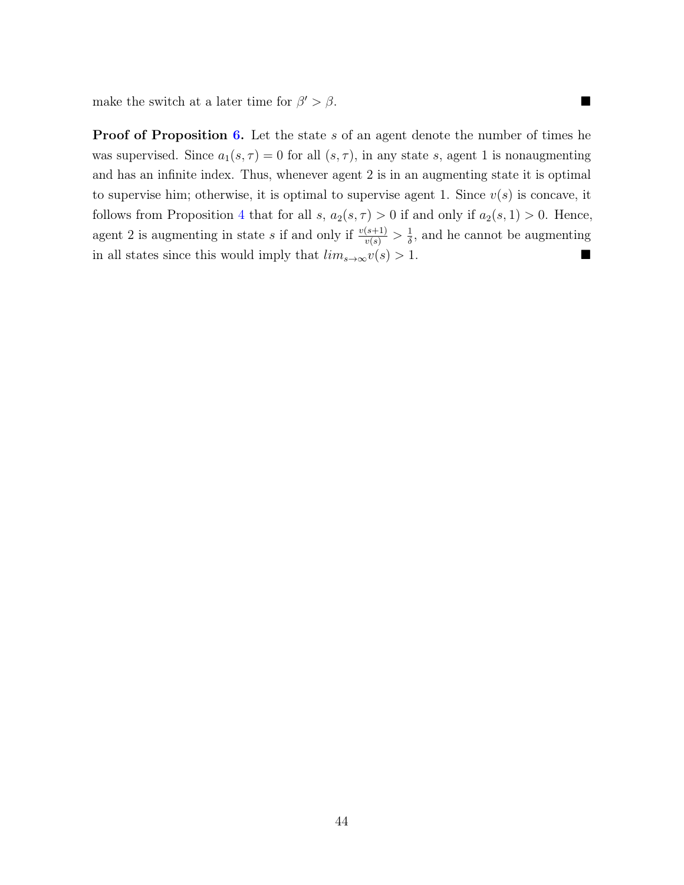make the switch at a later time for $\beta' > \beta$. ■

**Proof of Proposition 6.** Let the state $s$ of an agent denote the number of times he was supervised. Since $a_1(s, \tau) = 0$ for all $(s, \tau)$, in any state $s$, agent 1 is nonaugmenting and has an infinite index. Thus, whenever agent 2 is in an augmenting state it is optimal to supervise him; otherwise, it is optimal to supervise agent 1. Since $v(s)$ is concave, it follows from Proposition 4 that for all $s$, $a_2(s, \tau) > 0$ if and only if $a_2(s, 1) > 0$. Hence, agent 2 is augmenting in state $s$ if and only if $\frac{v(s+1)}{v(s)} > \frac{1}{\delta}$, and he cannot be augmenting in all states since this would imply that $lim_{s \to \infty} v(s) > 1$. ■